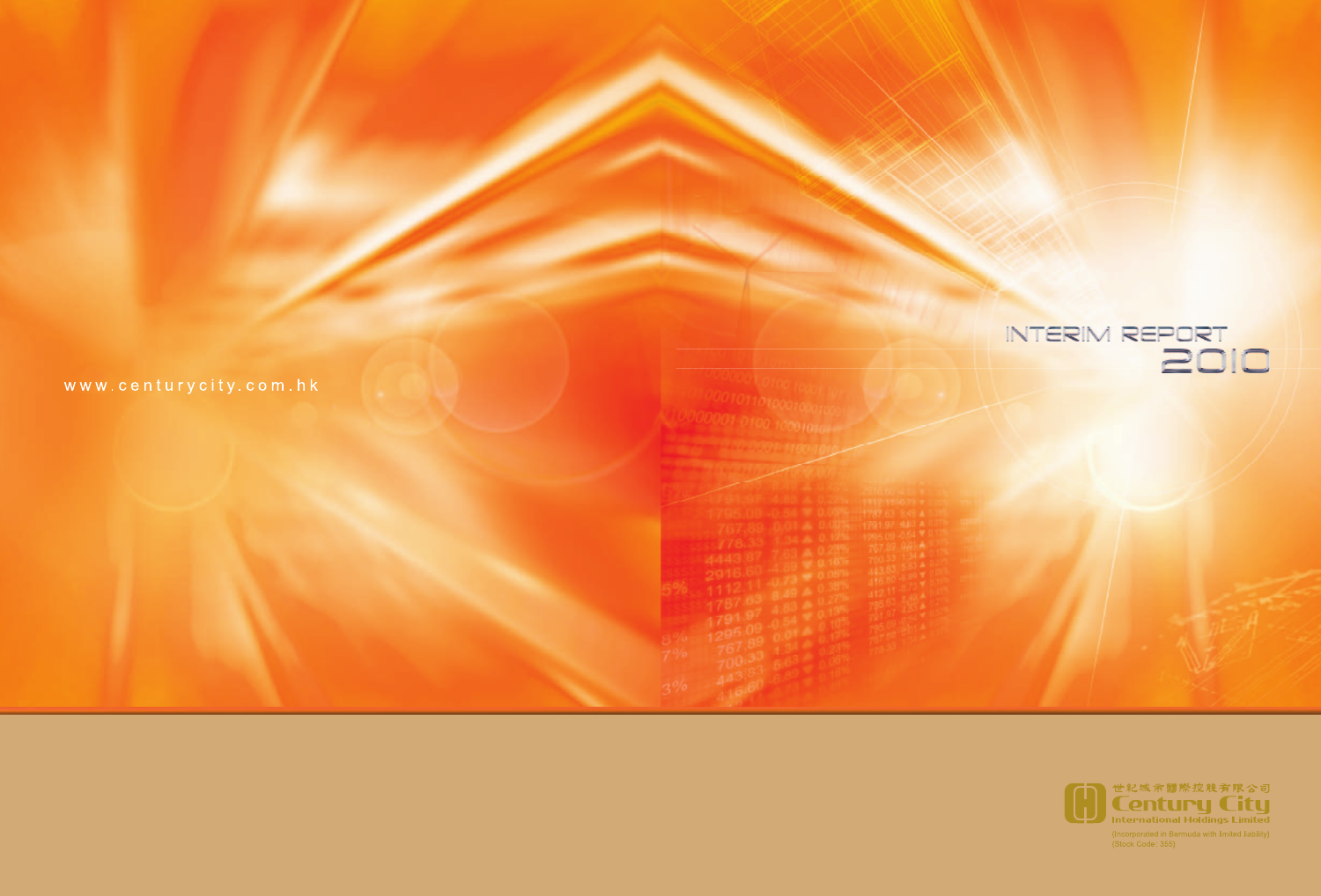# INTERIM REPORT 2010

www.centurycity.com.hk

世紀城市國際控股有限公司
Century City
International Holdings Limited
(Incorporated in Bermuda with limited liability)
(Stock Code: 355)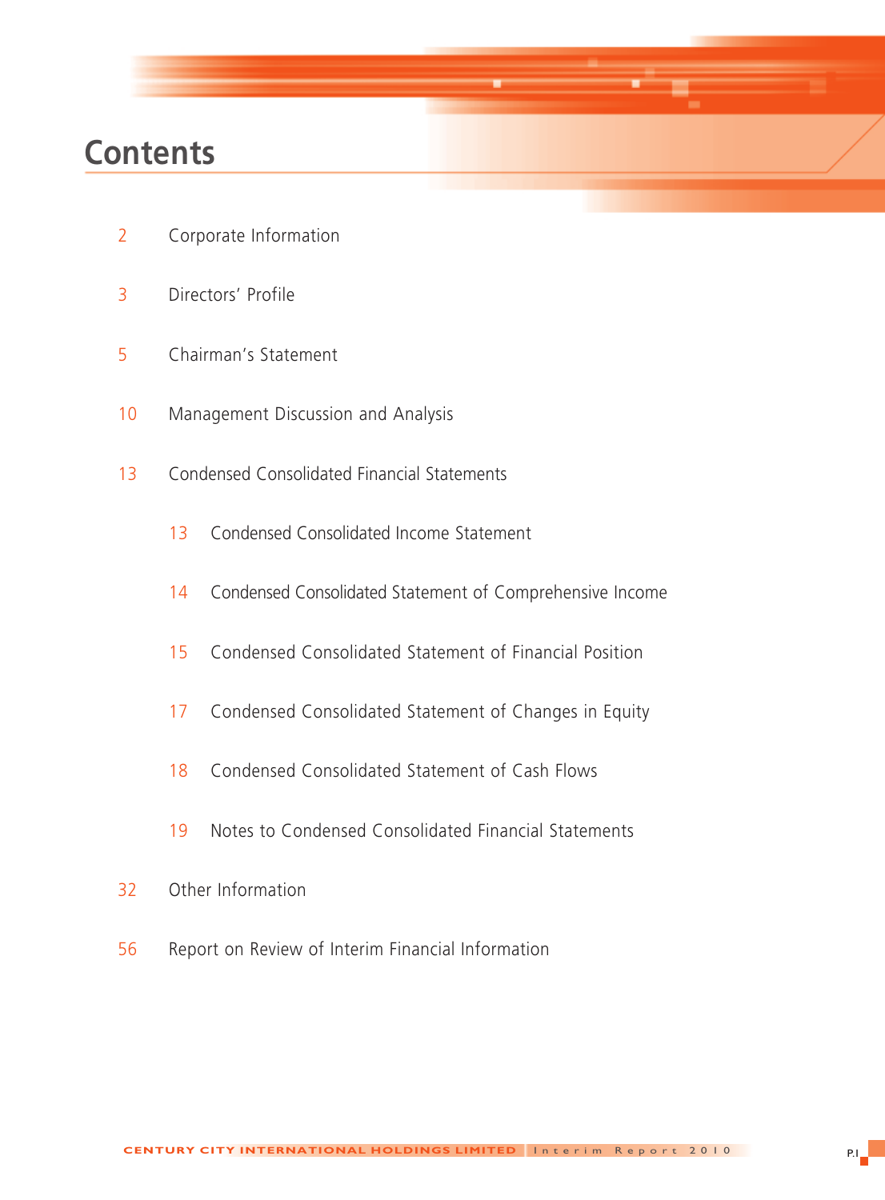# Contents

2 Corporate Information

3 Directors' Profile

5 Chairman's Statement

10 Management Discussion and Analysis

13 Condensed Consolidated Financial Statements

- 13 Condensed Consolidated Income Statement
- 14 Condensed Consolidated Statement of Comprehensive Income
- 15 Condensed Consolidated Statement of Financial Position
- 17 Condensed Consolidated Statement of Changes in Equity
- 18 Condensed Consolidated Statement of Cash Flows
- 19 Notes to Condensed Consolidated Financial Statements

32 Other Information

56 Report on Review of Interim Financial Information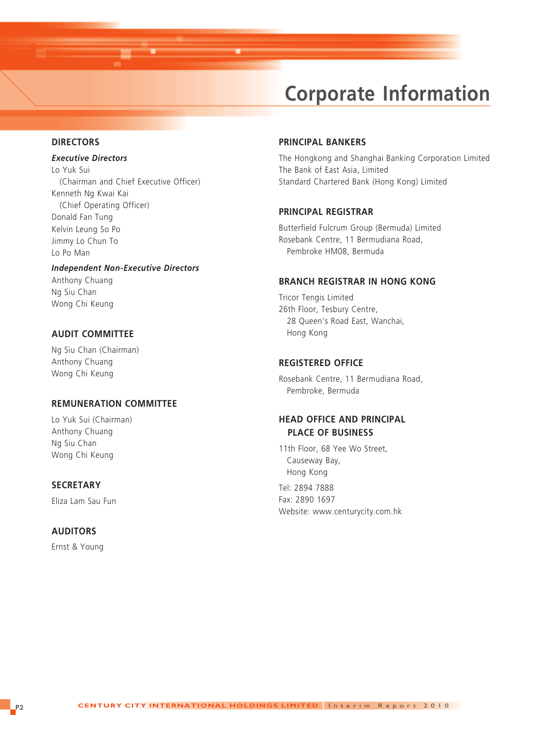# Corporate Information

## DIRECTORS

***Executive Directors***

Lo Yuk Sui
(Chairman and Chief Executive Officer)
Kenneth Ng Kwai Kai
(Chief Operating Officer)
Donald Fan Tung
Kelvin Leung So Po
Jimmy Lo Chun To
Lo Po Man

***Independent Non-Executive Directors***

Anthony Chuang
Ng Siu Chan
Wong Chi Keung

## AUDIT COMMITTEE

Ng Siu Chan (Chairman)
Anthony Chuang
Wong Chi Keung

## REMUNERATION COMMITTEE

Lo Yuk Sui (Chairman)
Anthony Chuang
Ng Siu Chan
Wong Chi Keung

## SECRETARY

Eliza Lam Sau Fun

## AUDITORS

Ernst & Young

## PRINCIPAL BANKERS

The Hongkong and Shanghai Banking Corporation Limited
The Bank of East Asia, Limited
Standard Chartered Bank (Hong Kong) Limited

## PRINCIPAL REGISTRAR

Butterfield Fulcrum Group (Bermuda) Limited
Rosebank Centre, 11 Bermudiana Road,
Pembroke HM08, Bermuda

## BRANCH REGISTRAR IN HONG KONG

Tricor Tengis Limited
26th Floor, Tesbury Centre,
28 Queen's Road East, Wanchai,
Hong Kong

## REGISTERED OFFICE

Rosebank Centre, 11 Bermudiana Road,
Pembroke, Bermuda

## HEAD OFFICE AND PRINCIPAL PLACE OF BUSINESS

11th Floor, 68 Yee Wo Street,
Causeway Bay,
Hong Kong

Tel: 2894 7888
Fax: 2890 1697
Website: www.centurycity.com.hk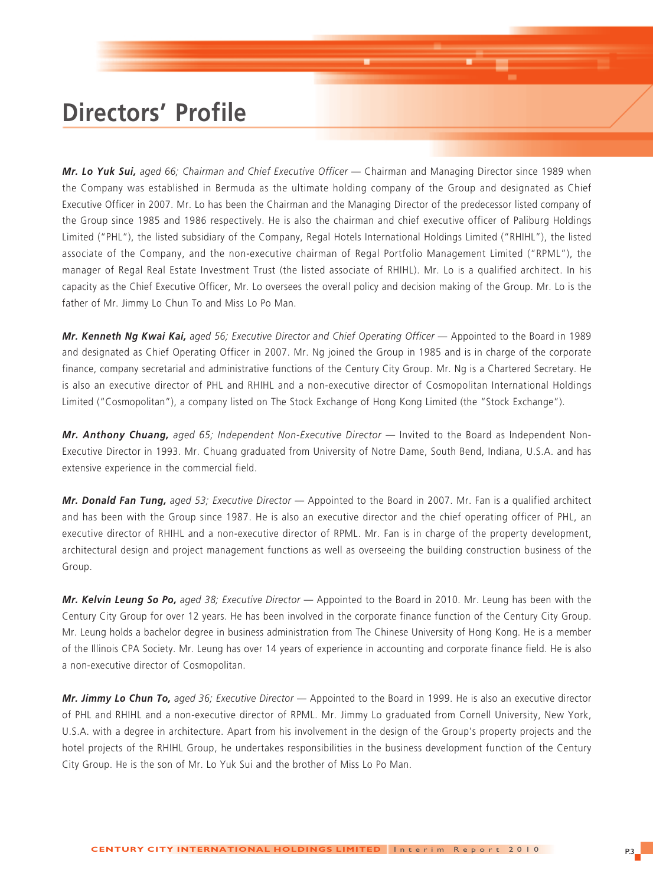# Directors' Profile

***Mr. Lo Yuk Sui,*** *aged 66; Chairman and Chief Executive Officer* — Chairman and Managing Director since 1989 when the Company was established in Bermuda as the ultimate holding company of the Group and designated as Chief Executive Officer in 2007. Mr. Lo has been the Chairman and the Managing Director of the predecessor listed company of the Group since 1985 and 1986 respectively. He is also the chairman and chief executive officer of Paliburg Holdings Limited ("PHL"), the listed subsidiary of the Company, Regal Hotels International Holdings Limited ("RHIHL"), the listed associate of the Company, and the non-executive chairman of Regal Portfolio Management Limited ("RPML"), the manager of Regal Real Estate Investment Trust (the listed associate of RHIHL). Mr. Lo is a qualified architect. In his capacity as the Chief Executive Officer, Mr. Lo oversees the overall policy and decision making of the Group. Mr. Lo is the father of Mr. Jimmy Lo Chun To and Miss Lo Po Man.

***Mr. Kenneth Ng Kwai Kai,*** *aged 56; Executive Director and Chief Operating Officer* — Appointed to the Board in 1989 and designated as Chief Operating Officer in 2007. Mr. Ng joined the Group in 1985 and is in charge of the corporate finance, company secretarial and administrative functions of the Century City Group. Mr. Ng is a Chartered Secretary. He is also an executive director of PHL and RHIHL and a non-executive director of Cosmopolitan International Holdings Limited ("Cosmopolitan"), a company listed on The Stock Exchange of Hong Kong Limited (the "Stock Exchange").

***Mr. Anthony Chuang,*** *aged 65; Independent Non-Executive Director* — Invited to the Board as Independent Non-Executive Director in 1993. Mr. Chuang graduated from University of Notre Dame, South Bend, Indiana, U.S.A. and has extensive experience in the commercial field.

***Mr. Donald Fan Tung,*** *aged 53; Executive Director* — Appointed to the Board in 2007. Mr. Fan is a qualified architect and has been with the Group since 1987. He is also an executive director and the chief operating officer of PHL, an executive director of RHIHL and a non-executive director of RPML. Mr. Fan is in charge of the property development, architectural design and project management functions as well as overseeing the building construction business of the Group.

***Mr. Kelvin Leung So Po,*** *aged 38; Executive Director* — Appointed to the Board in 2010. Mr. Leung has been with the Century City Group for over 12 years. He has been involved in the corporate finance function of the Century City Group. Mr. Leung holds a bachelor degree in business administration from The Chinese University of Hong Kong. He is a member of the Illinois CPA Society. Mr. Leung has over 14 years of experience in accounting and corporate finance field. He is also a non-executive director of Cosmopolitan.

***Mr. Jimmy Lo Chun To,*** *aged 36; Executive Director* — Appointed to the Board in 1999. He is also an executive director of PHL and RHIHL and a non-executive director of RPML. Mr. Jimmy Lo graduated from Cornell University, New York, U.S.A. with a degree in architecture. Apart from his involvement in the design of the Group's property projects and the hotel projects of the RHIHL Group, he undertakes responsibilities in the business development function of the Century City Group. He is the son of Mr. Lo Yuk Sui and the brother of Miss Lo Po Man.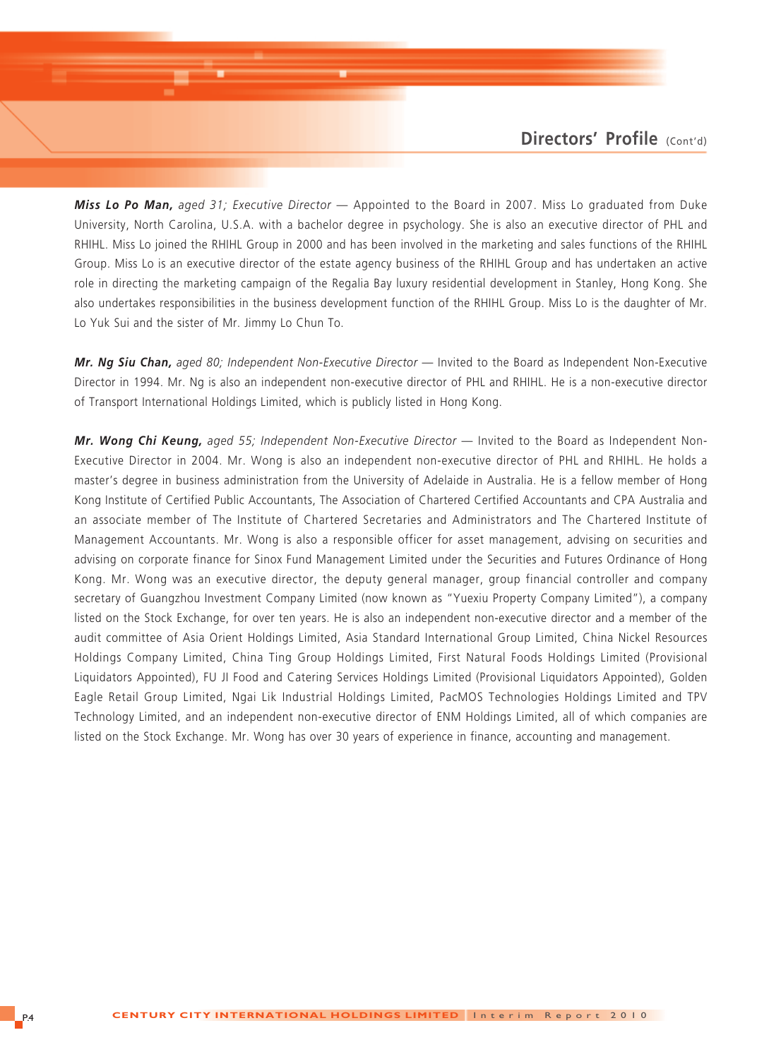## Directors' Profile (Cont'd)

***Miss Lo Po Man,*** *aged 31; Executive Director* — Appointed to the Board in 2007. Miss Lo graduated from Duke University, North Carolina, U.S.A. with a bachelor degree in psychology. She is also an executive director of PHL and RHIHL. Miss Lo joined the RHIHL Group in 2000 and has been involved in the marketing and sales functions of the RHIHL Group. Miss Lo is an executive director of the estate agency business of the RHIHL Group and has undertaken an active role in directing the marketing campaign of the Regalia Bay luxury residential development in Stanley, Hong Kong. She also undertakes responsibilities in the business development function of the RHIHL Group. Miss Lo is the daughter of Mr. Lo Yuk Sui and the sister of Mr. Jimmy Lo Chun To.

***Mr. Ng Siu Chan,*** *aged 80; Independent Non-Executive Director* — Invited to the Board as Independent Non-Executive Director in 1994. Mr. Ng is also an independent non-executive director of PHL and RHIHL. He is a non-executive director of Transport International Holdings Limited, which is publicly listed in Hong Kong.

***Mr. Wong Chi Keung,*** *aged 55; Independent Non-Executive Director* — Invited to the Board as Independent Non-Executive Director in 2004. Mr. Wong is also an independent non-executive director of PHL and RHIHL. He holds a master's degree in business administration from the University of Adelaide in Australia. He is a fellow member of Hong Kong Institute of Certified Public Accountants, The Association of Chartered Certified Accountants and CPA Australia and an associate member of The Institute of Chartered Secretaries and Administrators and The Chartered Institute of Management Accountants. Mr. Wong is also a responsible officer for asset management, advising on securities and advising on corporate finance for Sinox Fund Management Limited under the Securities and Futures Ordinance of Hong Kong. Mr. Wong was an executive director, the deputy general manager, group financial controller and company secretary of Guangzhou Investment Company Limited (now known as "Yuexiu Property Company Limited"), a company listed on the Stock Exchange, for over ten years. He is also an independent non-executive director and a member of the audit committee of Asia Orient Holdings Limited, Asia Standard International Group Limited, China Nickel Resources Holdings Company Limited, China Ting Group Holdings Limited, First Natural Foods Holdings Limited (Provisional Liquidators Appointed), FU JI Food and Catering Services Holdings Limited (Provisional Liquidators Appointed), Golden Eagle Retail Group Limited, Ngai Lik Industrial Holdings Limited, PacMOS Technologies Holdings Limited and TPV Technology Limited, and an independent non-executive director of ENM Holdings Limited, all of which companies are listed on the Stock Exchange. Mr. Wong has over 30 years of experience in finance, accounting and management.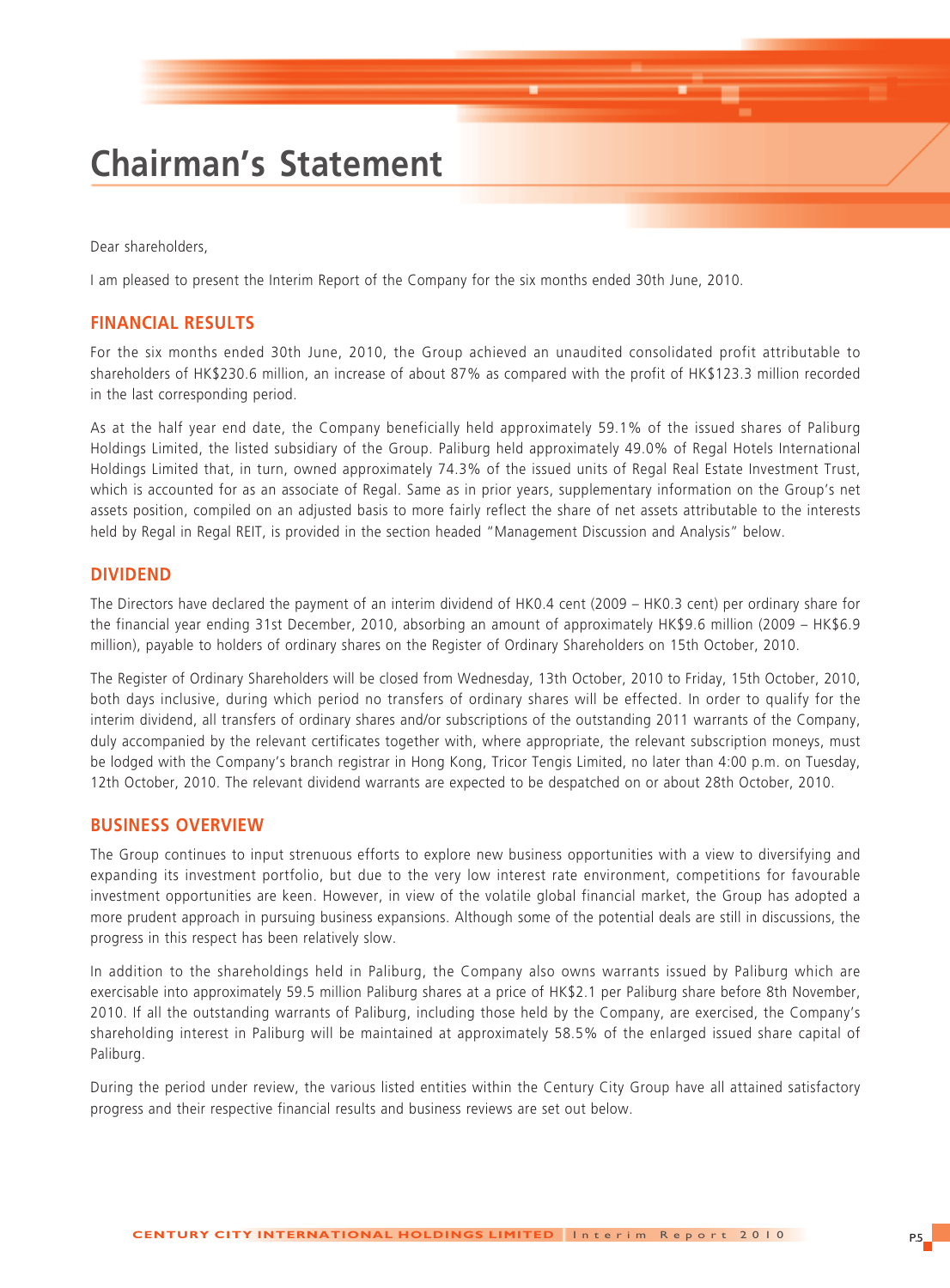# Chairman's Statement

Dear shareholders,

I am pleased to present the Interim Report of the Company for the six months ended 30th June, 2010.

## FINANCIAL RESULTS

For the six months ended 30th June, 2010, the Group achieved an unaudited consolidated profit attributable to shareholders of HK$230.6 million, an increase of about 87% as compared with the profit of HK$123.3 million recorded in the last corresponding period.

As at the half year end date, the Company beneficially held approximately 59.1% of the issued shares of Paliburg Holdings Limited, the listed subsidiary of the Group. Paliburg held approximately 49.0% of Regal Hotels International Holdings Limited that, in turn, owned approximately 74.3% of the issued units of Regal Real Estate Investment Trust, which is accounted for as an associate of Regal. Same as in prior years, supplementary information on the Group's net assets position, compiled on an adjusted basis to more fairly reflect the share of net assets attributable to the interests held by Regal in Regal REIT, is provided in the section headed "Management Discussion and Analysis" below.

## DIVIDEND

The Directors have declared the payment of an interim dividend of HK0.4 cent (2009 – HK0.3 cent) per ordinary share for the financial year ending 31st December, 2010, absorbing an amount of approximately HK$9.6 million (2009 – HK$6.9 million), payable to holders of ordinary shares on the Register of Ordinary Shareholders on 15th October, 2010.

The Register of Ordinary Shareholders will be closed from Wednesday, 13th October, 2010 to Friday, 15th October, 2010, both days inclusive, during which period no transfers of ordinary shares will be effected. In order to qualify for the interim dividend, all transfers of ordinary shares and/or subscriptions of the outstanding 2011 warrants of the Company, duly accompanied by the relevant certificates together with, where appropriate, the relevant subscription moneys, must be lodged with the Company's branch registrar in Hong Kong, Tricor Tengis Limited, no later than 4:00 p.m. on Tuesday, 12th October, 2010. The relevant dividend warrants are expected to be despatched on or about 28th October, 2010.

## BUSINESS OVERVIEW

The Group continues to input strenuous efforts to explore new business opportunities with a view to diversifying and expanding its investment portfolio, but due to the very low interest rate environment, competitions for favourable investment opportunities are keen. However, in view of the volatile global financial market, the Group has adopted a more prudent approach in pursuing business expansions. Although some of the potential deals are still in discussions, the progress in this respect has been relatively slow.

In addition to the shareholdings held in Paliburg, the Company also owns warrants issued by Paliburg which are exercisable into approximately 59.5 million Paliburg shares at a price of HK$2.1 per Paliburg share before 8th November, 2010. If all the outstanding warrants of Paliburg, including those held by the Company, are exercised, the Company's shareholding interest in Paliburg will be maintained at approximately 58.5% of the enlarged issued share capital of Paliburg.

During the period under review, the various listed entities within the Century City Group have all attained satisfactory progress and their respective financial results and business reviews are set out below.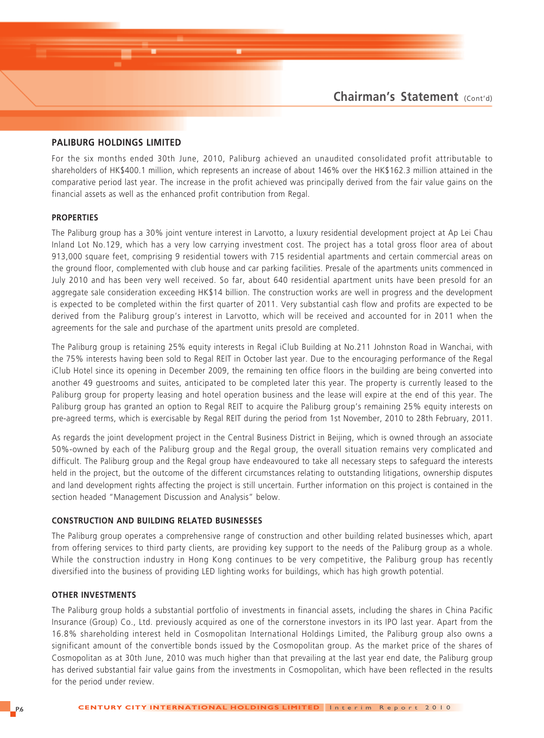## PALIBURG HOLDINGS LIMITED

For the six months ended 30th June, 2010, Paliburg achieved an unaudited consolidated profit attributable to shareholders of HK$400.1 million, which represents an increase of about 146% over the HK$162.3 million attained in the comparative period last year. The increase in the profit achieved was principally derived from the fair value gains on the financial assets as well as the enhanced profit contribution from Regal.

### PROPERTIES

The Paliburg group has a 30% joint venture interest in Larvotto, a luxury residential development project at Ap Lei Chau Inland Lot No.129, which has a very low carrying investment cost. The project has a total gross floor area of about 913,000 square feet, comprising 9 residential towers with 715 residential apartments and certain commercial areas on the ground floor, complemented with club house and car parking facilities. Presale of the apartments units commenced in July 2010 and has been very well received. So far, about 640 residential apartment units have been presold for an aggregate sale consideration exceeding HK$14 billion. The construction works are well in progress and the development is expected to be completed within the first quarter of 2011. Very substantial cash flow and profits are expected to be derived from the Paliburg group's interest in Larvotto, which will be received and accounted for in 2011 when the agreements for the sale and purchase of the apartment units presold are completed.

The Paliburg group is retaining 25% equity interests in Regal iClub Building at No.211 Johnston Road in Wanchai, with the 75% interests having been sold to Regal REIT in October last year. Due to the encouraging performance of the Regal iClub Hotel since its opening in December 2009, the remaining ten office floors in the building are being converted into another 49 guestrooms and suites, anticipated to be completed later this year. The property is currently leased to the Paliburg group for property leasing and hotel operation business and the lease will expire at the end of this year. The Paliburg group has granted an option to Regal REIT to acquire the Paliburg group's remaining 25% equity interests on pre-agreed terms, which is exercisable by Regal REIT during the period from 1st November, 2010 to 28th February, 2011.

As regards the joint development project in the Central Business District in Beijing, which is owned through an associate 50%-owned by each of the Paliburg group and the Regal group, the overall situation remains very complicated and difficult. The Paliburg group and the Regal group have endeavoured to take all necessary steps to safeguard the interests held in the project, but the outcome of the different circumstances relating to outstanding litigations, ownership disputes and land development rights affecting the project is still uncertain. Further information on this project is contained in the section headed "Management Discussion and Analysis" below.

### CONSTRUCTION AND BUILDING RELATED BUSINESSES

The Paliburg group operates a comprehensive range of construction and other building related businesses which, apart from offering services to third party clients, are providing key support to the needs of the Paliburg group as a whole. While the construction industry in Hong Kong continues to be very competitive, the Paliburg group has recently diversified into the business of providing LED lighting works for buildings, which has high growth potential.

### OTHER INVESTMENTS

The Paliburg group holds a substantial portfolio of investments in financial assets, including the shares in China Pacific Insurance (Group) Co., Ltd. previously acquired as one of the cornerstone investors in its IPO last year. Apart from the 16.8% shareholding interest held in Cosmopolitan International Holdings Limited, the Paliburg group also owns a significant amount of the convertible bonds issued by the Cosmopolitan group. As the market price of the shares of Cosmopolitan as at 30th June, 2010 was much higher than that prevailing at the last year end date, the Paliburg group has derived substantial fair value gains from the investments in Cosmopolitan, which have been reflected in the results for the period under review.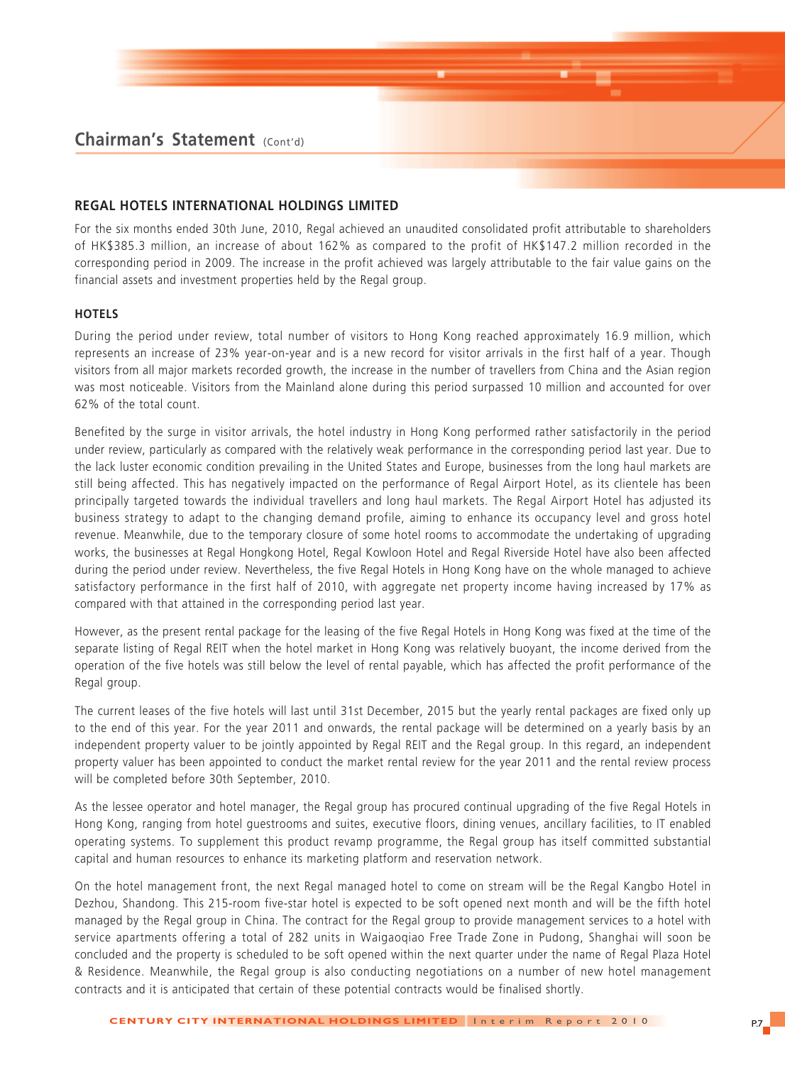## REGAL HOTELS INTERNATIONAL HOLDINGS LIMITED

For the six months ended 30th June, 2010, Regal achieved an unaudited consolidated profit attributable to shareholders of HK$385.3 million, an increase of about 162% as compared to the profit of HK$147.2 million recorded in the corresponding period in 2009. The increase in the profit achieved was largely attributable to the fair value gains on the financial assets and investment properties held by the Regal group.

### HOTELS

During the period under review, total number of visitors to Hong Kong reached approximately 16.9 million, which represents an increase of 23% year-on-year and is a new record for visitor arrivals in the first half of a year. Though visitors from all major markets recorded growth, the increase in the number of travellers from China and the Asian region was most noticeable. Visitors from the Mainland alone during this period surpassed 10 million and accounted for over 62% of the total count.

Benefited by the surge in visitor arrivals, the hotel industry in Hong Kong performed rather satisfactorily in the period under review, particularly as compared with the relatively weak performance in the corresponding period last year. Due to the lack luster economic condition prevailing in the United States and Europe, businesses from the long haul markets are still being affected. This has negatively impacted on the performance of Regal Airport Hotel, as its clientele has been principally targeted towards the individual travellers and long haul markets. The Regal Airport Hotel has adjusted its business strategy to adapt to the changing demand profile, aiming to enhance its occupancy level and gross hotel revenue. Meanwhile, due to the temporary closure of some hotel rooms to accommodate the undertaking of upgrading works, the businesses at Regal Hongkong Hotel, Regal Kowloon Hotel and Regal Riverside Hotel have also been affected during the period under review. Nevertheless, the five Regal Hotels in Hong Kong have on the whole managed to achieve satisfactory performance in the first half of 2010, with aggregate net property income having increased by 17% as compared with that attained in the corresponding period last year.

However, as the present rental package for the leasing of the five Regal Hotels in Hong Kong was fixed at the time of the separate listing of Regal REIT when the hotel market in Hong Kong was relatively buoyant, the income derived from the operation of the five hotels was still below the level of rental payable, which has affected the profit performance of the Regal group.

The current leases of the five hotels will last until 31st December, 2015 but the yearly rental packages are fixed only up to the end of this year. For the year 2011 and onwards, the rental package will be determined on a yearly basis by an independent property valuer to be jointly appointed by Regal REIT and the Regal group. In this regard, an independent property valuer has been appointed to conduct the market rental review for the year 2011 and the rental review process will be completed before 30th September, 2010.

As the lessee operator and hotel manager, the Regal group has procured continual upgrading of the five Regal Hotels in Hong Kong, ranging from hotel guestrooms and suites, executive floors, dining venues, ancillary facilities, to IT enabled operating systems. To supplement this product revamp programme, the Regal group has itself committed substantial capital and human resources to enhance its marketing platform and reservation network.

On the hotel management front, the next Regal managed hotel to come on stream will be the Regal Kangbo Hotel in Dezhou, Shandong. This 215-room five-star hotel is expected to be soft opened next month and will be the fifth hotel managed by the Regal group in China. The contract for the Regal group to provide management services to a hotel with service apartments offering a total of 282 units in Waigaoqiao Free Trade Zone in Pudong, Shanghai will soon be concluded and the property is scheduled to be soft opened within the next quarter under the name of Regal Plaza Hotel & Residence. Meanwhile, the Regal group is also conducting negotiations on a number of new hotel management contracts and it is anticipated that certain of these potential contracts would be finalised shortly.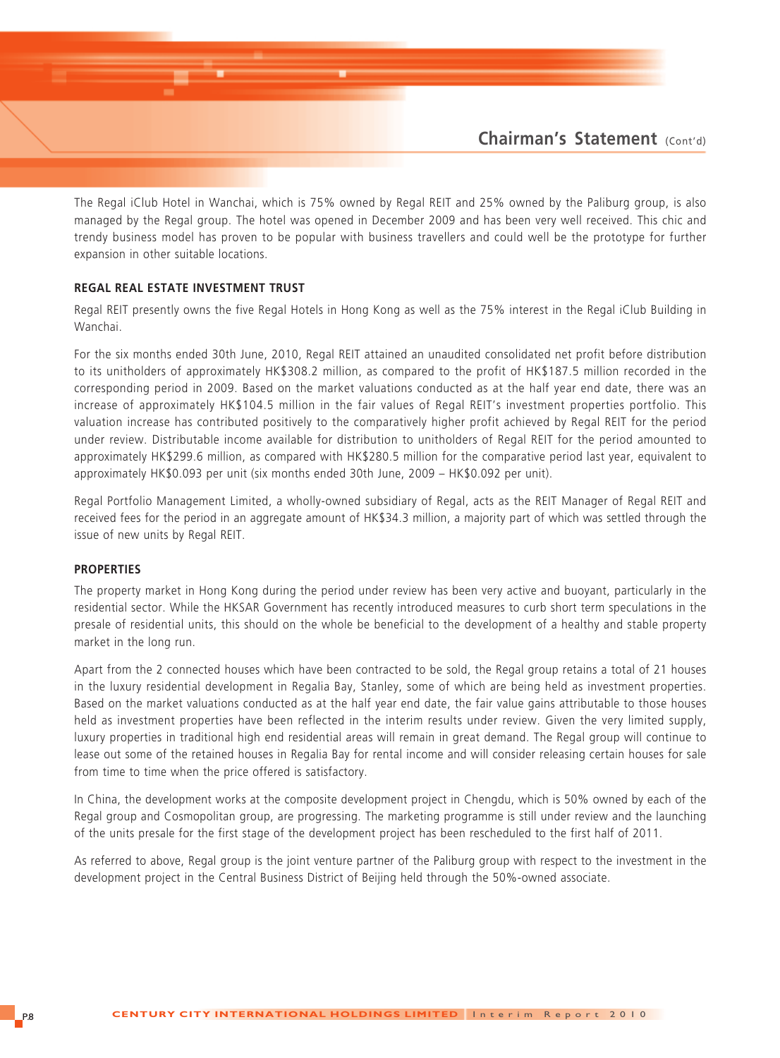The Regal iClub Hotel in Wanchai, which is 75% owned by Regal REIT and 25% owned by the Paliburg group, is also managed by the Regal group. The hotel was opened in December 2009 and has been very well received. This chic and trendy business model has proven to be popular with business travellers and could well be the prototype for further expansion in other suitable locations.

**REGAL REAL ESTATE INVESTMENT TRUST**

Regal REIT presently owns the five Regal Hotels in Hong Kong as well as the 75% interest in the Regal iClub Building in Wanchai.

For the six months ended 30th June, 2010, Regal REIT attained an unaudited consolidated net profit before distribution to its unitholders of approximately HK$308.2 million, as compared to the profit of HK$187.5 million recorded in the corresponding period in 2009. Based on the market valuations conducted as at the half year end date, there was an increase of approximately HK$104.5 million in the fair values of Regal REIT's investment properties portfolio. This valuation increase has contributed positively to the comparatively higher profit achieved by Regal REIT for the period under review. Distributable income available for distribution to unitholders of Regal REIT for the period amounted to approximately HK$299.6 million, as compared with HK$280.5 million for the comparative period last year, equivalent to approximately HK$0.093 per unit (six months ended 30th June, 2009 – HK$0.092 per unit).

Regal Portfolio Management Limited, a wholly-owned subsidiary of Regal, acts as the REIT Manager of Regal REIT and received fees for the period in an aggregate amount of HK$34.3 million, a majority part of which was settled through the issue of new units by Regal REIT.

**PROPERTIES**

The property market in Hong Kong during the period under review has been very active and buoyant, particularly in the residential sector. While the HKSAR Government has recently introduced measures to curb short term speculations in the presale of residential units, this should on the whole be beneficial to the development of a healthy and stable property market in the long run.

Apart from the 2 connected houses which have been contracted to be sold, the Regal group retains a total of 21 houses in the luxury residential development in Regalia Bay, Stanley, some of which are being held as investment properties. Based on the market valuations conducted as at the half year end date, the fair value gains attributable to those houses held as investment properties have been reflected in the interim results under review. Given the very limited supply, luxury properties in traditional high end residential areas will remain in great demand. The Regal group will continue to lease out some of the retained houses in Regalia Bay for rental income and will consider releasing certain houses for sale from time to time when the price offered is satisfactory.

In China, the development works at the composite development project in Chengdu, which is 50% owned by each of the Regal group and Cosmopolitan group, are progressing. The marketing programme is still under review and the launching of the units presale for the first stage of the development project has been rescheduled to the first half of 2011.

As referred to above, Regal group is the joint venture partner of the Paliburg group with respect to the investment in the development project in the Central Business District of Beijing held through the 50%-owned associate.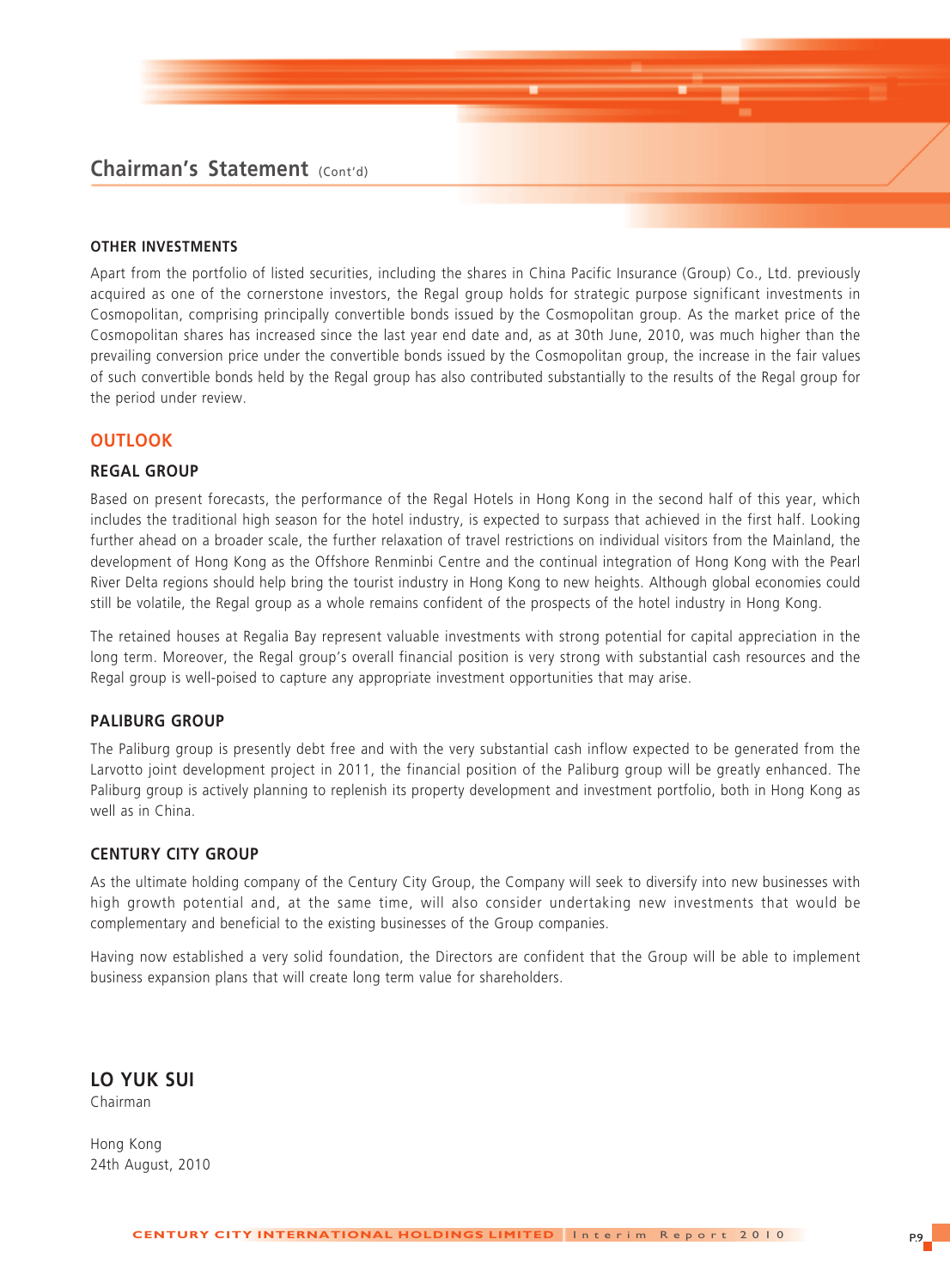### OTHER INVESTMENTS

Apart from the portfolio of listed securities, including the shares in China Pacific Insurance (Group) Co., Ltd. previously acquired as one of the cornerstone investors, the Regal group holds for strategic purpose significant investments in Cosmopolitan, comprising principally convertible bonds issued by the Cosmopolitan group. As the market price of the Cosmopolitan shares has increased since the last year end date and, as at 30th June, 2010, was much higher than the prevailing conversion price under the convertible bonds issued by the Cosmopolitan group, the increase in the fair values of such convertible bonds held by the Regal group has also contributed substantially to the results of the Regal group for the period under review.

## OUTLOOK

### REGAL GROUP

Based on present forecasts, the performance of the Regal Hotels in Hong Kong in the second half of this year, which includes the traditional high season for the hotel industry, is expected to surpass that achieved in the first half. Looking further ahead on a broader scale, the further relaxation of travel restrictions on individual visitors from the Mainland, the development of Hong Kong as the Offshore Renminbi Centre and the continual integration of Hong Kong with the Pearl River Delta regions should help bring the tourist industry in Hong Kong to new heights. Although global economies could still be volatile, the Regal group as a whole remains confident of the prospects of the hotel industry in Hong Kong.

The retained houses at Regalia Bay represent valuable investments with strong potential for capital appreciation in the long term. Moreover, the Regal group's overall financial position is very strong with substantial cash resources and the Regal group is well-poised to capture any appropriate investment opportunities that may arise.

### PALIBURG GROUP

The Paliburg group is presently debt free and with the very substantial cash inflow expected to be generated from the Larvotto joint development project in 2011, the financial position of the Paliburg group will be greatly enhanced. The Paliburg group is actively planning to replenish its property development and investment portfolio, both in Hong Kong as well as in China.

### CENTURY CITY GROUP

As the ultimate holding company of the Century City Group, the Company will seek to diversify into new businesses with high growth potential and, at the same time, will also consider undertaking new investments that would be complementary and beneficial to the existing businesses of the Group companies.

Having now established a very solid foundation, the Directors are confident that the Group will be able to implement business expansion plans that will create long term value for shareholders.

**LO YUK SUI**
Chairman

Hong Kong
24th August, 2010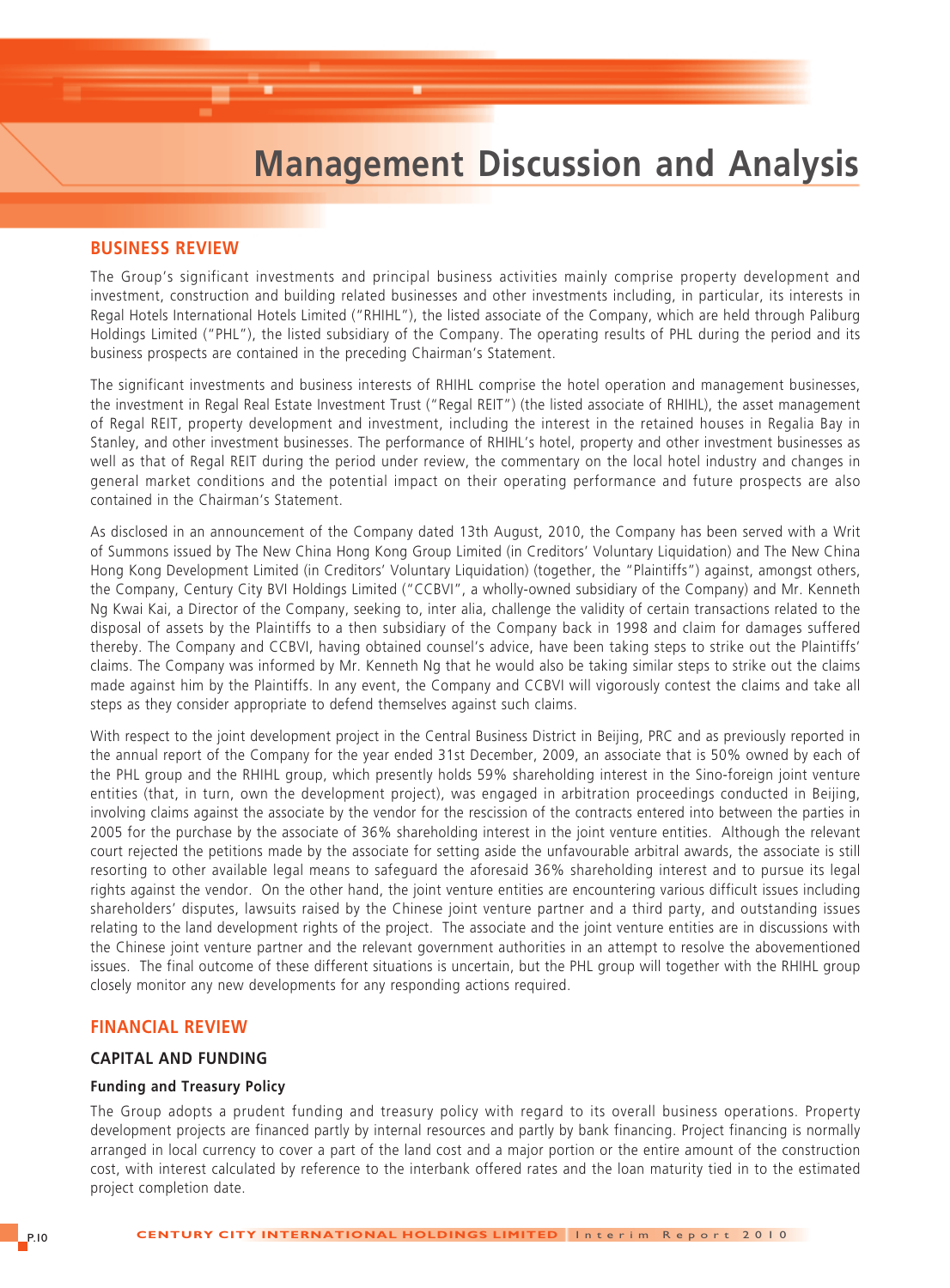# Management Discussion and Analysis

## BUSINESS REVIEW

The Group's significant investments and principal business activities mainly comprise property development and investment, construction and building related businesses and other investments including, in particular, its interests in Regal Hotels International Hotels Limited ("RHIHL"), the listed associate of the Company, which are held through Paliburg Holdings Limited ("PHL"), the listed subsidiary of the Company. The operating results of PHL during the period and its business prospects are contained in the preceding Chairman's Statement.

The significant investments and business interests of RHIHL comprise the hotel operation and management businesses, the investment in Regal Real Estate Investment Trust ("Regal REIT") (the listed associate of RHIHL), the asset management of Regal REIT, property development and investment, including the interest in the retained houses in Regalia Bay in Stanley, and other investment businesses. The performance of RHIHL's hotel, property and other investment businesses as well as that of Regal REIT during the period under review, the commentary on the local hotel industry and changes in general market conditions and the potential impact on their operating performance and future prospects are also contained in the Chairman's Statement.

As disclosed in an announcement of the Company dated 13th August, 2010, the Company has been served with a Writ of Summons issued by The New China Hong Kong Group Limited (in Creditors' Voluntary Liquidation) and The New China Hong Kong Development Limited (in Creditors' Voluntary Liquidation) (together, the "Plaintiffs") against, amongst others, the Company, Century City BVI Holdings Limited ("CCBVI", a wholly-owned subsidiary of the Company) and Mr. Kenneth Ng Kwai Kai, a Director of the Company, seeking to, inter alia, challenge the validity of certain transactions related to the disposal of assets by the Plaintiffs to a then subsidiary of the Company back in 1998 and claim for damages suffered thereby. The Company and CCBVI, having obtained counsel's advice, have been taking steps to strike out the Plaintiffs' claims. The Company was informed by Mr. Kenneth Ng that he would also be taking similar steps to strike out the claims made against him by the Plaintiffs. In any event, the Company and CCBVI will vigorously contest the claims and take all steps as they consider appropriate to defend themselves against such claims.

With respect to the joint development project in the Central Business District in Beijing, PRC and as previously reported in the annual report of the Company for the year ended 31st December, 2009, an associate that is 50% owned by each of the PHL group and the RHIHL group, which presently holds 59% shareholding interest in the Sino-foreign joint venture entities (that, in turn, own the development project), was engaged in arbitration proceedings conducted in Beijing, involving claims against the associate by the vendor for the rescission of the contracts entered into between the parties in 2005 for the purchase by the associate of 36% shareholding interest in the joint venture entities. Although the relevant court rejected the petitions made by the associate for setting aside the unfavourable arbitral awards, the associate is still resorting to other available legal means to safeguard the aforesaid 36% shareholding interest and to pursue its legal rights against the vendor. On the other hand, the joint venture entities are encountering various difficult issues including shareholders' disputes, lawsuits raised by the Chinese joint venture partner and a third party, and outstanding issues relating to the land development rights of the project. The associate and the joint venture entities are in discussions with the Chinese joint venture partner and the relevant government authorities in an attempt to resolve the abovementioned issues. The final outcome of these different situations is uncertain, but the PHL group will together with the RHIHL group closely monitor any new developments for any responding actions required.

## FINANCIAL REVIEW

### CAPITAL AND FUNDING

#### Funding and Treasury Policy

The Group adopts a prudent funding and treasury policy with regard to its overall business operations. Property development projects are financed partly by internal resources and partly by bank financing. Project financing is normally arranged in local currency to cover a part of the land cost and a major portion or the entire amount of the construction cost, with interest calculated by reference to the interbank offered rates and the loan maturity tied in to the estimated project completion date.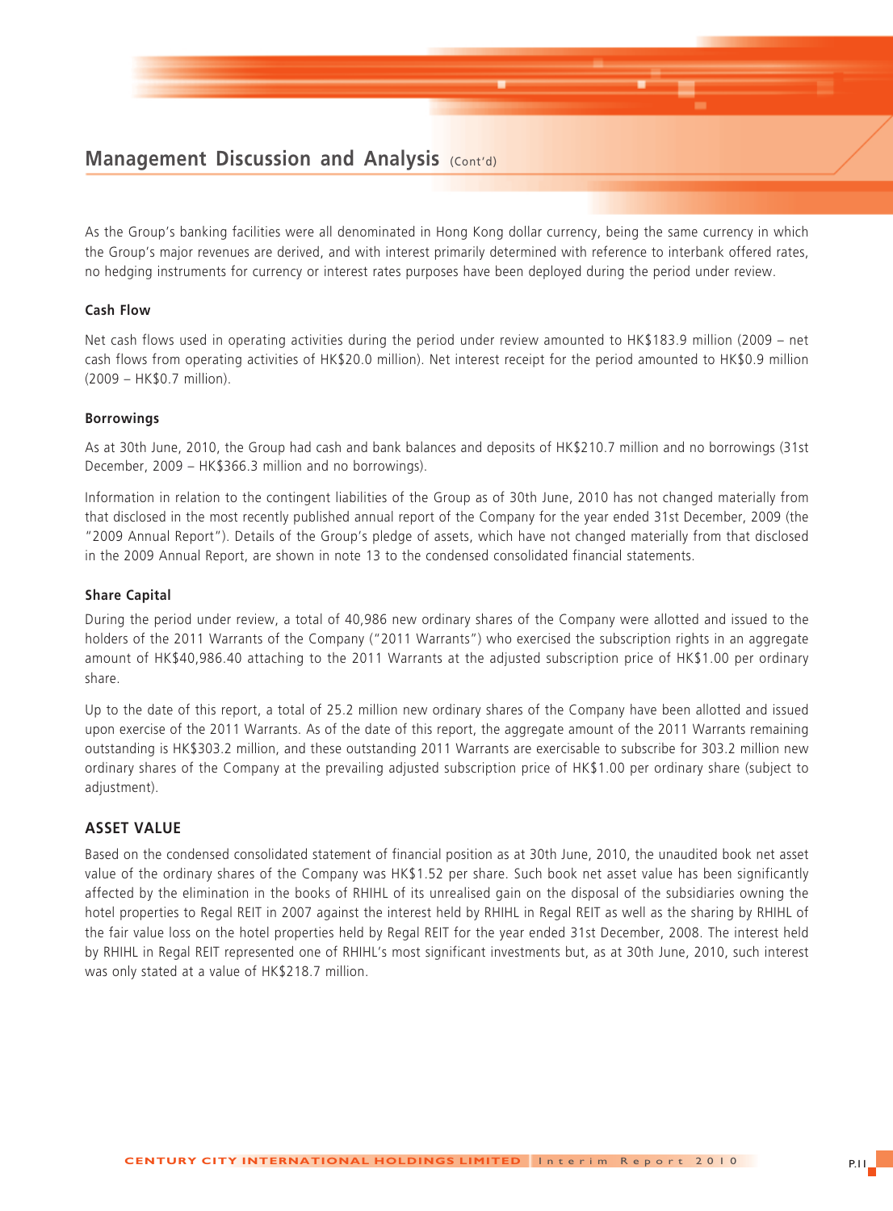As the Group's banking facilities were all denominated in Hong Kong dollar currency, being the same currency in which the Group's major revenues are derived, and with interest primarily determined with reference to interbank offered rates, no hedging instruments for currency or interest rates purposes have been deployed during the period under review.

### Cash Flow

Net cash flows used in operating activities during the period under review amounted to HK$183.9 million (2009 – net cash flows from operating activities of HK$20.0 million). Net interest receipt for the period amounted to HK$0.9 million (2009 – HK$0.7 million).

### Borrowings

As at 30th June, 2010, the Group had cash and bank balances and deposits of HK$210.7 million and no borrowings (31st December, 2009 – HK$366.3 million and no borrowings).

Information in relation to the contingent liabilities of the Group as of 30th June, 2010 has not changed materially from that disclosed in the most recently published annual report of the Company for the year ended 31st December, 2009 (the "2009 Annual Report"). Details of the Group's pledge of assets, which have not changed materially from that disclosed in the 2009 Annual Report, are shown in note 13 to the condensed consolidated financial statements.

### Share Capital

During the period under review, a total of 40,986 new ordinary shares of the Company were allotted and issued to the holders of the 2011 Warrants of the Company ("2011 Warrants") who exercised the subscription rights in an aggregate amount of HK$40,986.40 attaching to the 2011 Warrants at the adjusted subscription price of HK$1.00 per ordinary share.

Up to the date of this report, a total of 25.2 million new ordinary shares of the Company have been allotted and issued upon exercise of the 2011 Warrants. As of the date of this report, the aggregate amount of the 2011 Warrants remaining outstanding is HK$303.2 million, and these outstanding 2011 Warrants are exercisable to subscribe for 303.2 million new ordinary shares of the Company at the prevailing adjusted subscription price of HK$1.00 per ordinary share (subject to adjustment).

## ASSET VALUE

Based on the condensed consolidated statement of financial position as at 30th June, 2010, the unaudited book net asset value of the ordinary shares of the Company was HK$1.52 per share. Such book net asset value has been significantly affected by the elimination in the books of RHIHL of its unrealised gain on the disposal of the subsidiaries owning the hotel properties to Regal REIT in 2007 against the interest held by RHIHL in Regal REIT as well as the sharing by RHIHL of the fair value loss on the hotel properties held by Regal REIT for the year ended 31st December, 2008. The interest held by RHIHL in Regal REIT represented one of RHIHL's most significant investments but, as at 30th June, 2010, such interest was only stated at a value of HK$218.7 million.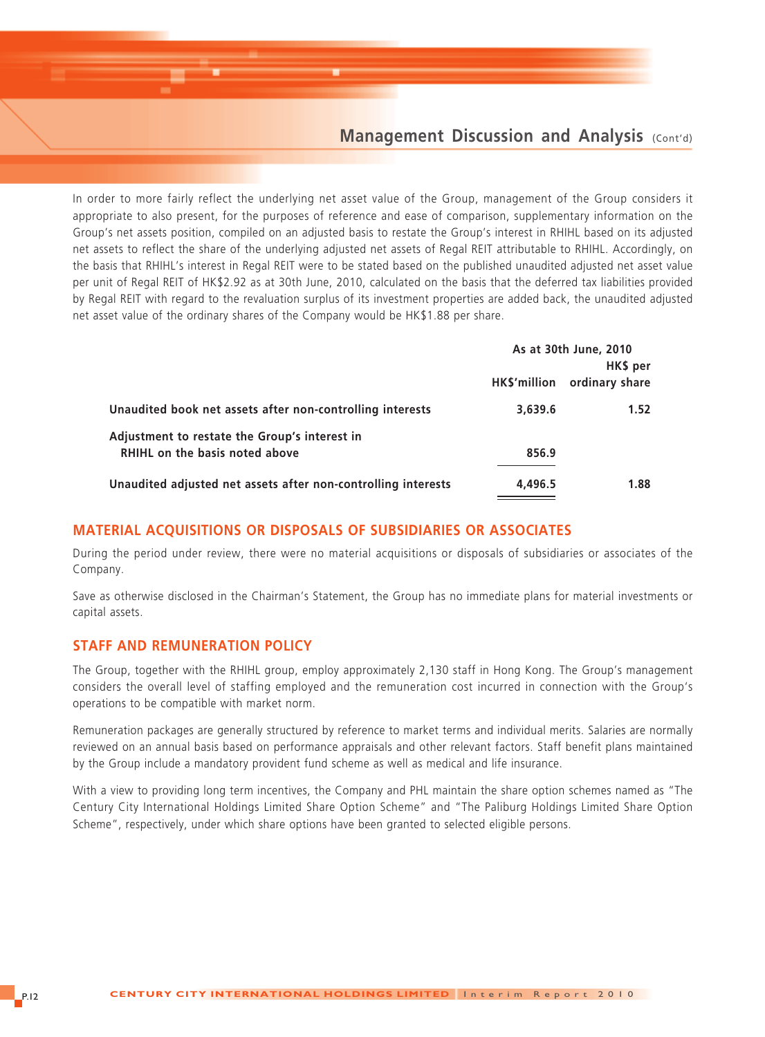In order to more fairly reflect the underlying net asset value of the Group, management of the Group considers it appropriate to also present, for the purposes of reference and ease of comparison, supplementary information on the Group's net assets position, compiled on an adjusted basis to restate the Group's interest in RHIHL based on its adjusted net assets to reflect the share of the underlying adjusted net assets of Regal REIT attributable to RHIHL. Accordingly, on the basis that RHIHL's interest in Regal REIT were to be stated based on the published unaudited adjusted net asset value per unit of Regal REIT of HK$2.92 as at 30th June, 2010, calculated on the basis that the deferred tax liabilities provided by Regal REIT with regard to the revaluation surplus of its investment properties are added back, the unaudited adjusted net asset value of the ordinary shares of the Company would be HK$1.88 per share.

| | As at 30th June, 2010 | |
|---|---|---|
| | HK$'million | HK$ per ordinary share |
| **Unaudited book net assets after non-controlling interests** | **3,639.6** | **1.52** |
| **Adjustment to restate the Group's interest in RHIHL on the basis noted above** | **856.9** | |
| **Unaudited adjusted net assets after non-controlling interests** | **4,496.5** | **1.88** |

## MATERIAL ACQUISITIONS OR DISPOSALS OF SUBSIDIARIES OR ASSOCIATES

During the period under review, there were no material acquisitions or disposals of subsidiaries or associates of the Company.

Save as otherwise disclosed in the Chairman's Statement, the Group has no immediate plans for material investments or capital assets.

## STAFF AND REMUNERATION POLICY

The Group, together with the RHIHL group, employ approximately 2,130 staff in Hong Kong. The Group's management considers the overall level of staffing employed and the remuneration cost incurred in connection with the Group's operations to be compatible with market norm.

Remuneration packages are generally structured by reference to market terms and individual merits. Salaries are normally reviewed on an annual basis based on performance appraisals and other relevant factors. Staff benefit plans maintained by the Group include a mandatory provident fund scheme as well as medical and life insurance.

With a view to providing long term incentives, the Company and PHL maintain the share option schemes named as "The Century City International Holdings Limited Share Option Scheme" and "The Paliburg Holdings Limited Share Option Scheme", respectively, under which share options have been granted to selected eligible persons.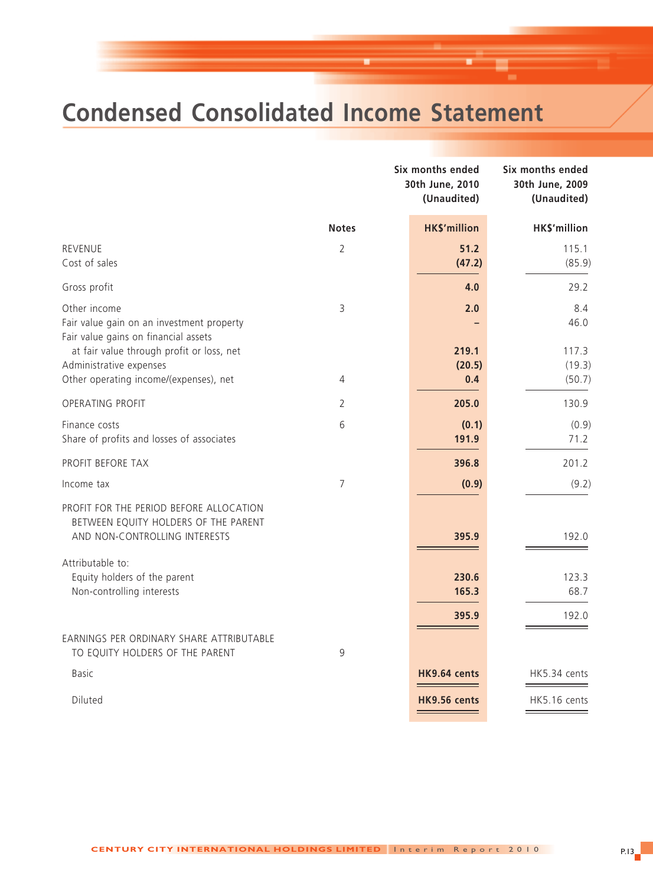# Condensed Consolidated Income Statement

| | Notes | Six months ended 30th June, 2010 (Unaudited) | Six months ended 30th June, 2009 (Unaudited) |
|---|---|---|---|
| | | **HK$'million** | **HK$'million** |
| REVENUE | 2 | **51.2** | 115.1 |
| Cost of sales | | **(47.2)** | (85.9) |
| Gross profit | | **4.0** | 29.2 |
| Other income | 3 | **2.0** | 8.4 |
| Fair value gain on an investment property | | **–** | 46.0 |
| Fair value gains on financial assets at fair value through profit or loss, net | | **219.1** | 117.3 |
| Administrative expenses | | **(20.5)** | (19.3) |
| Other operating income/(expenses), net | 4 | **0.4** | (50.7) |
| OPERATING PROFIT | 2 | **205.0** | 130.9 |
| Finance costs | 6 | **(0.1)** | (0.9) |
| Share of profits and losses of associates | | **191.9** | 71.2 |
| PROFIT BEFORE TAX | | **396.8** | 201.2 |
| Income tax | 7 | **(0.9)** | (9.2) |
| PROFIT FOR THE PERIOD BEFORE ALLOCATION BETWEEN EQUITY HOLDERS OF THE PARENT AND NON-CONTROLLING INTERESTS | | **395.9** | 192.0 |
| Attributable to: | | | |
| Equity holders of the parent | | **230.6** | 123.3 |
| Non-controlling interests | | **165.3** | 68.7 |
| | | **395.9** | 192.0 |
| EARNINGS PER ORDINARY SHARE ATTRIBUTABLE TO EQUITY HOLDERS OF THE PARENT | 9 | | |
| Basic | | **HK9.64 cents** | HK5.34 cents |
| Diluted | | **HK9.56 cents** | HK5.16 cents |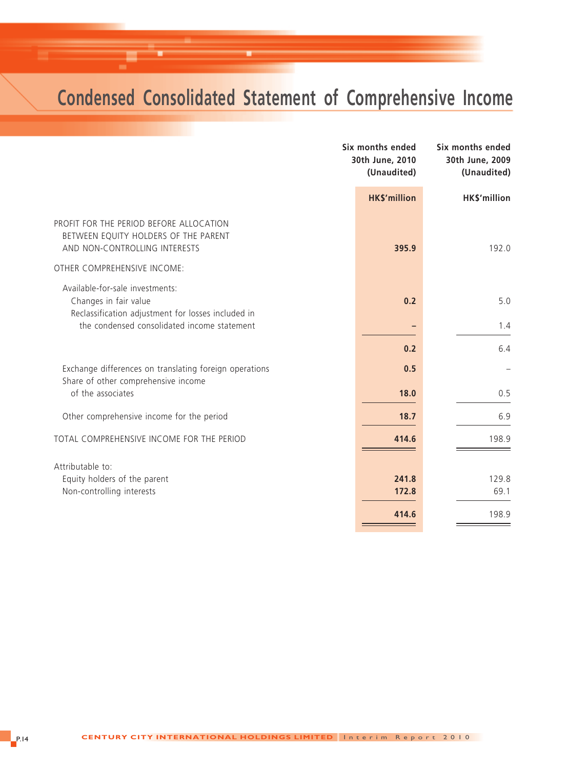# Condensed Consolidated Statement of Comprehensive Income

| | Six months ended 30th June, 2010 (Unaudited) | Six months ended 30th June, 2009 (Unaudited) |
|---|---|---|
| | **HK$'million** | **HK$'million** |
| PROFIT FOR THE PERIOD BEFORE ALLOCATION BETWEEN EQUITY HOLDERS OF THE PARENT AND NON-CONTROLLING INTERESTS | **395.9** | 192.0 |
| OTHER COMPREHENSIVE INCOME: | | |
| Available-for-sale investments: | | |
| Changes in fair value | **0.2** | 5.0 |
| Reclassification adjustment for losses included in the condensed consolidated income statement | **–** | 1.4 |
| | **0.2** | 6.4 |
| Exchange differences on translating foreign operations | **0.5** | – |
| Share of other comprehensive income of the associates | **18.0** | 0.5 |
| Other comprehensive income for the period | **18.7** | 6.9 |
| TOTAL COMPREHENSIVE INCOME FOR THE PERIOD | **414.6** | 198.9 |
| Attributable to: | | |
| Equity holders of the parent | **241.8** | 129.8 |
| Non-controlling interests | **172.8** | 69.1 |
| | **414.6** | 198.9 |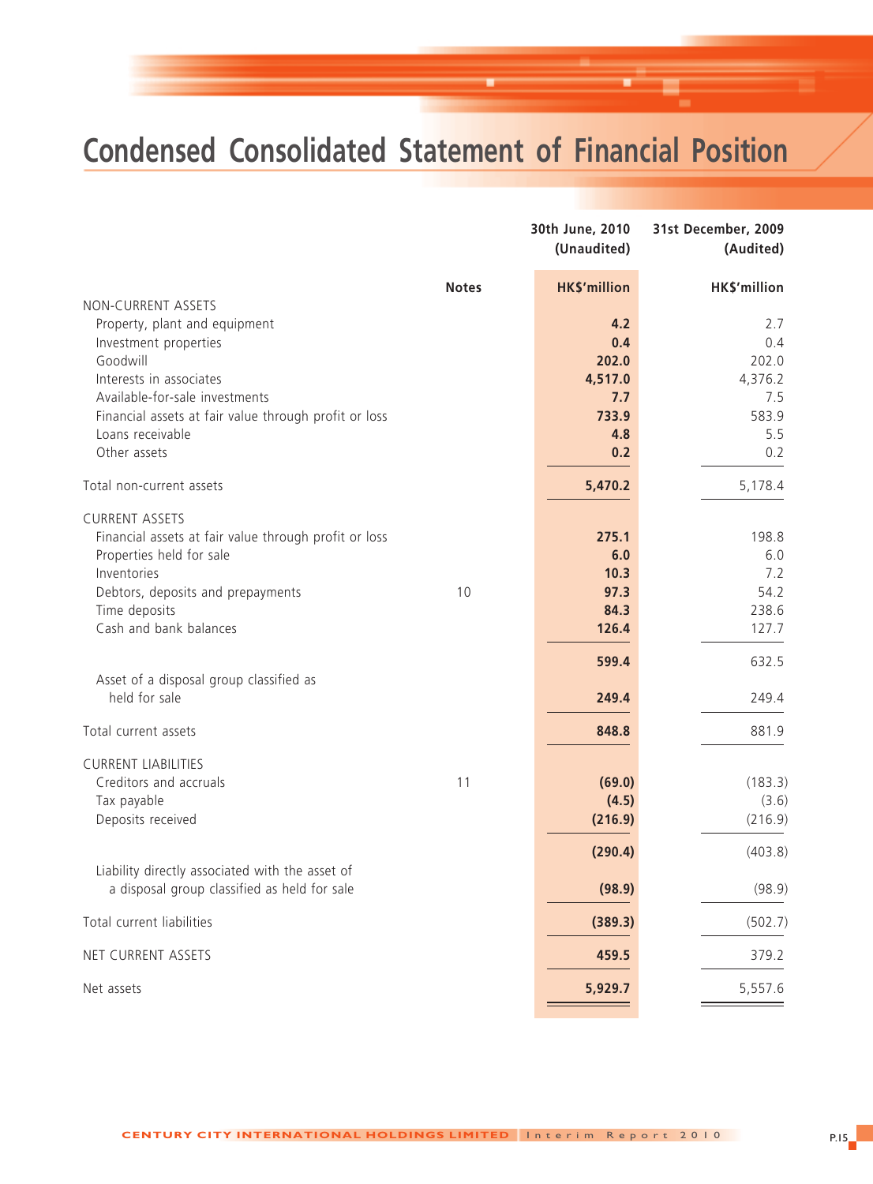# Condensed Consolidated Statement of Financial Position

| | Notes | 30th June, 2010 (Unaudited) | 31st December, 2009 (Audited) |
|---|---|---|---|
| | | **HK$'million** | **HK$'million** |
| NON-CURRENT ASSETS | | | |
| Property, plant and equipment | | **4.2** | 2.7 |
| Investment properties | | **0.4** | 0.4 |
| Goodwill | | **202.0** | 202.0 |
| Interests in associates | | **4,517.0** | 4,376.2 |
| Available-for-sale investments | | **7.7** | 7.5 |
| Financial assets at fair value through profit or loss | | **733.9** | 583.9 |
| Loans receivable | | **4.8** | 5.5 |
| Other assets | | **0.2** | 0.2 |
| Total non-current assets | | **5,470.2** | 5,178.4 |
| CURRENT ASSETS | | | |
| Financial assets at fair value through profit or loss | | **275.1** | 198.8 |
| Properties held for sale | | **6.0** | 6.0 |
| Inventories | | **10.3** | 7.2 |
| Debtors, deposits and prepayments | 10 | **97.3** | 54.2 |
| Time deposits | | **84.3** | 238.6 |
| Cash and bank balances | | **126.4** | 127.7 |
| | | **599.4** | 632.5 |
| Asset of a disposal group classified as held for sale | | **249.4** | 249.4 |
| Total current assets | | **848.8** | 881.9 |
| CURRENT LIABILITIES | | | |
| Creditors and accruals | 11 | **(69.0)** | (183.3) |
| Tax payable | | **(4.5)** | (3.6) |
| Deposits received | | **(216.9)** | (216.9) |
| | | **(290.4)** | (403.8) |
| Liability directly associated with the asset of a disposal group classified as held for sale | | **(98.9)** | (98.9) |
| Total current liabilities | | **(389.3)** | (502.7) |
| NET CURRENT ASSETS | | **459.5** | 379.2 |
| Net assets | | **5,929.7** | 5,557.6 |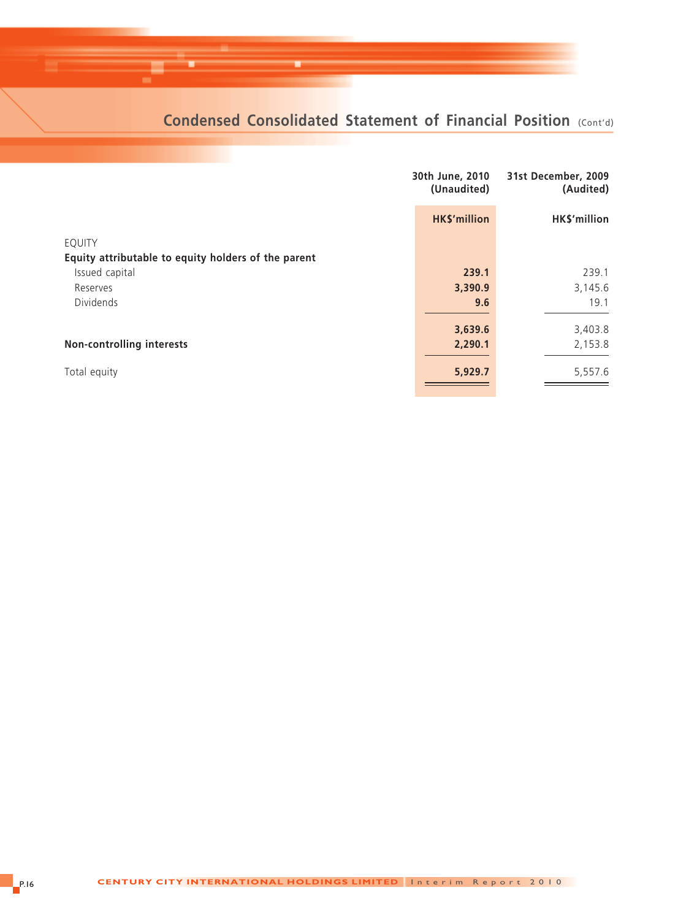## Condensed Consolidated Statement of Financial Position (Cont'd)

| | 30th June, 2010 (Unaudited) | 31st December, 2009 (Audited) |
|---|---|---|
| | **HK$'million** | **HK$'million** |
| EQUITY | | |
| **Equity attributable to equity holders of the parent** | | |
| Issued capital | **239.1** | 239.1 |
| Reserves | **3,390.9** | 3,145.6 |
| Dividends | **9.6** | 19.1 |
| | **3,639.6** | 3,403.8 |
| **Non-controlling interests** | **2,290.1** | 2,153.8 |
| Total equity | **5,929.7** | 5,557.6 |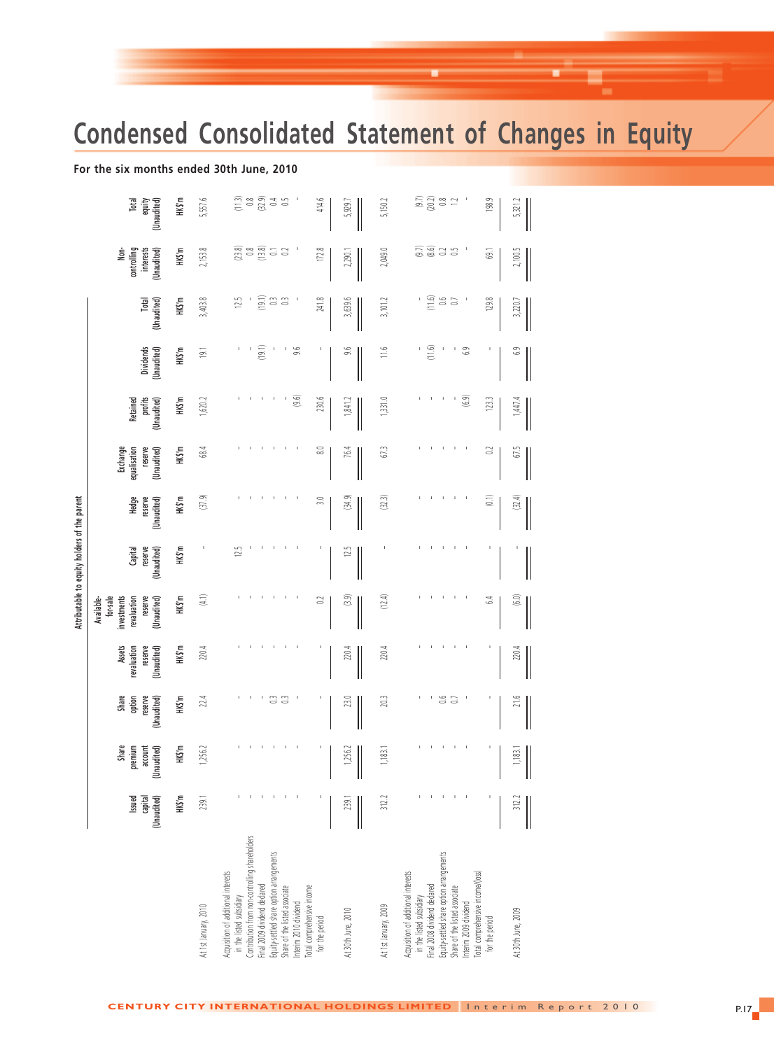# Condensed Consolidated Statement of Changes in Equity

**For the six months ended 30th June, 2010**

| | Attributable to equity holders of the parent | | | | | | | | | | | | |
|---|---|---|---|---|---|---|---|---|---|---|---|---|---|
| | Issued capital (Unaudited) | Share premium account (Unaudited) | Share option reserve (Unaudited) | Assets revaluation reserve (Unaudited) | Available-for-sale investments revaluation reserve (Unaudited) | Capital reserve (Unaudited) | Hedge reserve (Unaudited) | Exchange equalisation reserve (Unaudited) | Retained profits (Unaudited) | Dividends (Unaudited) | Total (Unaudited) | Non-controlling interests (Unaudited) | Total equity (Unaudited) |
| | HK$'m | HK$'m | HK$'m | HK$'m | HK$'m | HK$'m | HK$'m | HK$'m | HK$'m | HK$'m | HK$'m | HK$'m | HK$'m |
| At 1st January, 2010 | 239.1 | 1,256.2 | 22.4 | 220.4 | (4.1) | - | (37.9) | 68.4 | 1,620.2 | 19.1 | 3,403.8 | 2,153.8 | 5,557.6 |
| Acquisition of additional interests in the listed subsidiary | - | - | - | - | - | 12.5 | - | - | - | - | 12.5 | (23.8) | (11.3) |
| Contribution from non-controlling shareholders | - | - | - | - | - | - | - | - | - | - | - | 0.8 | 0.8 |
| Final 2009 dividend declared | - | - | - | - | - | - | - | - | - | (19.1) | (19.1) | (13.8) | (32.9) |
| Equity-settled share option arrangements | - | - | 0.3 | - | - | - | - | - | - | - | 0.3 | 0.1 | 0.4 |
| Share of the listed associate | - | - | 0.3 | - | - | - | - | - | - | - | 0.3 | 0.2 | 0.5 |
| Interim 2010 dividend | - | - | - | - | - | - | - | - | (9.6) | 9.6 | - | - | - |
| Total comprehensive income for the period | - | - | - | - | 0.2 | - | 3.0 | 8.0 | 230.6 | - | 241.8 | 172.8 | 414.6 |
| At 30th June, 2010 | 239.1 | 1,256.2 | 23.0 | 220.4 | (3.9) | 12.5 | (34.9) | 76.4 | 1,841.2 | 9.6 | 3,639.6 | 2,290.1 | 5,929.7 |
| At 1st January, 2009 | 312.2 | 1,183.1 | 20.3 | 220.4 | (12.4) | - | (32.3) | 67.3 | 1,331.0 | 11.6 | 3,101.2 | 2,049.0 | 5,150.2 |
| Acquisition of additional interests in the listed subsidiary | - | - | - | - | - | - | - | - | - | - | - | (9.7) | (9.7) |
| Final 2008 dividend declared | - | - | - | - | - | - | - | - | - | (11.6) | (11.6) | (8.6) | (20.2) |
| Equity-settled share option arrangements | - | - | 0.6 | - | - | - | - | - | - | - | 0.6 | 0.2 | 0.8 |
| Share of the listed associate | - | - | 0.7 | - | - | - | - | - | - | - | 0.7 | 0.5 | 1.2 |
| Interim 2009 dividend | - | - | - | - | - | - | - | - | (6.9) | 6.9 | - | - | - |
| Total comprehensive income/(loss) for the period | - | - | - | - | 6.4 | - | (0.1) | 0.2 | 123.3 | - | 129.8 | 69.1 | 198.9 |
| At 30th June, 2009 | 312.2 | 1,183.1 | 21.6 | 220.4 | (6.0) | - | (32.4) | 67.5 | 1,447.4 | 6.9 | 3,220.7 | 2,100.5 | 5,321.2 |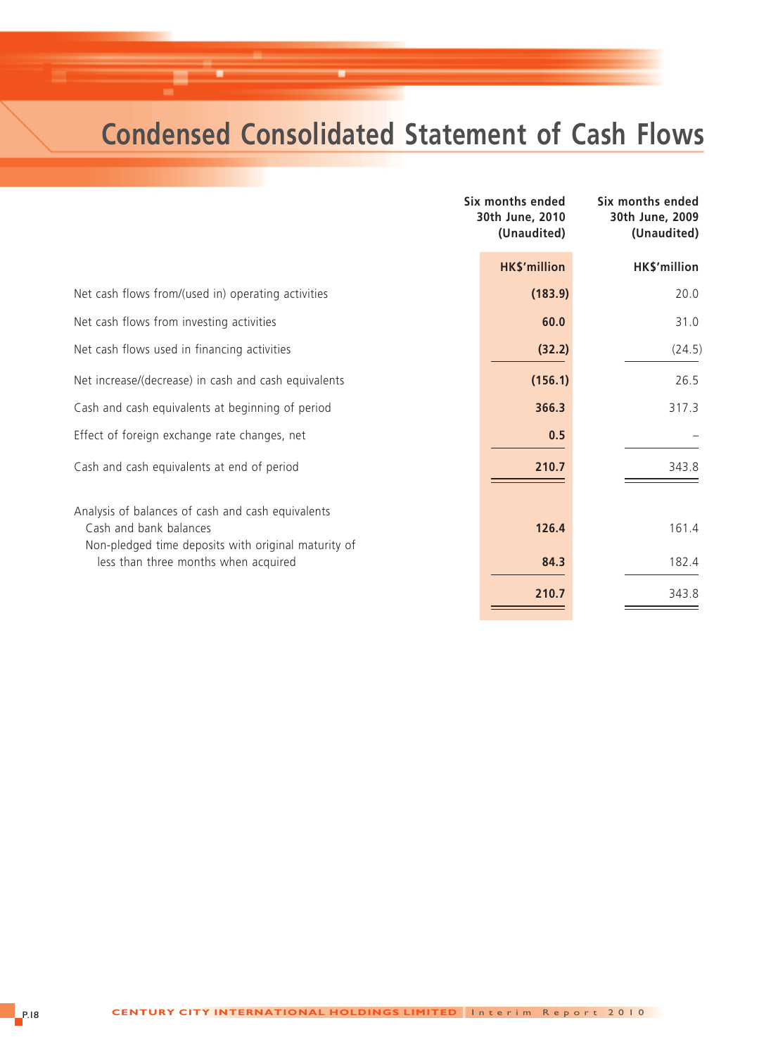# Condensed Consolidated Statement of Cash Flows

| | Six months ended 30th June, 2010 (Unaudited) | Six months ended 30th June, 2009 (Unaudited) |
|---|---|---|
| | **HK$'million** | **HK$'million** |
| Net cash flows from/(used in) operating activities | **(183.9)** | 20.0 |
| Net cash flows from investing activities | **60.0** | 31.0 |
| Net cash flows used in financing activities | **(32.2)** | (24.5) |
| Net increase/(decrease) in cash and cash equivalents | **(156.1)** | 26.5 |
| Cash and cash equivalents at beginning of period | **366.3** | 317.3 |
| Effect of foreign exchange rate changes, net | **0.5** | – |
| Cash and cash equivalents at end of period | **210.7** | 343.8 |
| Analysis of balances of cash and cash equivalents | | |
| Cash and bank balances | **126.4** | 161.4 |
| Non-pledged time deposits with original maturity of less than three months when acquired | **84.3** | 182.4 |
| | **210.7** | 343.8 |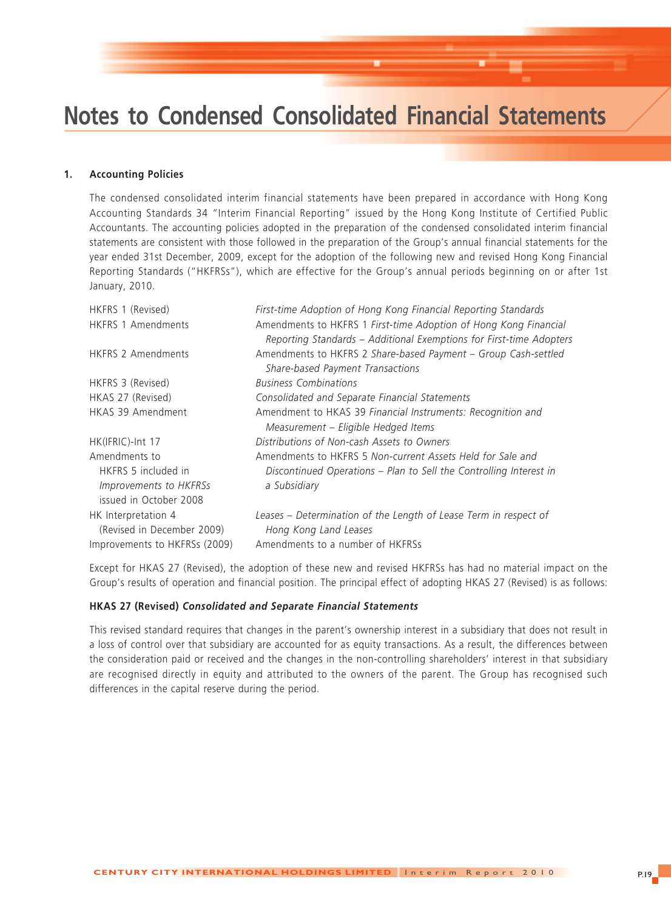# Notes to Condensed Consolidated Financial Statements

## 1. Accounting Policies

The condensed consolidated interim financial statements have been prepared in accordance with Hong Kong Accounting Standards 34 "Interim Financial Reporting" issued by the Hong Kong Institute of Certified Public Accountants. The accounting policies adopted in the preparation of the condensed consolidated interim financial statements are consistent with those followed in the preparation of the Group's annual financial statements for the year ended 31st December, 2009, except for the adoption of the following new and revised Hong Kong Financial Reporting Standards ("HKFRSs"), which are effective for the Group's annual periods beginning on or after 1st January, 2010.

| | |
|---|---|
| HKFRS 1 (Revised) | *First-time Adoption of Hong Kong Financial Reporting Standards* |
| HKFRS 1 Amendments | Amendments to HKFRS 1 *First-time Adoption of Hong Kong Financial Reporting Standards – Additional Exemptions for First-time Adopters* |
| HKFRS 2 Amendments | Amendments to HKFRS 2 *Share-based Payment – Group Cash-settled Share-based Payment Transactions* |
| HKFRS 3 (Revised) | *Business Combinations* |
| HKAS 27 (Revised) | *Consolidated and Separate Financial Statements* |
| HKAS 39 Amendment | Amendment to HKAS 39 *Financial Instruments: Recognition and Measurement – Eligible Hedged Items* |
| HK(IFRIC)-Int 17 | *Distributions of Non-cash Assets to Owners* |
| Amendments to HKFRS 5 included in *Improvements to HKFRSs* issued in October 2008 | Amendments to HKFRS 5 *Non-current Assets Held for Sale and Discontinued Operations – Plan to Sell the Controlling Interest in a Subsidiary* |
| HK Interpretation 4 (Revised in December 2009) | *Leases – Determination of the Length of Lease Term in respect of Hong Kong Land Leases* |
| Improvements to HKFRSs (2009) | Amendments to a number of HKFRSs |

Except for HKAS 27 (Revised), the adoption of these new and revised HKFRSs has had no material impact on the Group's results of operation and financial position. The principal effect of adopting HKAS 27 (Revised) is as follows:

### HKAS 27 (Revised) *Consolidated and Separate Financial Statements*

This revised standard requires that changes in the parent's ownership interest in a subsidiary that does not result in a loss of control over that subsidiary are accounted for as equity transactions. As a result, the differences between the consideration paid or received and the changes in the non-controlling shareholders' interest in that subsidiary are recognised directly in equity and attributed to the owners of the parent. The Group has recognised such differences in the capital reserve during the period.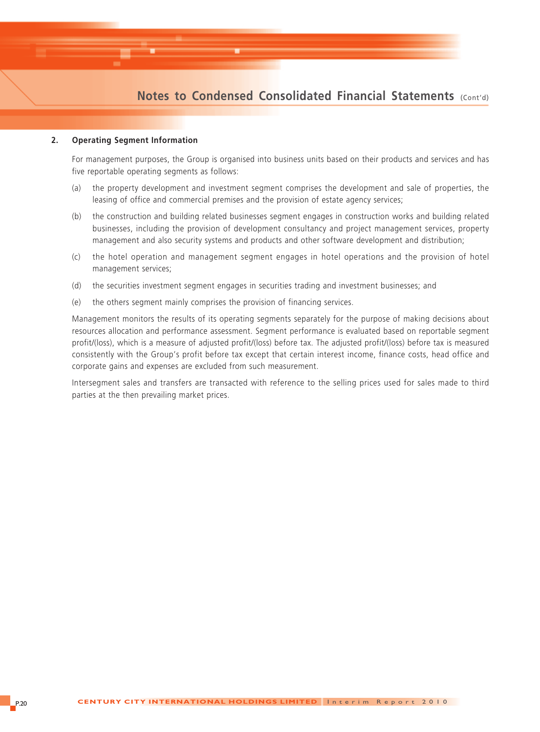## 2. Operating Segment Information

For management purposes, the Group is organised into business units based on their products and services and has five reportable operating segments as follows:

(a) the property development and investment segment comprises the development and sale of properties, the leasing of office and commercial premises and the provision of estate agency services;

(b) the construction and building related businesses segment engages in construction works and building related businesses, including the provision of development consultancy and project management services, property management and also security systems and products and other software development and distribution;

(c) the hotel operation and management segment engages in hotel operations and the provision of hotel management services;

(d) the securities investment segment engages in securities trading and investment businesses; and

(e) the others segment mainly comprises the provision of financing services.

Management monitors the results of its operating segments separately for the purpose of making decisions about resources allocation and performance assessment. Segment performance is evaluated based on reportable segment profit/(loss), which is a measure of adjusted profit/(loss) before tax. The adjusted profit/(loss) before tax is measured consistently with the Group's profit before tax except that certain interest income, finance costs, head office and corporate gains and expenses are excluded from such measurement.

Intersegment sales and transfers are transacted with reference to the selling prices used for sales made to third parties at the then prevailing market prices.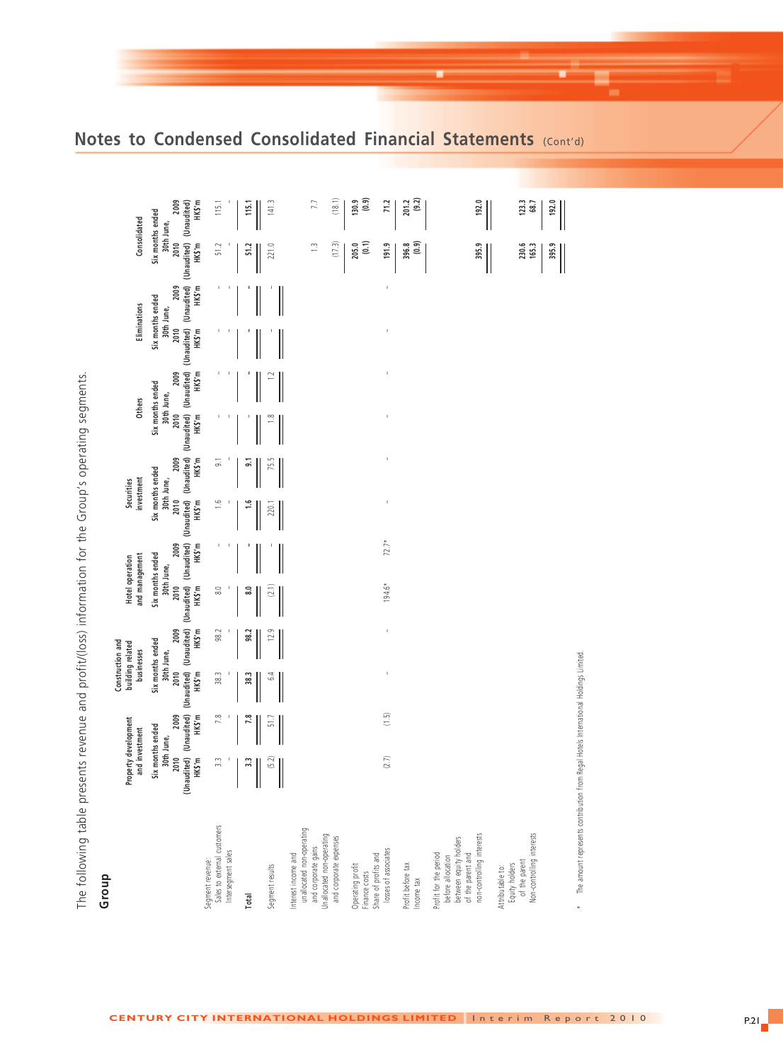## Notes to Condensed Consolidated Financial Statements (Cont'd)

The following table presents revenue and profit/(loss) information for the Group's operating segments.

### Group

| | Property development and investment | | Construction and building related businesses | | Hotel operation and management | | Securities investment | | Others | | Eliminations | | Consolidated | |
|---|---|---|---|---|---|---|---|---|---|---|---|---|---|---|
| | Six months ended 30th June, 2010 (Unaudited) HK$'m | Six months ended 30th June, 2009 (Unaudited) HK$'m | Six months ended 30th June, 2010 (Unaudited) HK$'m | Six months ended 30th June, 2009 (Unaudited) HK$'m | Six months ended 30th June, 2010 (Unaudited) HK$'m | Six months ended 30th June, 2009 (Unaudited) HK$'m | Six months ended 30th June, 2010 (Unaudited) HK$'m | Six months ended 30th June, 2009 (Unaudited) HK$'m | Six months ended 30th June, 2010 (Unaudited) HK$'m | Six months ended 30th June, 2009 (Unaudited) HK$'m | Six months ended 30th June, 2010 (Unaudited) HK$'m | Six months ended 30th June, 2009 (Unaudited) HK$'m | Six months ended 30th June, 2010 (Unaudited) HK$'m | Six months ended 30th June, 2009 (Unaudited) HK$'m |
| Segment revenue: | | | | | | | | | | | | | | |
| Sales to external customers | 3.3 | 7.8 | 38.3 | 98.2 | 8.0 | - | 1.6 | 9.1 | - | - | - | - | 51.2 | 115.1 |
| Intersegment sales | - | - | - | - | - | - | - | - | - | - | - | - | - | - |
| **Total** | **3.3** | **7.8** | **38.3** | **98.2** | **8.0** | **-** | **1.6** | **9.1** | **-** | **-** | **-** | **-** | **51.2** | **115.1** |
| Segment results | (5.2) | 51.7 | 6.4 | 12.9 | (2.1) | - | 220.1 | 75.5 | 1.8 | 1.2 | - | - | 221.0 | 141.3 |
| Interest income and unallocated non-operating and corporate gains | | | | | | | | | | | | | 1.3 | 7.7 |
| Unallocated non-operating and corporate expenses | | | | | | | | | | | | | (17.3) | (18.1) |
| Operating profit | | | | | | | | | | | | | 205.0 | 130.9 |
| Finance costs | | | | | | | | | | | | | (0.1) | (0.9) |
| Share of profits and losses of associates | (2.7) | (1.5) | - | - | 194.6* | 72.7* | - | - | - | - | - | - | 191.9 | 71.2 |
| Profit before tax | | | | | | | | | | | | | 396.8 | 201.2 |
| Income tax | | | | | | | | | | | | | (0.9) | (9.2) |
| Profit for the period before allocation between equity holders of the parent and non-controlling interests | | | | | | | | | | | | | 395.9 | 192.0 |
| Attributable to: | | | | | | | | | | | | | | |
| Equity holders of the parent | | | | | | | | | | | | | 230.6 | 123.3 |
| Non-controlling interests | | | | | | | | | | | | | 165.3 | 68.7 |
| | | | | | | | | | | | | | 395.9 | 192.0 |

\* The amount represents contribution from Regal Hotels International Holdings Limited.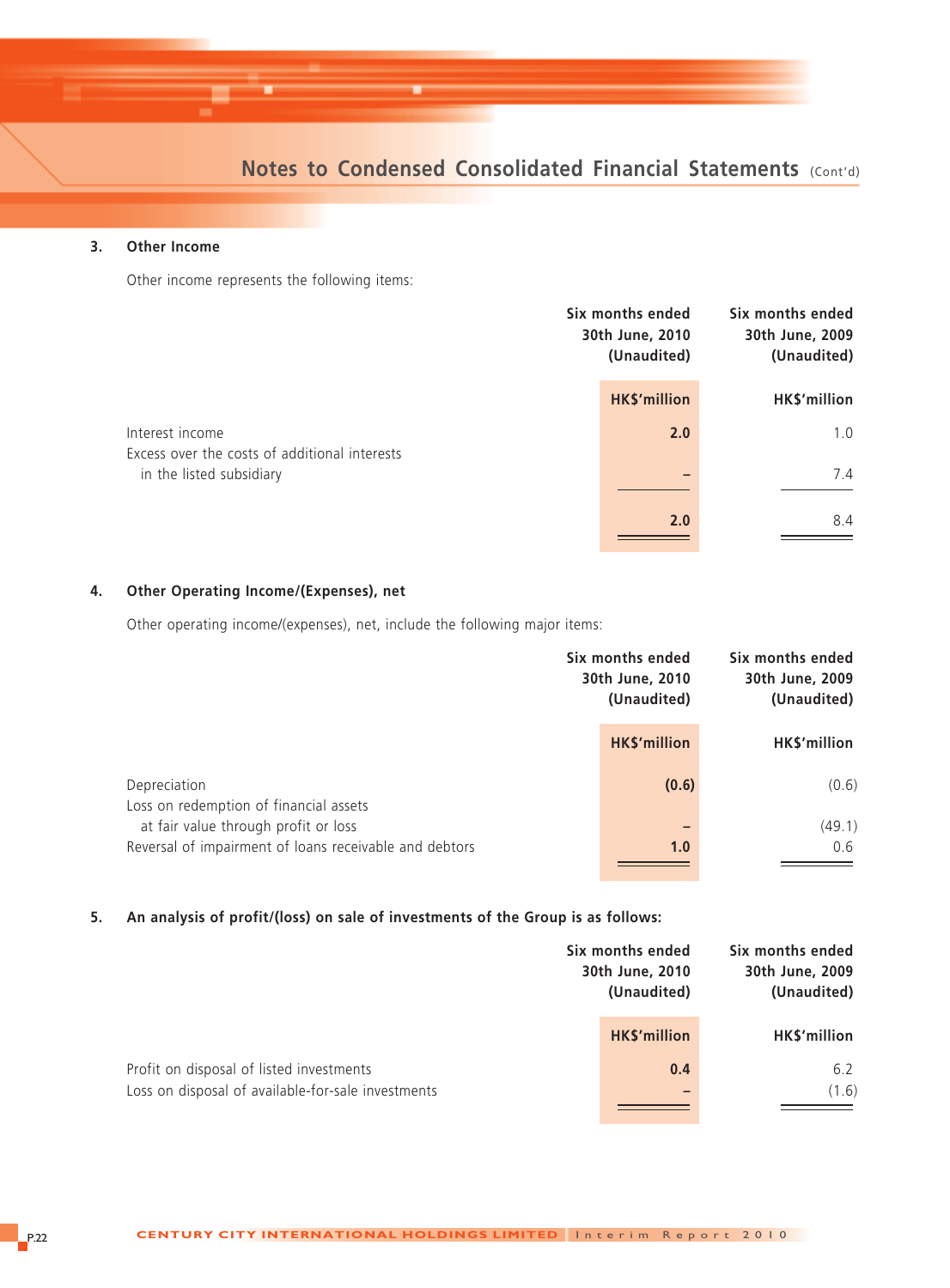### 3. Other Income

Other income represents the following items:

| | Six months ended 30th June, 2010 (Unaudited) | Six months ended 30th June, 2009 (Unaudited) |
|---|---|---|
| | **HK$'million** | HK$'million |
| Interest income | **2.0** | 1.0 |
| Excess over the costs of additional interests in the listed subsidiary | **–** | 7.4 |
| | **2.0** | 8.4 |

### 4. Other Operating Income/(Expenses), net

Other operating income/(expenses), net, include the following major items:

| | Six months ended 30th June, 2010 (Unaudited) | Six months ended 30th June, 2009 (Unaudited) |
|---|---|---|
| | **HK$'million** | HK$'million |
| Depreciation | **(0.6)** | (0.6) |
| Loss on redemption of financial assets at fair value through profit or loss | **–** | (49.1) |
| Reversal of impairment of loans receivable and debtors | **1.0** | 0.6 |

### 5. An analysis of profit/(loss) on sale of investments of the Group is as follows:

| | Six months ended 30th June, 2010 (Unaudited) | Six months ended 30th June, 2009 (Unaudited) |
|---|---|---|
| | **HK$'million** | HK$'million |
| Profit on disposal of listed investments | **0.4** | 6.2 |
| Loss on disposal of available-for-sale investments | **–** | (1.6) |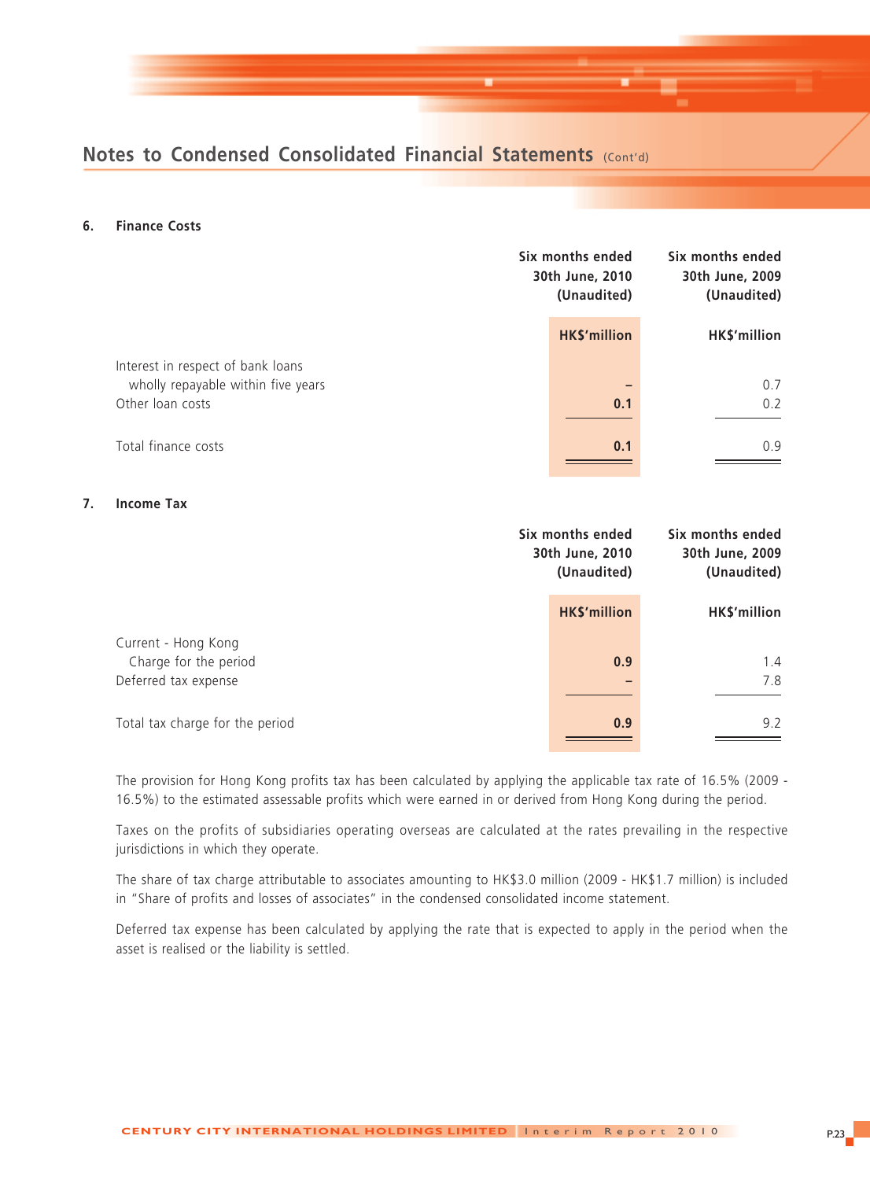## Notes to Condensed Consolidated Financial Statements (Cont'd)

### 6. Finance Costs

| | Six months ended 30th June, 2010 (Unaudited) | Six months ended 30th June, 2009 (Unaudited) |
|---|---|---|
| | HK$'million | HK$'million |
| Interest in respect of bank loans wholly repayable within five years | – | 0.7 |
| Other loan costs | **0.1** | 0.2 |
| Total finance costs | **0.1** | 0.9 |

### 7. Income Tax

| | Six months ended 30th June, 2010 (Unaudited) | Six months ended 30th June, 2009 (Unaudited) |
|---|---|---|
| | HK$'million | HK$'million |
| Current - Hong Kong | | |
| Charge for the period | **0.9** | 1.4 |
| Deferred tax expense | – | 7.8 |
| Total tax charge for the period | **0.9** | 9.2 |

The provision for Hong Kong profits tax has been calculated by applying the applicable tax rate of 16.5% (2009 - 16.5%) to the estimated assessable profits which were earned in or derived from Hong Kong during the period.

Taxes on the profits of subsidiaries operating overseas are calculated at the rates prevailing in the respective jurisdictions in which they operate.

The share of tax charge attributable to associates amounting to HK$3.0 million (2009 - HK$1.7 million) is included in "Share of profits and losses of associates" in the condensed consolidated income statement.

Deferred tax expense has been calculated by applying the rate that is expected to apply in the period when the asset is realised or the liability is settled.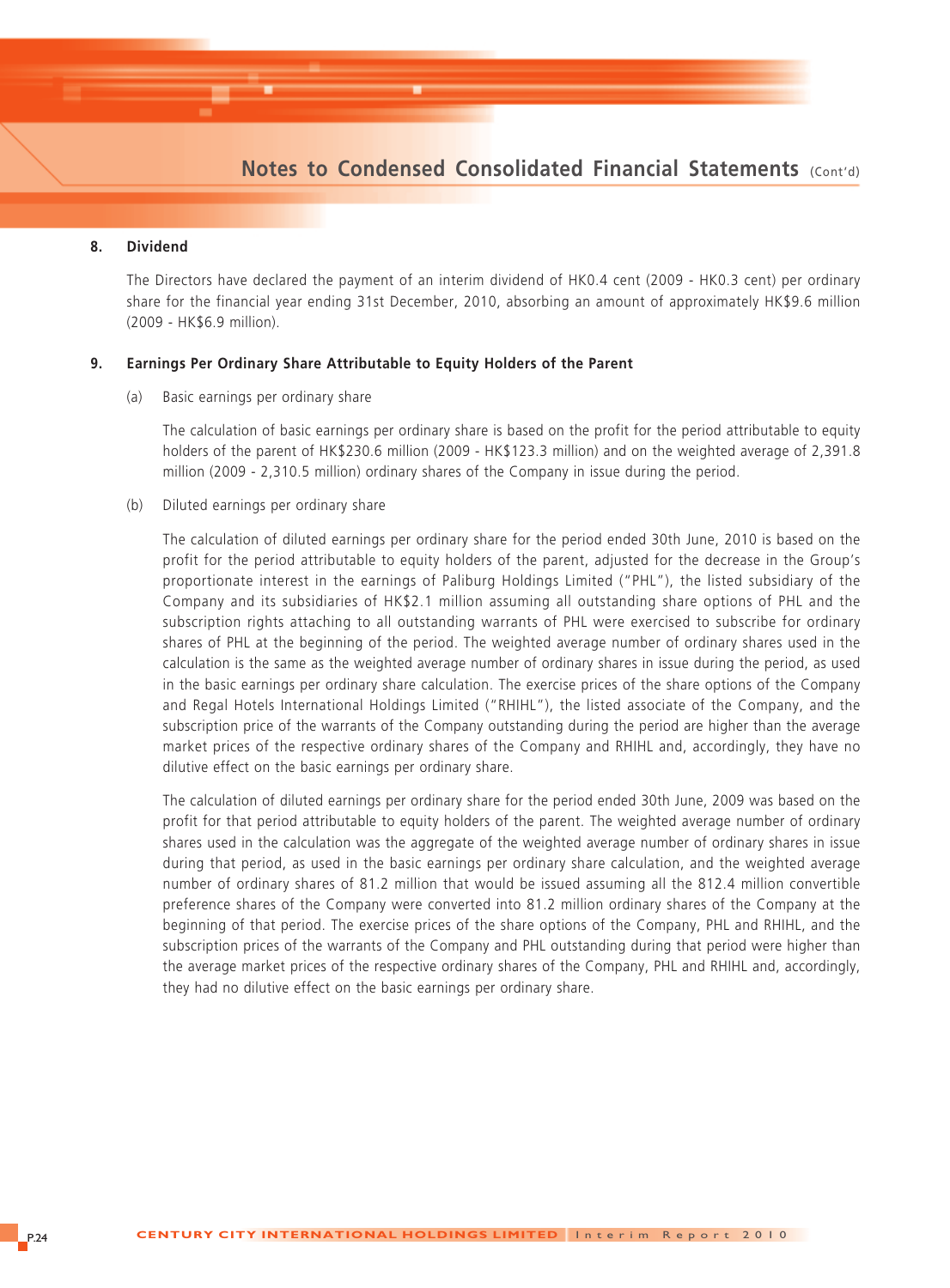## 8. Dividend

The Directors have declared the payment of an interim dividend of HK0.4 cent (2009 - HK0.3 cent) per ordinary share for the financial year ending 31st December, 2010, absorbing an amount of approximately HK$9.6 million (2009 - HK$6.9 million).

## 9. Earnings Per Ordinary Share Attributable to Equity Holders of the Parent

(a) Basic earnings per ordinary share

The calculation of basic earnings per ordinary share is based on the profit for the period attributable to equity holders of the parent of HK$230.6 million (2009 - HK$123.3 million) and on the weighted average of 2,391.8 million (2009 - 2,310.5 million) ordinary shares of the Company in issue during the period.

(b) Diluted earnings per ordinary share

The calculation of diluted earnings per ordinary share for the period ended 30th June, 2010 is based on the profit for the period attributable to equity holders of the parent, adjusted for the decrease in the Group's proportionate interest in the earnings of Paliburg Holdings Limited ("PHL"), the listed subsidiary of the Company and its subsidiaries of HK$2.1 million assuming all outstanding share options of PHL and the subscription rights attaching to all outstanding warrants of PHL were exercised to subscribe for ordinary shares of PHL at the beginning of the period. The weighted average number of ordinary shares used in the calculation is the same as the weighted average number of ordinary shares in issue during the period, as used in the basic earnings per ordinary share calculation. The exercise prices of the share options of the Company and Regal Hotels International Holdings Limited ("RHIHL"), the listed associate of the Company, and the subscription price of the warrants of the Company outstanding during the period are higher than the average market prices of the respective ordinary shares of the Company and RHIHL and, accordingly, they have no dilutive effect on the basic earnings per ordinary share.

The calculation of diluted earnings per ordinary share for the period ended 30th June, 2009 was based on the profit for that period attributable to equity holders of the parent. The weighted average number of ordinary shares used in the calculation was the aggregate of the weighted average number of ordinary shares in issue during that period, as used in the basic earnings per ordinary share calculation, and the weighted average number of ordinary shares of 81.2 million that would be issued assuming all the 812.4 million convertible preference shares of the Company were converted into 81.2 million ordinary shares of the Company at the beginning of that period. The exercise prices of the share options of the Company, PHL and RHIHL, and the subscription prices of the warrants of the Company and PHL outstanding during that period were higher than the average market prices of the respective ordinary shares of the Company, PHL and RHIHL and, accordingly, they had no dilutive effect on the basic earnings per ordinary share.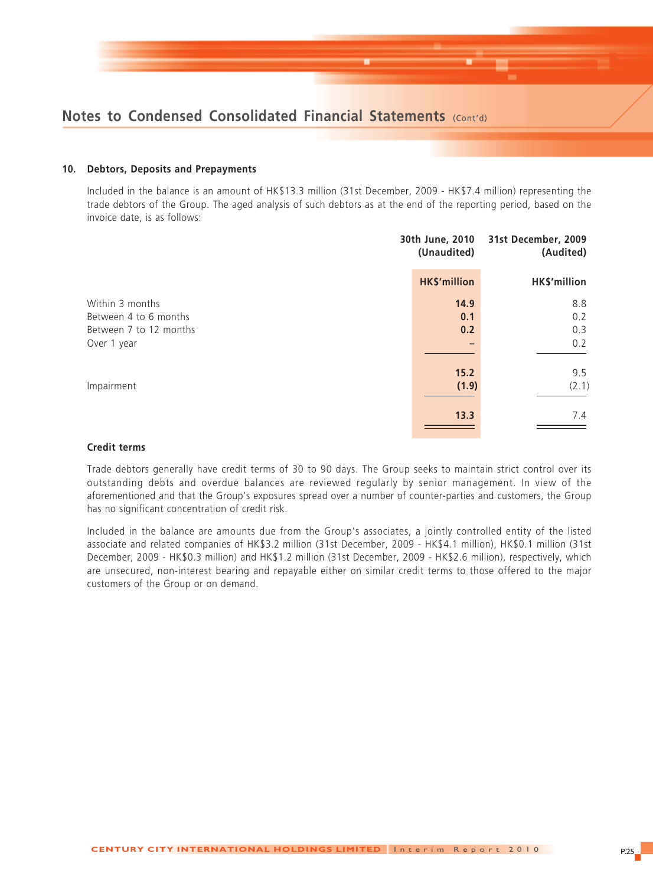## 10. Debtors, Deposits and Prepayments

Included in the balance is an amount of HK$13.3 million (31st December, 2009 - HK$7.4 million) representing the trade debtors of the Group. The aged analysis of such debtors as at the end of the reporting period, based on the invoice date, is as follows:

| | 30th June, 2010 (Unaudited) | 31st December, 2009 (Audited) |
|---|---|---|
| | HK$'million | HK$'million |
| Within 3 months | **14.9** | 8.8 |
| Between 4 to 6 months | **0.1** | 0.2 |
| Between 7 to 12 months | **0.2** | 0.3 |
| Over 1 year | **–** | 0.2 |
| | **15.2** | 9.5 |
| Impairment | **(1.9)** | (2.1) |
| | **13.3** | 7.4 |

### Credit terms

Trade debtors generally have credit terms of 30 to 90 days. The Group seeks to maintain strict control over its outstanding debts and overdue balances are reviewed regularly by senior management. In view of the aforementioned and that the Group's exposures spread over a number of counter-parties and customers, the Group has no significant concentration of credit risk.

Included in the balance are amounts due from the Group's associates, a jointly controlled entity of the listed associate and related companies of HK$3.2 million (31st December, 2009 - HK$4.1 million), HK$0.1 million (31st December, 2009 - HK$0.3 million) and HK$1.2 million (31st December, 2009 - HK$2.6 million), respectively, which are unsecured, non-interest bearing and repayable either on similar credit terms to those offered to the major customers of the Group or on demand.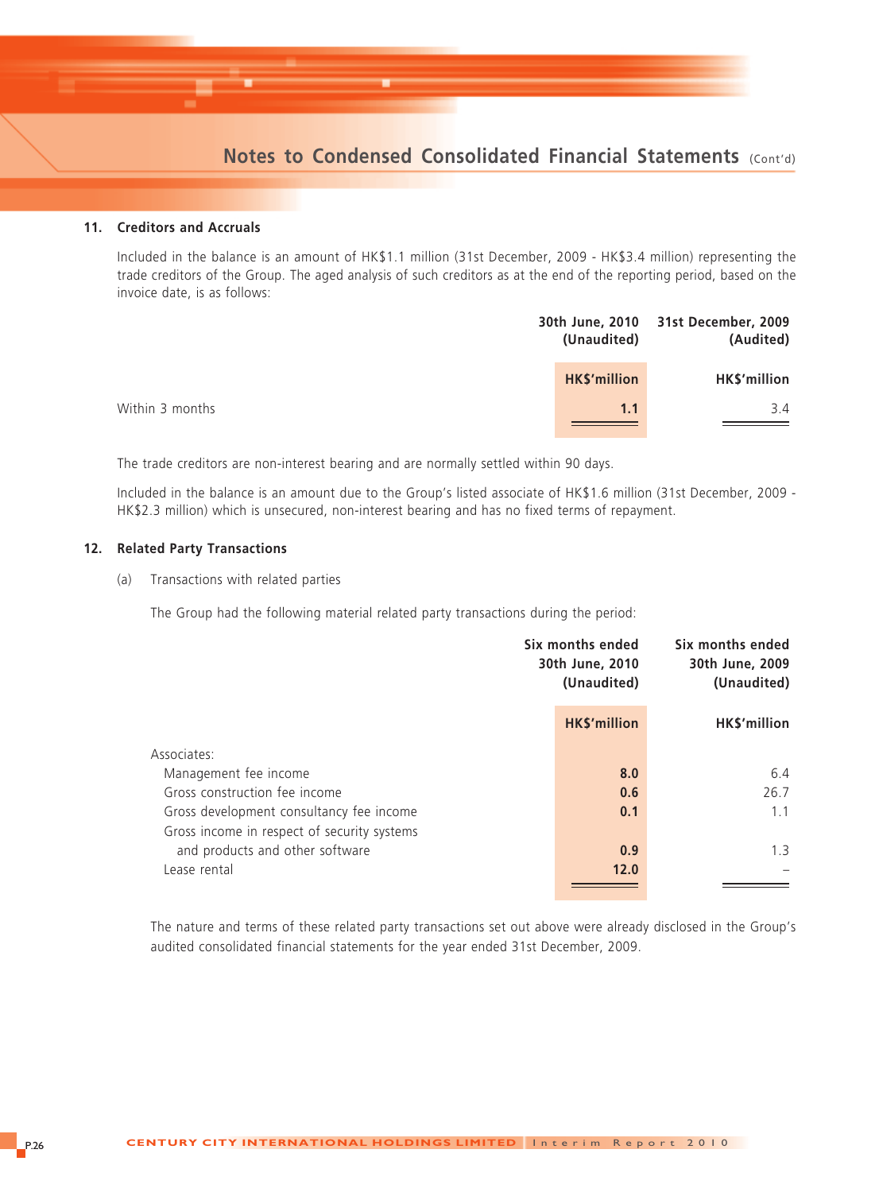## 11. Creditors and Accruals

Included in the balance is an amount of HK$1.1 million (31st December, 2009 - HK$3.4 million) representing the trade creditors of the Group. The aged analysis of such creditors as at the end of the reporting period, based on the invoice date, is as follows:

| | 30th June, 2010 (Unaudited) | 31st December, 2009 (Audited) |
|---|---|---|
| | **HK$'million** | **HK$'million** |
| Within 3 months | **1.1** | 3.4 |

The trade creditors are non-interest bearing and are normally settled within 90 days.

Included in the balance is an amount due to the Group's listed associate of HK$1.6 million (31st December, 2009 - HK$2.3 million) which is unsecured, non-interest bearing and has no fixed terms of repayment.

## 12. Related Party Transactions

(a) Transactions with related parties

The Group had the following material related party transactions during the period:

| | Six months ended 30th June, 2010 (Unaudited) | Six months ended 30th June, 2009 (Unaudited) |
|---|---|---|
| | **HK$'million** | **HK$'million** |
| Associates: | | |
| Management fee income | **8.0** | 6.4 |
| Gross construction fee income | **0.6** | 26.7 |
| Gross development consultancy fee income | **0.1** | 1.1 |
| Gross income in respect of security systems and products and other software | **0.9** | 1.3 |
| Lease rental | **12.0** | – |

The nature and terms of these related party transactions set out above were already disclosed in the Group's audited consolidated financial statements for the year ended 31st December, 2009.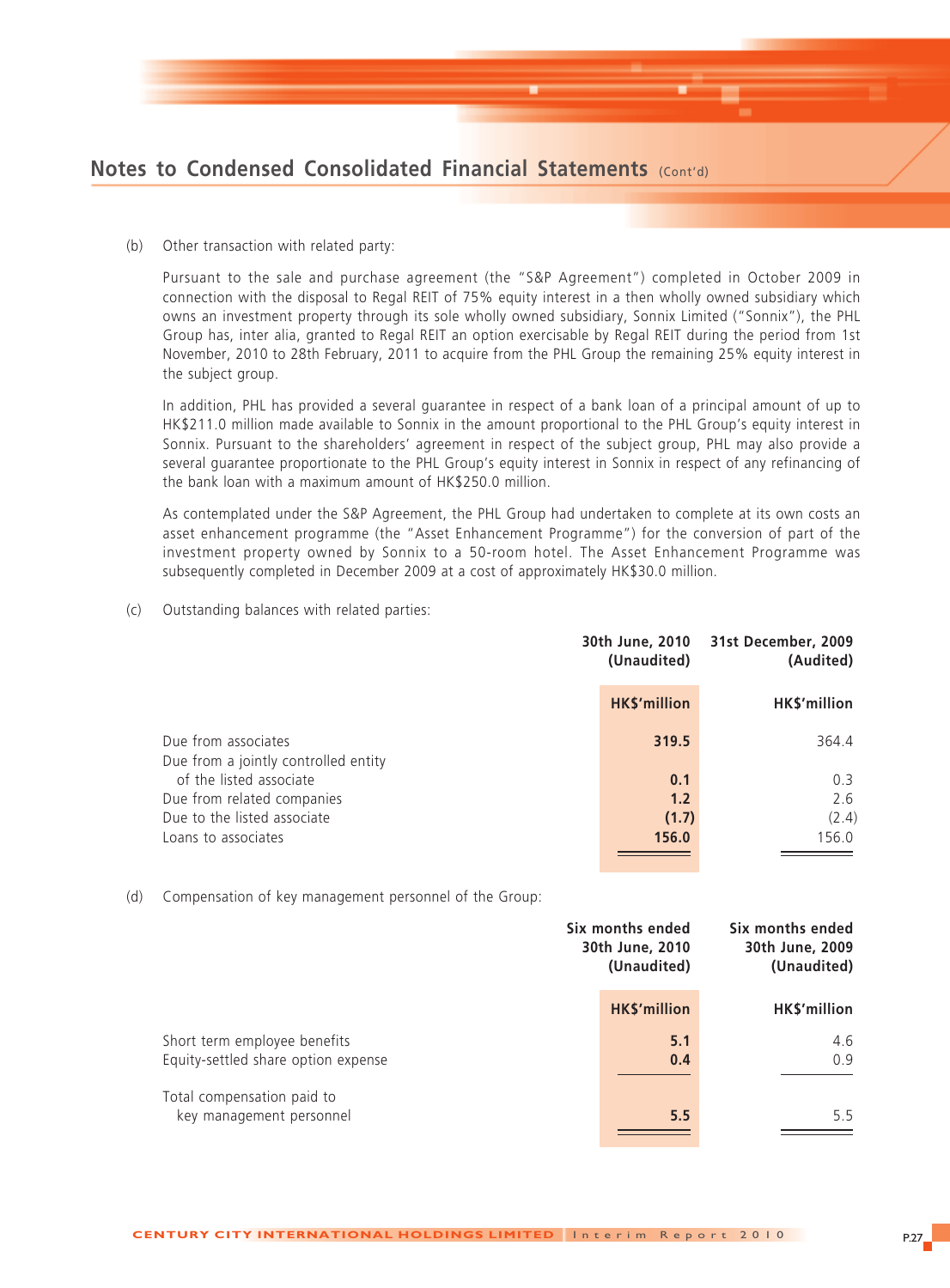## Notes to Condensed Consolidated Financial Statements (Cont'd)

(b) Other transaction with related party:

Pursuant to the sale and purchase agreement (the "S&P Agreement") completed in October 2009 in connection with the disposal to Regal REIT of 75% equity interest in a then wholly owned subsidiary which owns an investment property through its sole wholly owned subsidiary, Sonnix Limited ("Sonnix"), the PHL Group has, inter alia, granted to Regal REIT an option exercisable by Regal REIT during the period from 1st November, 2010 to 28th February, 2011 to acquire from the PHL Group the remaining 25% equity interest in the subject group.

In addition, PHL has provided a several guarantee in respect of a bank loan of a principal amount of up to HK$211.0 million made available to Sonnix in the amount proportional to the PHL Group's equity interest in Sonnix. Pursuant to the shareholders' agreement in respect of the subject group, PHL may also provide a several guarantee proportionate to the PHL Group's equity interest in Sonnix in respect of any refinancing of the bank loan with a maximum amount of HK$250.0 million.

As contemplated under the S&P Agreement, the PHL Group had undertaken to complete at its own costs an asset enhancement programme (the "Asset Enhancement Programme") for the conversion of part of the investment property owned by Sonnix to a 50-room hotel. The Asset Enhancement Programme was subsequently completed in December 2009 at a cost of approximately HK$30.0 million.

(c) Outstanding balances with related parties:

| | 30th June, 2010 (Unaudited) | 31st December, 2009 (Audited) |
|---|---|---|
| | **HK$'million** | **HK$'million** |
| Due from associates | **319.5** | 364.4 |
| Due from a jointly controlled entity of the listed associate | **0.1** | 0.3 |
| Due from related companies | **1.2** | 2.6 |
| Due to the listed associate | **(1.7)** | (2.4) |
| Loans to associates | **156.0** | 156.0 |

(d) Compensation of key management personnel of the Group:

| | Six months ended 30th June, 2010 (Unaudited) | Six months ended 30th June, 2009 (Unaudited) |
|---|---|---|
| | **HK$'million** | **HK$'million** |
| Short term employee benefits | **5.1** | 4.6 |
| Equity-settled share option expense | **0.4** | 0.9 |
| Total compensation paid to key management personnel | **5.5** | 5.5 |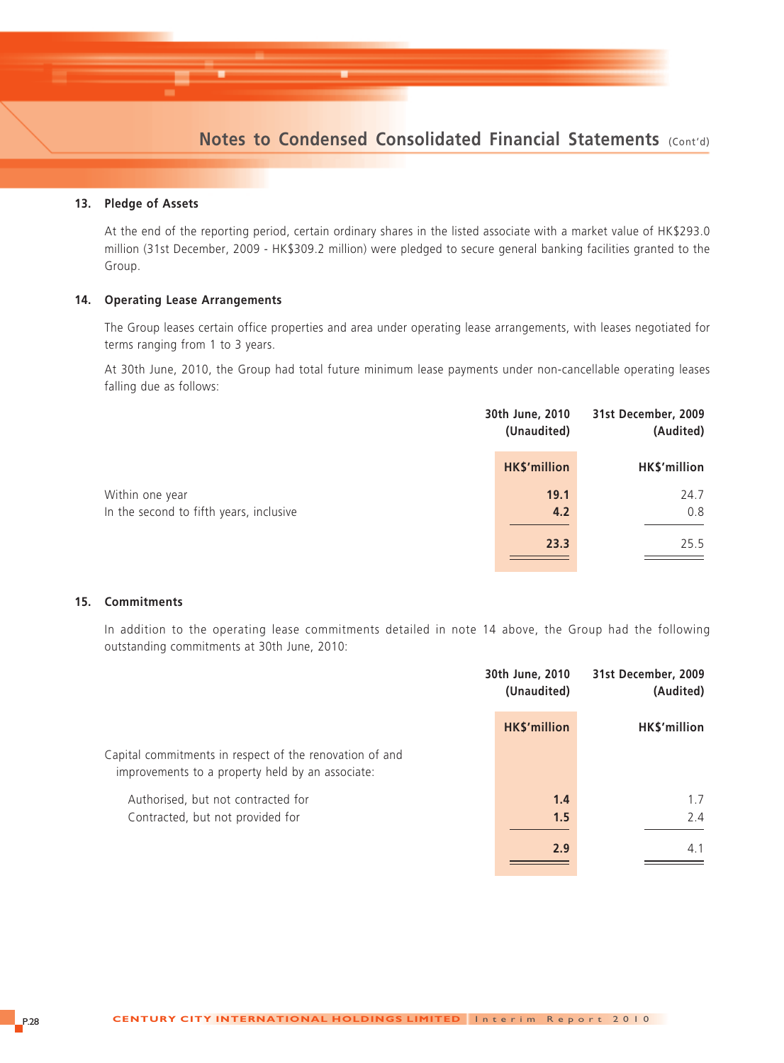### 13. Pledge of Assets

At the end of the reporting period, certain ordinary shares in the listed associate with a market value of HK$293.0 million (31st December, 2009 - HK$309.2 million) were pledged to secure general banking facilities granted to the Group.

### 14. Operating Lease Arrangements

The Group leases certain office properties and area under operating lease arrangements, with leases negotiated for terms ranging from 1 to 3 years.

At 30th June, 2010, the Group had total future minimum lease payments under non-cancellable operating leases falling due as follows:

| | 30th June, 2010 (Unaudited) | 31st December, 2009 (Audited) |
|---|---|---|
| | HK$'million | HK$'million |
| Within one year | **19.1** | 24.7 |
| In the second to fifth years, inclusive | **4.2** | 0.8 |
| | **23.3** | 25.5 |

### 15. Commitments

In addition to the operating lease commitments detailed in note 14 above, the Group had the following outstanding commitments at 30th June, 2010:

| | 30th June, 2010 (Unaudited) | 31st December, 2009 (Audited) |
|---|---|---|
| | HK$'million | HK$'million |
| Capital commitments in respect of the renovation of and improvements to a property held by an associate: | | |
| Authorised, but not contracted for | **1.4** | 1.7 |
| Contracted, but not provided for | **1.5** | 2.4 |
| | **2.9** | 4.1 |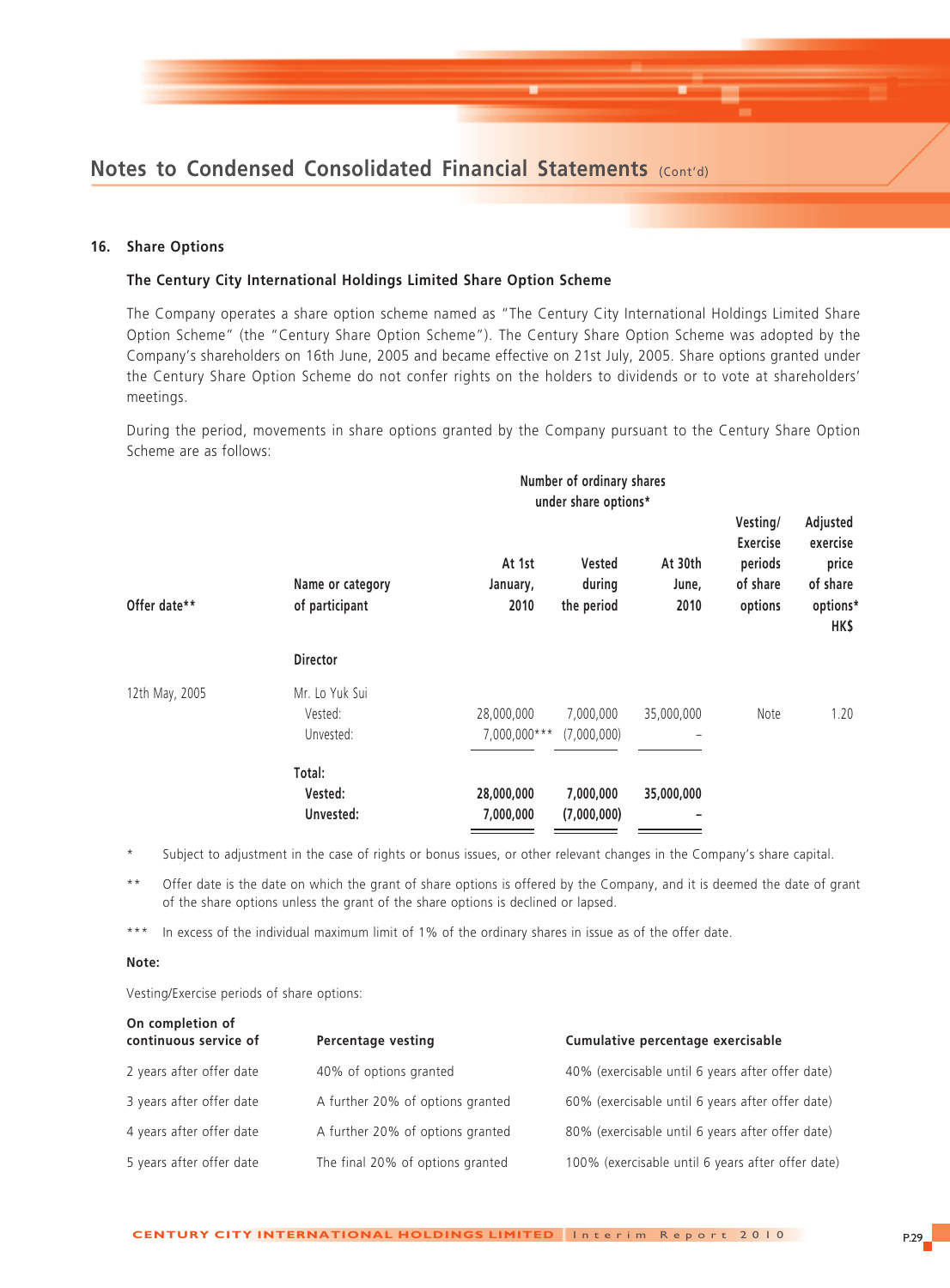## Notes to Condensed Consolidated Financial Statements (Cont'd)

### 16. Share Options

#### The Century City International Holdings Limited Share Option Scheme

The Company operates a share option scheme named as "The Century City International Holdings Limited Share Option Scheme" (the "Century Share Option Scheme"). The Century Share Option Scheme was adopted by the Company's shareholders on 16th June, 2005 and became effective on 21st July, 2005. Share options granted under the Century Share Option Scheme do not confer rights on the holders to dividends or to vote at shareholders' meetings.

During the period, movements in share options granted by the Company pursuant to the Century Share Option Scheme are as follows:

| | | Number of ordinary shares under share options* | | | | |
|---|---|---|---|---|---|---|
| Offer date** | Name or category of participant | At 1st January, 2010 | Vested during the period | At 30th June, 2010 | Vesting/ Exercise periods of share options | Adjusted exercise price of share options* HK$ |
| | **Director** | | | | | |
| 12th May, 2005 | Mr. Lo Yuk Sui | | | | | |
| | Vested: | 28,000,000 | 7,000,000 | 35,000,000 | Note | 1.20 |
| | Unvested: | 7,000,000*** | (7,000,000) | – | | |
| | **Total:** | | | | | |
| | **Vested:** | **28,000,000** | **7,000,000** | **35,000,000** | | |
| | **Unvested:** | **7,000,000** | **(7,000,000)** | **–** | | |

\* Subject to adjustment in the case of rights or bonus issues, or other relevant changes in the Company's share capital.

** Offer date is the date on which the grant of share options is offered by the Company, and it is deemed the date of grant of the share options unless the grant of the share options is declined or lapsed.

*** In excess of the individual maximum limit of 1% of the ordinary shares in issue as of the offer date.

**Note:**

Vesting/Exercise periods of share options:

| On completion of continuous service of | Percentage vesting | Cumulative percentage exercisable |
|---|---|---|
| 2 years after offer date | 40% of options granted | 40% (exercisable until 6 years after offer date) |
| 3 years after offer date | A further 20% of options granted | 60% (exercisable until 6 years after offer date) |
| 4 years after offer date | A further 20% of options granted | 80% (exercisable until 6 years after offer date) |
| 5 years after offer date | The final 20% of options granted | 100% (exercisable until 6 years after offer date) |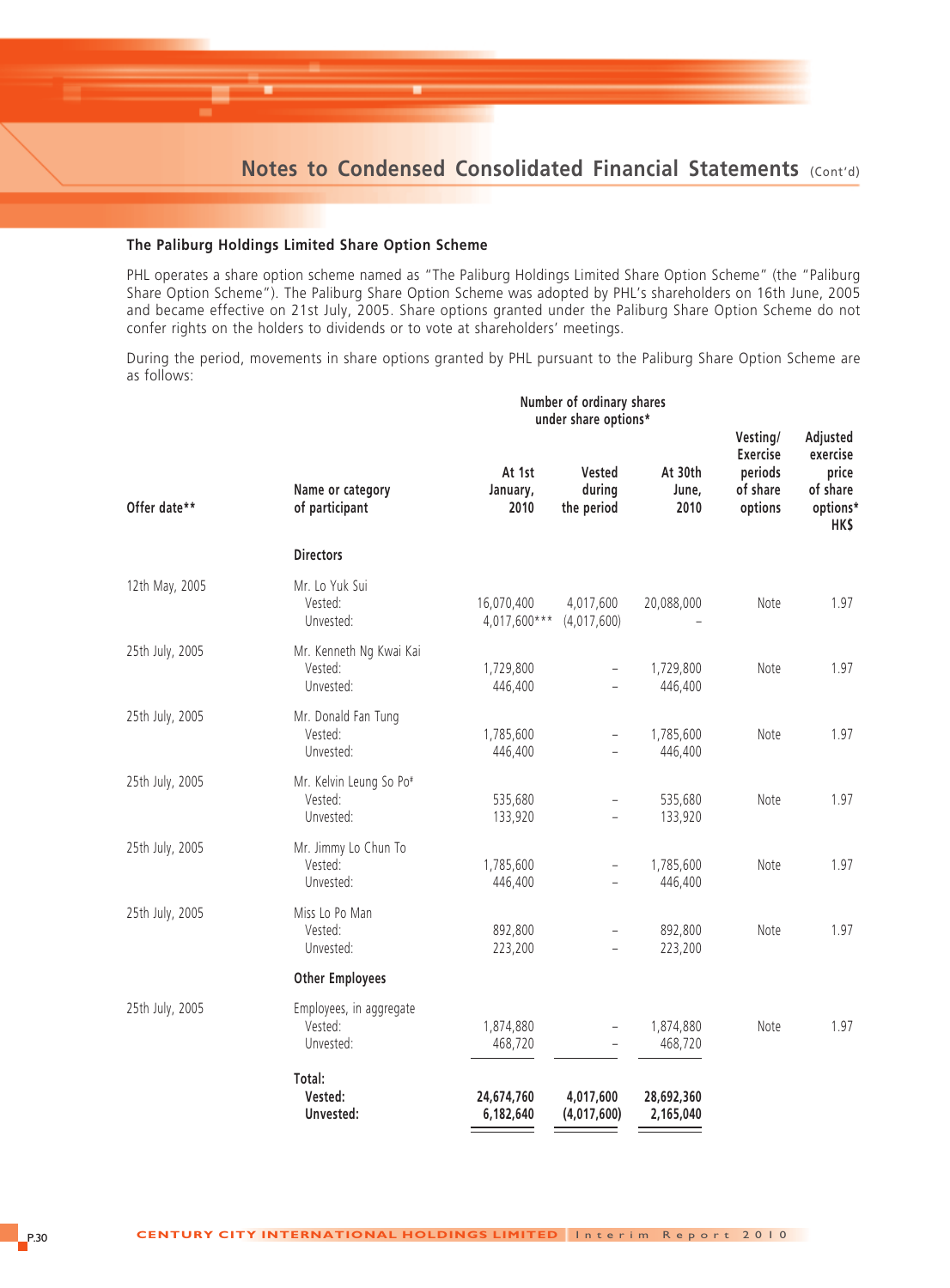### The Paliburg Holdings Limited Share Option Scheme

PHL operates a share option scheme named as "The Paliburg Holdings Limited Share Option Scheme" (the "Paliburg Share Option Scheme"). The Paliburg Share Option Scheme was adopted by PHL's shareholders on 16th June, 2005 and became effective on 21st July, 2005. Share options granted under the Paliburg Share Option Scheme do not confer rights on the holders to dividends or to vote at shareholders' meetings.

During the period, movements in share options granted by PHL pursuant to the Paliburg Share Option Scheme are as follows:

| | | Number of ordinary shares under share options* | | | | |
|---|---|---|---|---|---|---|
| **Offer date**** | **Name or category of participant** | **At 1st January, 2010** | **Vested during the period** | **At 30th June, 2010** | **Vesting/ Exercise periods of share options** | **Adjusted exercise price of share options* HK$** |
| | **Directors** | | | | | |
| 12th May, 2005 | Mr. Lo Yuk Sui<br>Vested:<br>Unvested: | 16,070,400<br>4,017,600*** | 4,017,600<br>(4,017,600) | 20,088,000<br>– | Note | 1.97 |
| 25th July, 2005 | Mr. Kenneth Ng Kwai Kai<br>Vested:<br>Unvested: | 1,729,800<br>446,400 | –<br>– | 1,729,800<br>446,400 | Note | 1.97 |
| 25th July, 2005 | Mr. Donald Fan Tung<br>Vested:<br>Unvested: | 1,785,600<br>446,400 | –<br>– | 1,785,600<br>446,400 | Note | 1.97 |
| 25th July, 2005 | Mr. Kelvin Leung So Po#<br>Vested:<br>Unvested: | 535,680<br>133,920 | –<br>– | 535,680<br>133,920 | Note | 1.97 |
| 25th July, 2005 | Mr. Jimmy Lo Chun To<br>Vested:<br>Unvested: | 1,785,600<br>446,400 | –<br>– | 1,785,600<br>446,400 | Note | 1.97 |
| 25th July, 2005 | Miss Lo Po Man<br>Vested:<br>Unvested: | 892,800<br>223,200 | –<br>– | 892,800<br>223,200 | Note | 1.97 |
| | **Other Employees** | | | | | |
| 25th July, 2005 | Employees, in aggregate<br>Vested:<br>Unvested: | 1,874,880<br>468,720 | –<br>– | 1,874,880<br>468,720 | Note | 1.97 |
| | **Total:**<br>**Vested:**<br>**Unvested:** | **24,674,760**<br>**6,182,640** | **4,017,600**<br>**(4,017,600)** | **28,692,360**<br>**2,165,040** | | |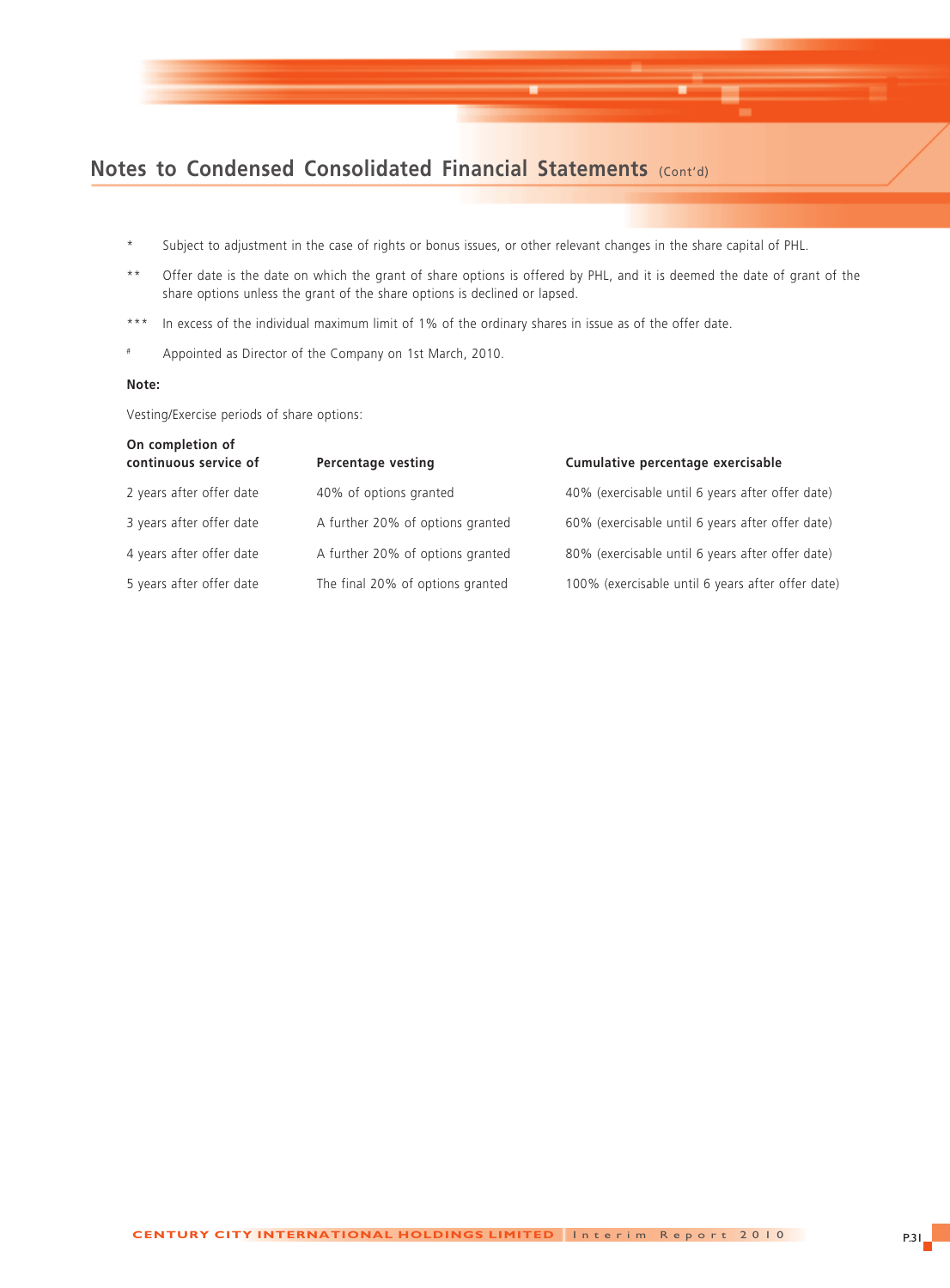## Notes to Condensed Consolidated Financial Statements (Cont'd)

*   Subject to adjustment in the case of rights or bonus issues, or other relevant changes in the share capital of PHL.

**  Offer date is the date on which the grant of share options is offered by PHL, and it is deemed the date of grant of the share options unless the grant of the share options is declined or lapsed.

***  In excess of the individual maximum limit of 1% of the ordinary shares in issue as of the offer date.

#  Appointed as Director of the Company on 1st March, 2010.

**Note:**

Vesting/Exercise periods of share options:

| On completion of continuous service of | Percentage vesting | Cumulative percentage exercisable |
|---|---|---|
| 2 years after offer date | 40% of options granted | 40% (exercisable until 6 years after offer date) |
| 3 years after offer date | A further 20% of options granted | 60% (exercisable until 6 years after offer date) |
| 4 years after offer date | A further 20% of options granted | 80% (exercisable until 6 years after offer date) |
| 5 years after offer date | The final 20% of options granted | 100% (exercisable until 6 years after offer date) |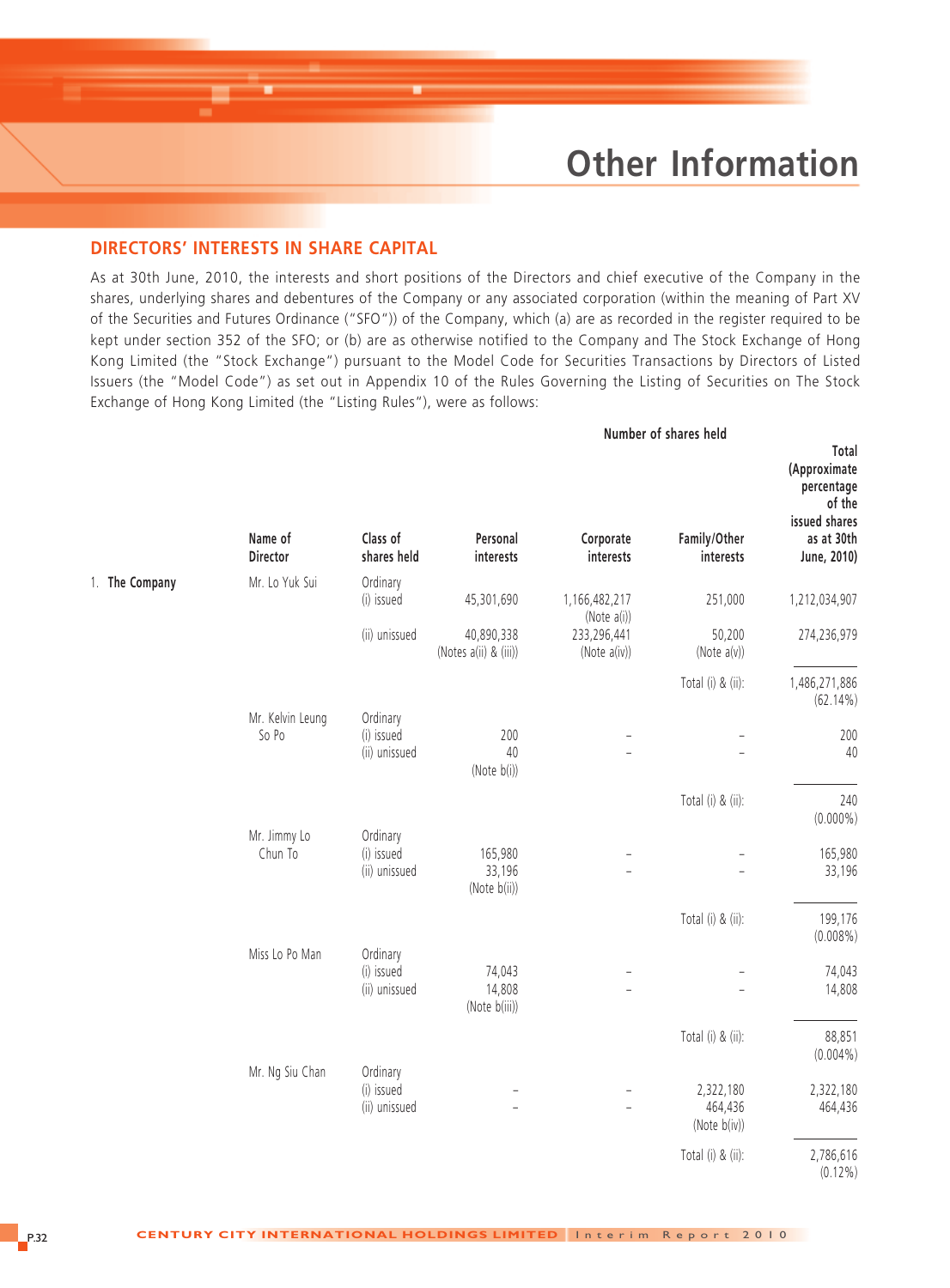# Other Information

## DIRECTORS' INTERESTS IN SHARE CAPITAL

As at 30th June, 2010, the interests and short positions of the Directors and chief executive of the Company in the shares, underlying shares and debentures of the Company or any associated corporation (within the meaning of Part XV of the Securities and Futures Ordinance ("SFO")) of the Company, which (a) are as recorded in the register required to be kept under section 352 of the SFO; or (b) are as otherwise notified to the Company and The Stock Exchange of Hong Kong Limited (the "Stock Exchange") pursuant to the Model Code for Securities Transactions by Directors of Listed Issuers (the "Model Code") as set out in Appendix 10 of the Rules Governing the Listing of Securities on The Stock Exchange of Hong Kong Limited (the "Listing Rules"), were as follows:

| | Name of Director | Class of shares held | Number of shares held: Personal interests | Corporate interests | Family/Other interests | Total (Approximate percentage of the issued shares as at 30th June, 2010) |
|---|---|---|---|---|---|---|
| 1. **The Company** | Mr. Lo Yuk Sui | Ordinary (i) issued | 45,301,690 | 1,166,482,217 (Note a(i)) | 251,000 | 1,212,034,907 |
| | | (ii) unissued | 40,890,338 (Notes a(ii) & (iii)) | 233,296,441 (Note a(iv)) | 50,200 (Note a(v)) | 274,236,979 |
| | | | | | Total (i) & (ii): | 1,486,271,886 (62.14%) |
| | Mr. Kelvin Leung So Po | Ordinary (i) issued | 200 | – | – | 200 |
| | | (ii) unissued | 40 (Note b(i)) | – | – | 40 |
| | | | | | Total (i) & (ii): | 240 (0.000%) |
| | Mr. Jimmy Lo Chun To | Ordinary (i) issued | 165,980 | – | – | 165,980 |
| | | (ii) unissued | 33,196 (Note b(ii)) | – | – | 33,196 |
| | | | | | Total (i) & (ii): | 199,176 (0.008%) |
| | Miss Lo Po Man | Ordinary (i) issued | 74,043 | – | – | 74,043 |
| | | (ii) unissued | 14,808 (Note b(iii)) | – | – | 14,808 |
| | | | | | Total (i) & (ii): | 88,851 (0.004%) |
| | Mr. Ng Siu Chan | Ordinary (i) issued | – | – | 2,322,180 | 2,322,180 |
| | | (ii) unissued | – | – | 464,436 (Note b(iv)) | 464,436 |
| | | | | | Total (i) & (ii): | 2,786,616 (0.12%) |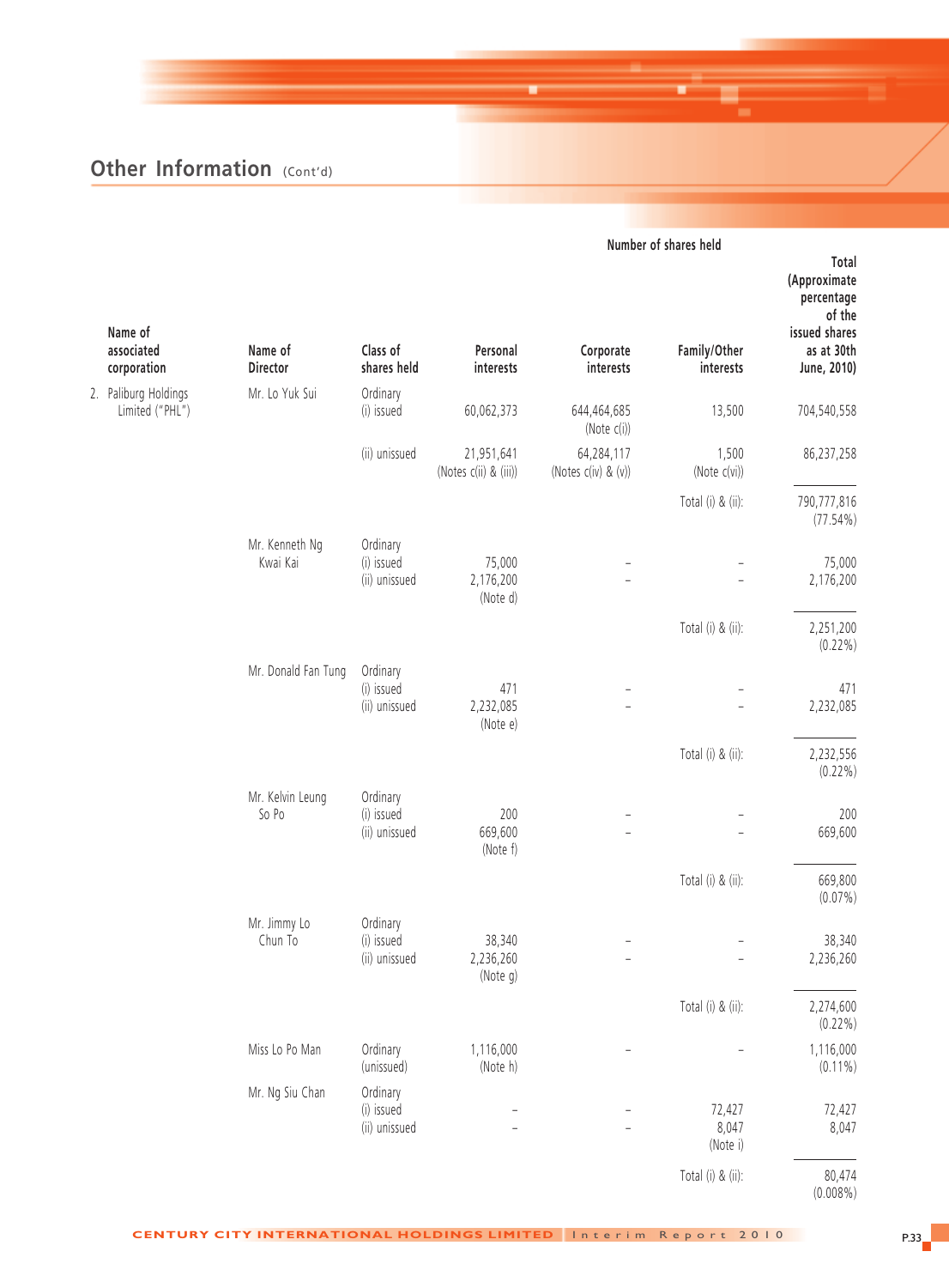## Other Information (Cont'd)

| Name of associated corporation | Name of Director | Class of shares held | Personal interests | Corporate interests | Family/Other interests | Total (Approximate percentage of the issued shares as at 30th June, 2010) |
|---|---|---|---|---|---|---|
| | | | Number of shares held | | | |
| 2. Paliburg Holdings Limited ("PHL") | Mr. Lo Yuk Sui | Ordinary (i) issued | 60,062,373 | 644,464,685 (Note c(i)) | 13,500 | 704,540,558 |
| | | (ii) unissued | 21,951,641 (Notes c(ii) & (iii)) | 64,284,117 (Notes c(iv) & (v)) | 1,500 (Note c(vi)) | 86,237,258 |
| | | | | | Total (i) & (ii): | 790,777,816 (77.54%) |
| | Mr. Kenneth Ng Kwai Kai | Ordinary (i) issued | 75,000 | – | – | 75,000 |
| | | (ii) unissued | 2,176,200 (Note d) | – | – | 2,176,200 |
| | | | | | Total (i) & (ii): | 2,251,200 (0.22%) |
| | Mr. Donald Fan Tung | Ordinary (i) issued | 471 | – | – | 471 |
| | | (ii) unissued | 2,232,085 (Note e) | – | – | 2,232,085 |
| | | | | | Total (i) & (ii): | 2,232,556 (0.22%) |
| | Mr. Kelvin Leung So Po | Ordinary (i) issued | 200 | – | – | 200 |
| | | (ii) unissued | 669,600 (Note f) | – | – | 669,600 |
| | | | | | Total (i) & (ii): | 669,800 (0.07%) |
| | Mr. Jimmy Lo Chun To | Ordinary (i) issued | 38,340 | – | – | 38,340 |
| | | (ii) unissued | 2,236,260 (Note g) | – | – | 2,236,260 |
| | | | | | Total (i) & (ii): | 2,274,600 (0.22%) |
| | Miss Lo Po Man | Ordinary (unissued) | 1,116,000 (Note h) | – | – | 1,116,000 (0.11%) |
| | Mr. Ng Siu Chan | Ordinary (i) issued | – | – | 72,427 | 72,427 |
| | | (ii) unissued | – | – | 8,047 (Note i) | 8,047 |
| | | | | | Total (i) & (ii): | 80,474 (0.008%) |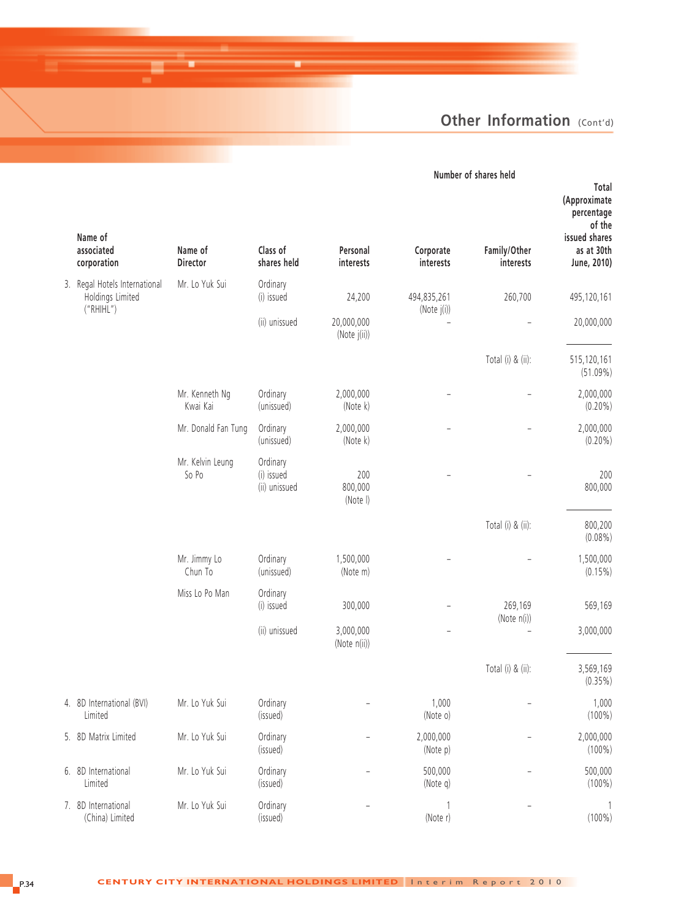## Other Information (Cont'd)

| Name of associated corporation | Name of Director | Class of shares held | Number of shares held: Personal interests | Corporate interests | Family/Other interests | Total (Approximate percentage of the issued shares as at 30th June, 2010) |
|---|---|---|---|---|---|---|
| 3. Regal Hotels International Holdings Limited ("RHIHL") | Mr. Lo Yuk Sui | Ordinary (i) issued | 24,200 | 494,835,261 (Note j(i)) | 260,700 | 495,120,161 |
| | | (ii) unissued | 20,000,000 (Note j(ii)) | – | – | 20,000,000 |
| | | | | | Total (i) & (ii): | 515,120,161 (51.09%) |
| | Mr. Kenneth Ng Kwai Kai | Ordinary (unissued) | 2,000,000 (Note k) | – | – | 2,000,000 (0.20%) |
| | Mr. Donald Fan Tung | Ordinary (unissued) | 2,000,000 (Note k) | – | – | 2,000,000 (0.20%) |
| | Mr. Kelvin Leung So Po | Ordinary (i) issued | 200 | – | – | 200 |
| | | (ii) unissued | 800,000 (Note l) | | | 800,000 |
| | | | | | Total (i) & (ii): | 800,200 (0.08%) |
| | Mr. Jimmy Lo Chun To | Ordinary (unissued) | 1,500,000 (Note m) | – | – | 1,500,000 (0.15%) |
| | Miss Lo Po Man | Ordinary (i) issued | 300,000 | – | 269,169 (Note n(i)) | 569,169 |
| | | (ii) unissued | 3,000,000 (Note n(ii)) | – | – | 3,000,000 |
| | | | | | Total (i) & (ii): | 3,569,169 (0.35%) |
| 4. 8D International (BVI) Limited | Mr. Lo Yuk Sui | Ordinary (issued) | – | 1,000 (Note o) | – | 1,000 (100%) |
| 5. 8D Matrix Limited | Mr. Lo Yuk Sui | Ordinary (issued) | – | 2,000,000 (Note p) | – | 2,000,000 (100%) |
| 6. 8D International Limited | Mr. Lo Yuk Sui | Ordinary (issued) | – | 500,000 (Note q) | – | 500,000 (100%) |
| 7. 8D International (China) Limited | Mr. Lo Yuk Sui | Ordinary (issued) | – | 1 (Note r) | – | 1 (100%) |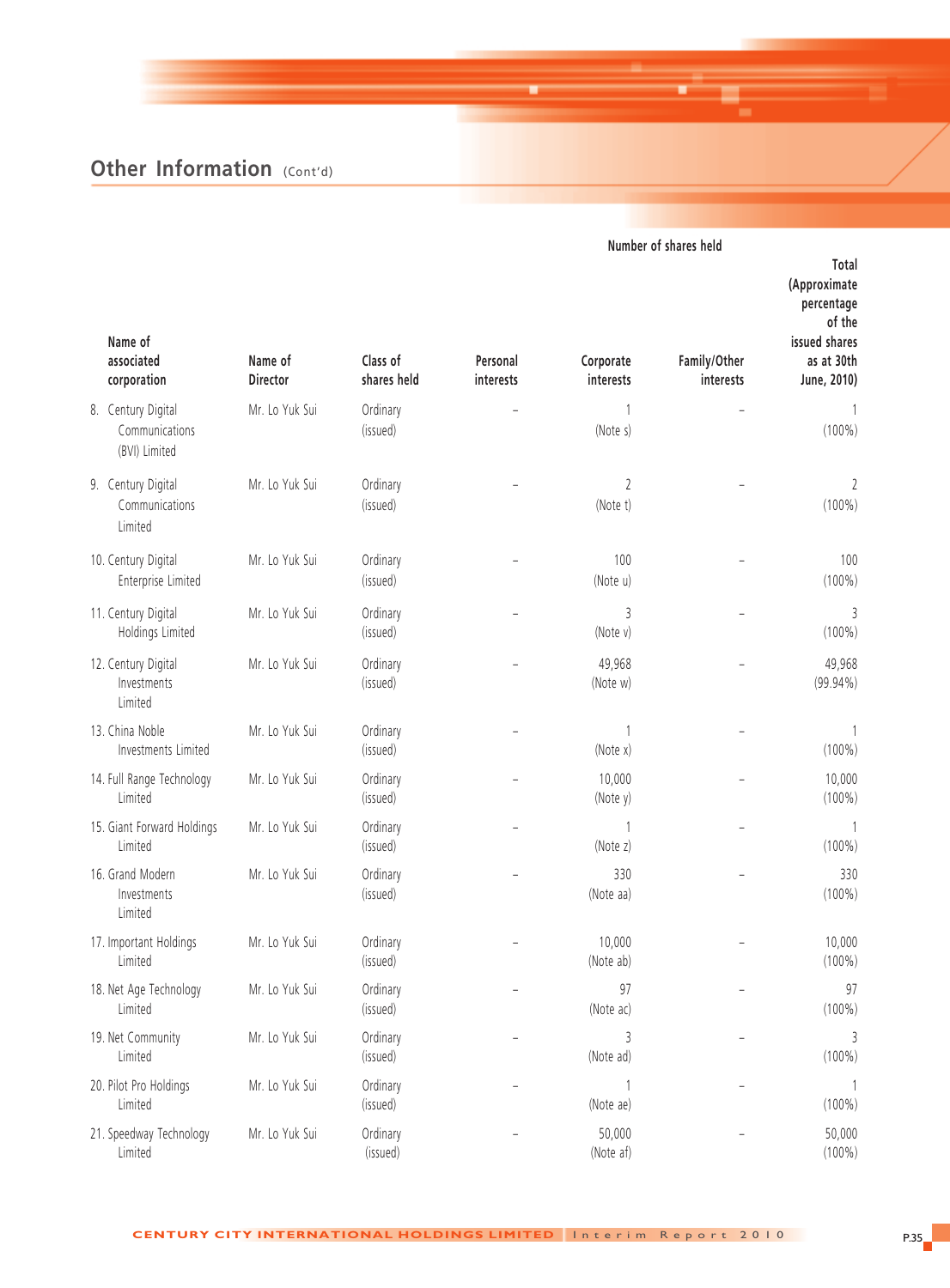## Other Information (Cont'd)

| Name of associated corporation | Name of Director | Class of shares held | Number of shares held | | | |
|---|---|---|---|---|---|---|
| | | | Personal interests | Corporate interests | Family/Other interests | Total (Approximate percentage of the issued shares as at 30th June, 2010) |
| 8. Century Digital Communications (BVI) Limited | Mr. Lo Yuk Sui | Ordinary (issued) | – | 1 (Note s) | – | 1 (100%) |
| 9. Century Digital Communications Limited | Mr. Lo Yuk Sui | Ordinary (issued) | – | 2 (Note t) | – | 2 (100%) |
| 10. Century Digital Enterprise Limited | Mr. Lo Yuk Sui | Ordinary (issued) | – | 100 (Note u) | – | 100 (100%) |
| 11. Century Digital Holdings Limited | Mr. Lo Yuk Sui | Ordinary (issued) | – | 3 (Note v) | – | 3 (100%) |
| 12. Century Digital Investments Limited | Mr. Lo Yuk Sui | Ordinary (issued) | – | 49,968 (Note w) | – | 49,968 (99.94%) |
| 13. China Noble Investments Limited | Mr. Lo Yuk Sui | Ordinary (issued) | – | 1 (Note x) | – | 1 (100%) |
| 14. Full Range Technology Limited | Mr. Lo Yuk Sui | Ordinary (issued) | – | 10,000 (Note y) | – | 10,000 (100%) |
| 15. Giant Forward Holdings Limited | Mr. Lo Yuk Sui | Ordinary (issued) | – | 1 (Note z) | – | 1 (100%) |
| 16. Grand Modern Investments Limited | Mr. Lo Yuk Sui | Ordinary (issued) | – | 330 (Note aa) | – | 330 (100%) |
| 17. Important Holdings Limited | Mr. Lo Yuk Sui | Ordinary (issued) | – | 10,000 (Note ab) | – | 10,000 (100%) |
| 18. Net Age Technology Limited | Mr. Lo Yuk Sui | Ordinary (issued) | – | 97 (Note ac) | – | 97 (100%) |
| 19. Net Community Limited | Mr. Lo Yuk Sui | Ordinary (issued) | – | 3 (Note ad) | – | 3 (100%) |
| 20. Pilot Pro Holdings Limited | Mr. Lo Yuk Sui | Ordinary (issued) | – | 1 (Note ae) | – | 1 (100%) |
| 21. Speedway Technology Limited | Mr. Lo Yuk Sui | Ordinary (issued) | – | 50,000 (Note af) | – | 50,000 (100%) |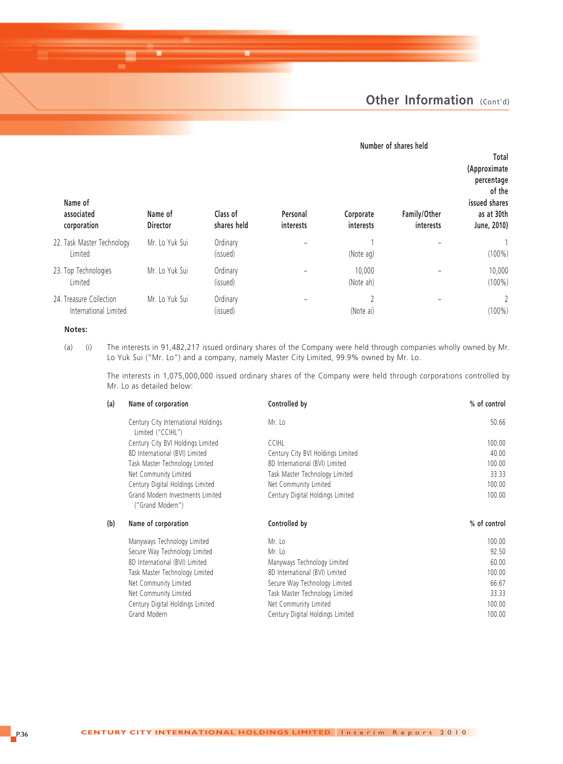## Other Information (Cont'd)

| Name of associated corporation | Name of Director | Class of shares held | Number of shares held: Personal interests | Corporate interests | Family/Other interests | Total (Approximate percentage of the issued shares as at 30th June, 2010) |
|---|---|---|---|---|---|---|
| 22. Task Master Technology Limited | Mr. Lo Yuk Sui | Ordinary (issued) | – | 1 (Note ag) | – | 1 (100%) |
| 23. Top Technologies Limited | Mr. Lo Yuk Sui | Ordinary (issued) | – | 10,000 (Note ah) | – | 10,000 (100%) |
| 24. Treasure Collection International Limited | Mr. Lo Yuk Sui | Ordinary (issued) | – | 2 (Note ai) | – | 2 (100%) |

**Notes:**

(a) (i) The interests in 91,482,217 issued ordinary shares of the Company were held through companies wholly owned by Mr. Lo Yuk Sui ("Mr. Lo") and a company, namely Master City Limited, 99.9% owned by Mr. Lo.

The interests in 1,075,000,000 issued ordinary shares of the Company were held through corporations controlled by Mr. Lo as detailed below:

| (a) | Name of corporation | Controlled by | % of control |
|---|---|---|---|
| | Century City International Holdings Limited ("CCIHL") | Mr. Lo | 50.66 |
| | Century City BVI Holdings Limited | CCIHL | 100.00 |
| | 8D International (BVI) Limited | Century City BVI Holdings Limited | 40.00 |
| | Task Master Technology Limited | 8D International (BVI) Limited | 100.00 |
| | Net Community Limited | Task Master Technology Limited | 33.33 |
| | Century Digital Holdings Limited | Net Community Limited | 100.00 |
| | Grand Modern Investments Limited ("Grand Modern") | Century Digital Holdings Limited | 100.00 |

| (b) | Name of corporation | Controlled by | % of control |
|---|---|---|---|
| | Manyways Technology Limited | Mr. Lo | 100.00 |
| | Secure Way Technology Limited | Mr. Lo | 92.50 |
| | 8D International (BVI) Limited | Manyways Technology Limited | 60.00 |
| | Task Master Technology Limited | 8D International (BVI) Limited | 100.00 |
| | Net Community Limited | Secure Way Technology Limited | 66.67 |
| | Net Community Limited | Task Master Technology Limited | 33.33 |
| | Century Digital Holdings Limited | Net Community Limited | 100.00 |
| | Grand Modern | Century Digital Holdings Limited | 100.00 |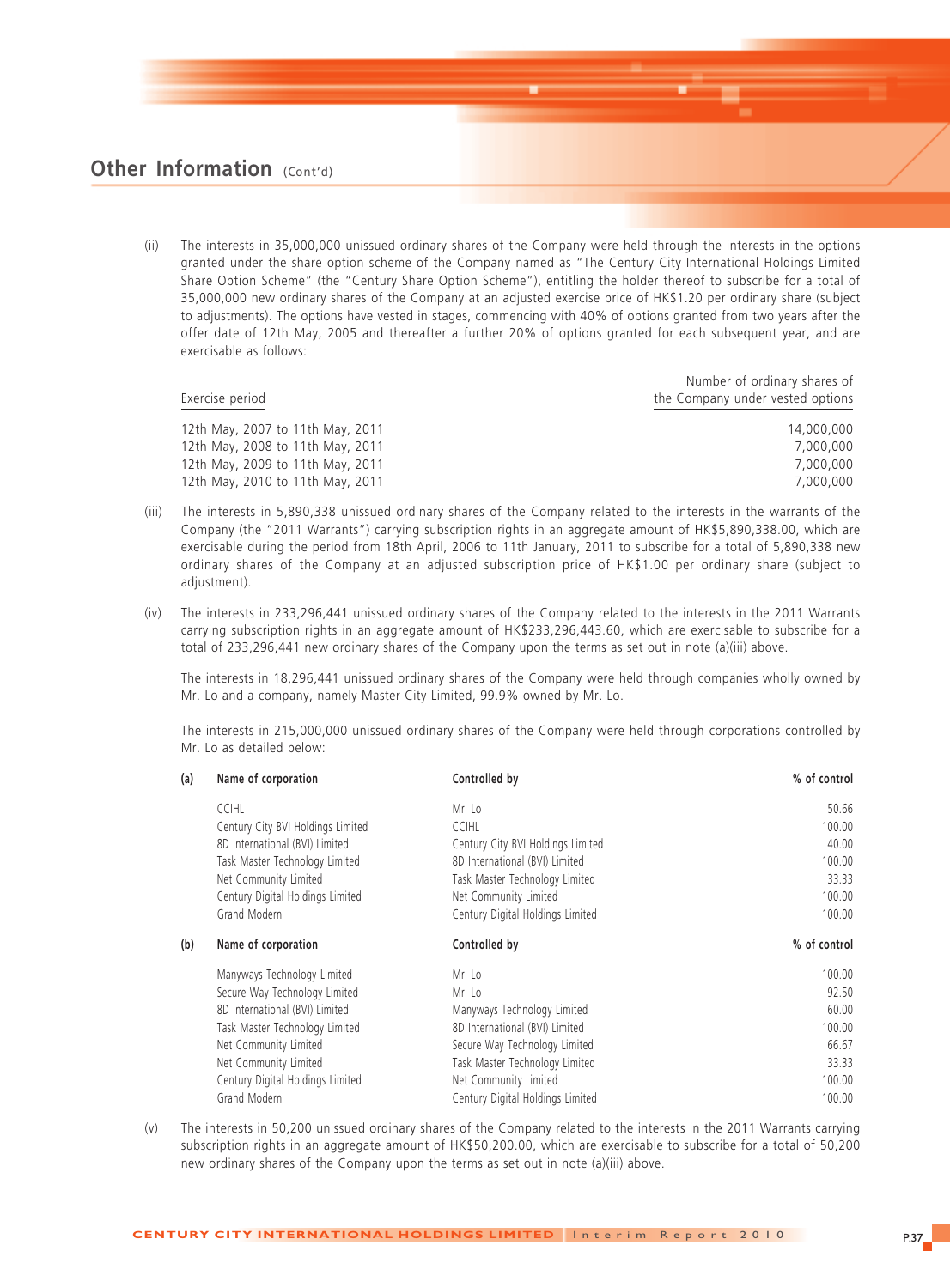## Other Information (Cont'd)

(ii) The interests in 35,000,000 unissued ordinary shares of the Company were held through the interests in the options granted under the share option scheme of the Company named as "The Century City International Holdings Limited Share Option Scheme" (the "Century Share Option Scheme"), entitling the holder thereof to subscribe for a total of 35,000,000 new ordinary shares of the Company at an adjusted exercise price of HK$1.20 per ordinary share (subject to adjustments). The options have vested in stages, commencing with 40% of options granted from two years after the offer date of 12th May, 2005 and thereafter a further 20% of options granted for each subsequent year, and are exercisable as follows:

| Exercise period | Number of ordinary shares of the Company under vested options |
|---|---|
| 12th May, 2007 to 11th May, 2011 | 14,000,000 |
| 12th May, 2008 to 11th May, 2011 | 7,000,000 |
| 12th May, 2009 to 11th May, 2011 | 7,000,000 |
| 12th May, 2010 to 11th May, 2011 | 7,000,000 |

(iii) The interests in 5,890,338 unissued ordinary shares of the Company related to the interests in the warrants of the Company (the "2011 Warrants") carrying subscription rights in an aggregate amount of HK$5,890,338.00, which are exercisable during the period from 18th April, 2006 to 11th January, 2011 to subscribe for a total of 5,890,338 new ordinary shares of the Company at an adjusted subscription price of HK$1.00 per ordinary share (subject to adjustment).

(iv) The interests in 233,296,441 unissued ordinary shares of the Company related to the interests in the 2011 Warrants carrying subscription rights in an aggregate amount of HK$233,296,443.60, which are exercisable to subscribe for a total of 233,296,441 new ordinary shares of the Company upon the terms as set out in note (a)(iii) above.

The interests in 18,296,441 unissued ordinary shares of the Company were held through companies wholly owned by Mr. Lo and a company, namely Master City Limited, 99.9% owned by Mr. Lo.

The interests in 215,000,000 unissued ordinary shares of the Company were held through corporations controlled by Mr. Lo as detailed below:

| (a) | Name of corporation | Controlled by | % of control |
|---|---|---|---|
| | CCIHL | Mr. Lo | 50.66 |
| | Century City BVI Holdings Limited | CCIHL | 100.00 |
| | 8D International (BVI) Limited | Century City BVI Holdings Limited | 40.00 |
| | Task Master Technology Limited | 8D International (BVI) Limited | 100.00 |
| | Net Community Limited | Task Master Technology Limited | 33.33 |
| | Century Digital Holdings Limited | Net Community Limited | 100.00 |
| | Grand Modern | Century Digital Holdings Limited | 100.00 |

| (b) | Name of corporation | Controlled by | % of control |
|---|---|---|---|
| | Manyways Technology Limited | Mr. Lo | 100.00 |
| | Secure Way Technology Limited | Mr. Lo | 92.50 |
| | 8D International (BVI) Limited | Manyways Technology Limited | 60.00 |
| | Task Master Technology Limited | 8D International (BVI) Limited | 100.00 |
| | Net Community Limited | Secure Way Technology Limited | 66.67 |
| | Net Community Limited | Task Master Technology Limited | 33.33 |
| | Century Digital Holdings Limited | Net Community Limited | 100.00 |
| | Grand Modern | Century Digital Holdings Limited | 100.00 |

(v) The interests in 50,200 unissued ordinary shares of the Company related to the interests in the 2011 Warrants carrying subscription rights in an aggregate amount of HK$50,200.00, which are exercisable to subscribe for a total of 50,200 new ordinary shares of the Company upon the terms as set out in note (a)(iii) above.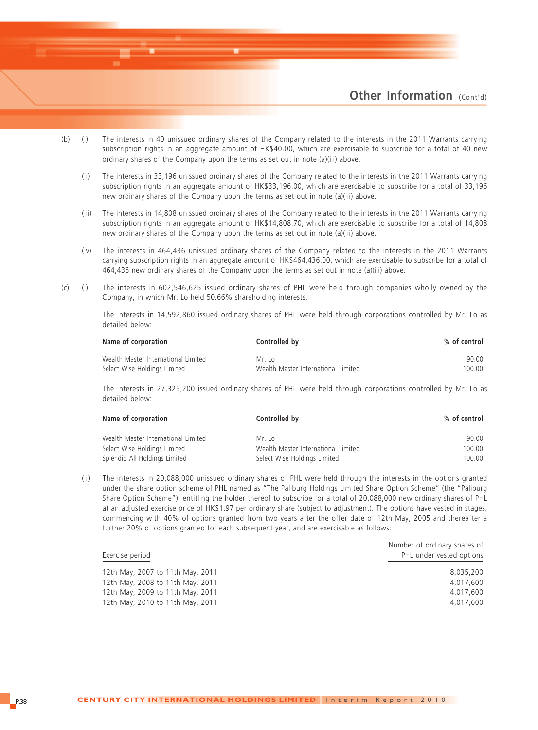(b) (i) The interests in 40 unissued ordinary shares of the Company related to the interests in the 2011 Warrants carrying subscription rights in an aggregate amount of HK$40.00, which are exercisable to subscribe for a total of 40 new ordinary shares of the Company upon the terms as set out in note (a)(iii) above.

(ii) The interests in 33,196 unissued ordinary shares of the Company related to the interests in the 2011 Warrants carrying subscription rights in an aggregate amount of HK$33,196.00, which are exercisable to subscribe for a total of 33,196 new ordinary shares of the Company upon the terms as set out in note (a)(iii) above.

(iii) The interests in 14,808 unissued ordinary shares of the Company related to the interests in the 2011 Warrants carrying subscription rights in an aggregate amount of HK$14,808.70, which are exercisable to subscribe for a total of 14,808 new ordinary shares of the Company upon the terms as set out in note (a)(iii) above.

(iv) The interests in 464,436 unissued ordinary shares of the Company related to the interests in the 2011 Warrants carrying subscription rights in an aggregate amount of HK$464,436.00, which are exercisable to subscribe for a total of 464,436 new ordinary shares of the Company upon the terms as set out in note (a)(iii) above.

(c) (i) The interests in 602,546,625 issued ordinary shares of PHL were held through companies wholly owned by the Company, in which Mr. Lo held 50.66% shareholding interests.

The interests in 14,592,860 issued ordinary shares of PHL were held through corporations controlled by Mr. Lo as detailed below:

| Name of corporation | Controlled by | % of control |
|---|---|---|
| Wealth Master International Limited | Mr. Lo | 90.00 |
| Select Wise Holdings Limited | Wealth Master International Limited | 100.00 |

The interests in 27,325,200 issued ordinary shares of PHL were held through corporations controlled by Mr. Lo as detailed below:

| Name of corporation | Controlled by | % of control |
|---|---|---|
| Wealth Master International Limited | Mr. Lo | 90.00 |
| Select Wise Holdings Limited | Wealth Master International Limited | 100.00 |
| Splendid All Holdings Limited | Select Wise Holdings Limited | 100.00 |

(ii) The interests in 20,088,000 unissued ordinary shares of PHL were held through the interests in the options granted under the share option scheme of PHL named as "The Paliburg Holdings Limited Share Option Scheme" (the "Paliburg Share Option Scheme"), entitling the holder thereof to subscribe for a total of 20,088,000 new ordinary shares of PHL at an adjusted exercise price of HK$1.97 per ordinary share (subject to adjustment). The options have vested in stages, commencing with 40% of options granted from two years after the offer date of 12th May, 2005 and thereafter a further 20% of options granted for each subsequent year, and are exercisable as follows:

| Exercise period | Number of ordinary shares of PHL under vested options |
|---|---|
| 12th May, 2007 to 11th May, 2011 | 8,035,200 |
| 12th May, 2008 to 11th May, 2011 | 4,017,600 |
| 12th May, 2009 to 11th May, 2011 | 4,017,600 |
| 12th May, 2010 to 11th May, 2011 | 4,017,600 |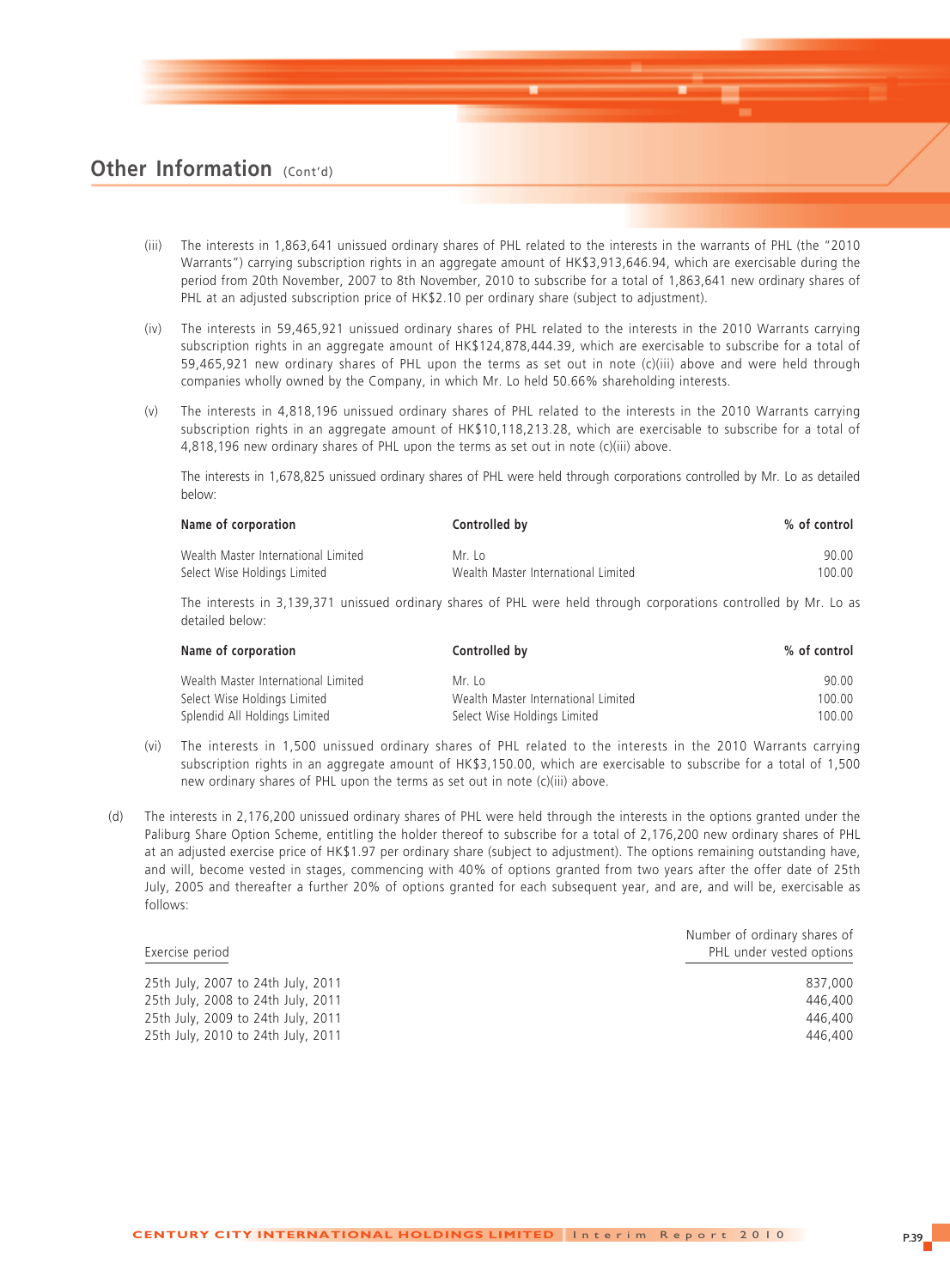## Other Information (Cont'd)

(iii) The interests in 1,863,641 unissued ordinary shares of PHL related to the interests in the warrants of PHL (the "2010 Warrants") carrying subscription rights in an aggregate amount of HK$3,913,646.94, which are exercisable during the period from 20th November, 2007 to 8th November, 2010 to subscribe for a total of 1,863,641 new ordinary shares of PHL at an adjusted subscription price of HK$2.10 per ordinary share (subject to adjustment).

(iv) The interests in 59,465,921 unissued ordinary shares of PHL related to the interests in the 2010 Warrants carrying subscription rights in an aggregate amount of HK$124,878,444.39, which are exercisable to subscribe for a total of 59,465,921 new ordinary shares of PHL upon the terms as set out in note (c)(iii) above and were held through companies wholly owned by the Company, in which Mr. Lo held 50.66% shareholding interests.

(v) The interests in 4,818,196 unissued ordinary shares of PHL related to the interests in the 2010 Warrants carrying subscription rights in an aggregate amount of HK$10,118,213.28, which are exercisable to subscribe for a total of 4,818,196 new ordinary shares of PHL upon the terms as set out in note (c)(iii) above.

The interests in 1,678,825 unissued ordinary shares of PHL were held through corporations controlled by Mr. Lo as detailed below:

| Name of corporation | Controlled by | % of control |
|---|---|---|
| Wealth Master International Limited | Mr. Lo | 90.00 |
| Select Wise Holdings Limited | Wealth Master International Limited | 100.00 |

The interests in 3,139,371 unissued ordinary shares of PHL were held through corporations controlled by Mr. Lo as detailed below:

| Name of corporation | Controlled by | % of control |
|---|---|---|
| Wealth Master International Limited | Mr. Lo | 90.00 |
| Select Wise Holdings Limited | Wealth Master International Limited | 100.00 |
| Splendid All Holdings Limited | Select Wise Holdings Limited | 100.00 |

(vi) The interests in 1,500 unissued ordinary shares of PHL related to the interests in the 2010 Warrants carrying subscription rights in an aggregate amount of HK$3,150.00, which are exercisable to subscribe for a total of 1,500 new ordinary shares of PHL upon the terms as set out in note (c)(iii) above.

(d) The interests in 2,176,200 unissued ordinary shares of PHL were held through the interests in the options granted under the Paliburg Share Option Scheme, entitling the holder thereof to subscribe for a total of 2,176,200 new ordinary shares of PHL at an adjusted exercise price of HK$1.97 per ordinary share (subject to adjustment). The options remaining outstanding have, and will, become vested in stages, commencing with 40% of options granted from two years after the offer date of 25th July, 2005 and thereafter a further 20% of options granted for each subsequent year, and are, and will be, exercisable as follows:

| Exercise period | Number of ordinary shares of PHL under vested options |
|---|---|
| 25th July, 2007 to 24th July, 2011 | 837,000 |
| 25th July, 2008 to 24th July, 2011 | 446,400 |
| 25th July, 2009 to 24th July, 2011 | 446,400 |
| 25th July, 2010 to 24th July, 2011 | 446,400 |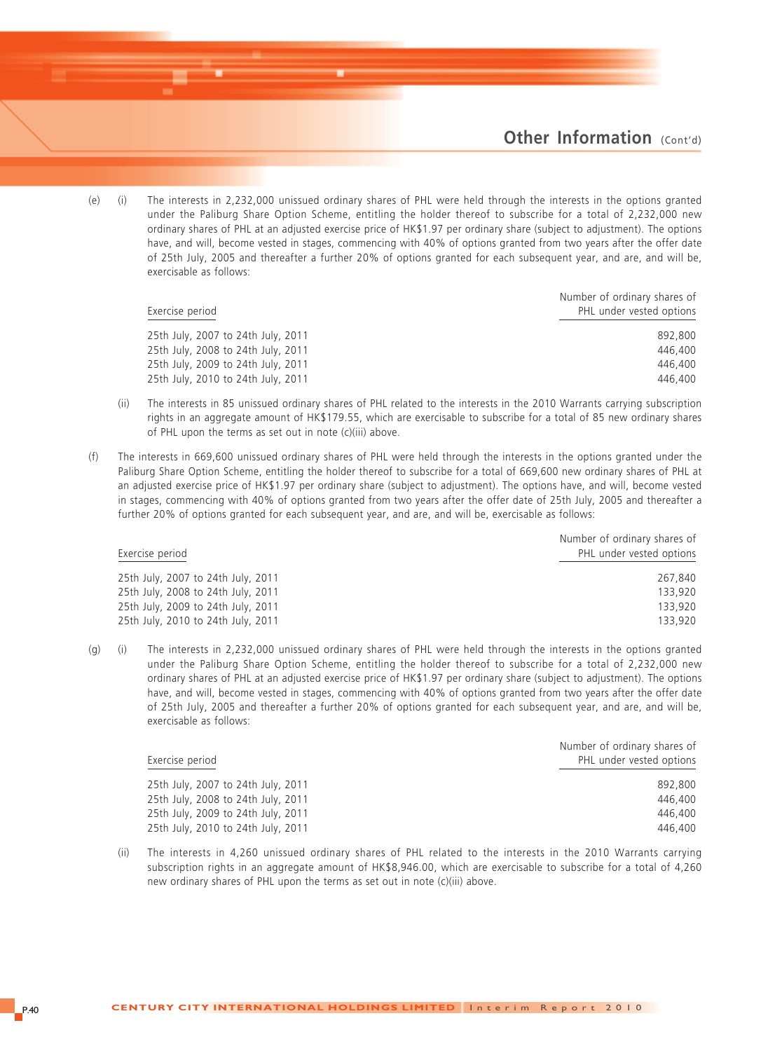## Other Information (Cont'd)

(e) (i) The interests in 2,232,000 unissued ordinary shares of PHL were held through the interests in the options granted under the Paliburg Share Option Scheme, entitling the holder thereof to subscribe for a total of 2,232,000 new ordinary shares of PHL at an adjusted exercise price of HK$1.97 per ordinary share (subject to adjustment). The options have, and will, become vested in stages, commencing with 40% of options granted from two years after the offer date of 25th July, 2005 and thereafter a further 20% of options granted for each subsequent year, and are, and will be, exercisable as follows:

| Exercise period | Number of ordinary shares of PHL under vested options |
|---|---|
| 25th July, 2007 to 24th July, 2011 | 892,800 |
| 25th July, 2008 to 24th July, 2011 | 446,400 |
| 25th July, 2009 to 24th July, 2011 | 446,400 |
| 25th July, 2010 to 24th July, 2011 | 446,400 |

(ii) The interests in 85 unissued ordinary shares of PHL related to the interests in the 2010 Warrants carrying subscription rights in an aggregate amount of HK$179.55, which are exercisable to subscribe for a total of 85 new ordinary shares of PHL upon the terms as set out in note (c)(iii) above.

(f) The interests in 669,600 unissued ordinary shares of PHL were held through the interests in the options granted under the Paliburg Share Option Scheme, entitling the holder thereof to subscribe for a total of 669,600 new ordinary shares of PHL at an adjusted exercise price of HK$1.97 per ordinary share (subject to adjustment). The options have, and will, become vested in stages, commencing with 40% of options granted from two years after the offer date of 25th July, 2005 and thereafter a further 20% of options granted for each subsequent year, and are, and will be, exercisable as follows:

| Exercise period | Number of ordinary shares of PHL under vested options |
|---|---|
| 25th July, 2007 to 24th July, 2011 | 267,840 |
| 25th July, 2008 to 24th July, 2011 | 133,920 |
| 25th July, 2009 to 24th July, 2011 | 133,920 |
| 25th July, 2010 to 24th July, 2011 | 133,920 |

(g) (i) The interests in 2,232,000 unissued ordinary shares of PHL were held through the interests in the options granted under the Paliburg Share Option Scheme, entitling the holder thereof to subscribe for a total of 2,232,000 new ordinary shares of PHL at an adjusted exercise price of HK$1.97 per ordinary share (subject to adjustment). The options have, and will, become vested in stages, commencing with 40% of options granted from two years after the offer date of 25th July, 2005 and thereafter a further 20% of options granted for each subsequent year, and are, and will be, exercisable as follows:

| Exercise period | Number of ordinary shares of PHL under vested options |
|---|---|
| 25th July, 2007 to 24th July, 2011 | 892,800 |
| 25th July, 2008 to 24th July, 2011 | 446,400 |
| 25th July, 2009 to 24th July, 2011 | 446,400 |
| 25th July, 2010 to 24th July, 2011 | 446,400 |

(ii) The interests in 4,260 unissued ordinary shares of PHL related to the interests in the 2010 Warrants carrying subscription rights in an aggregate amount of HK$8,946.00, which are exercisable to subscribe for a total of 4,260 new ordinary shares of PHL upon the terms as set out in note (c)(iii) above.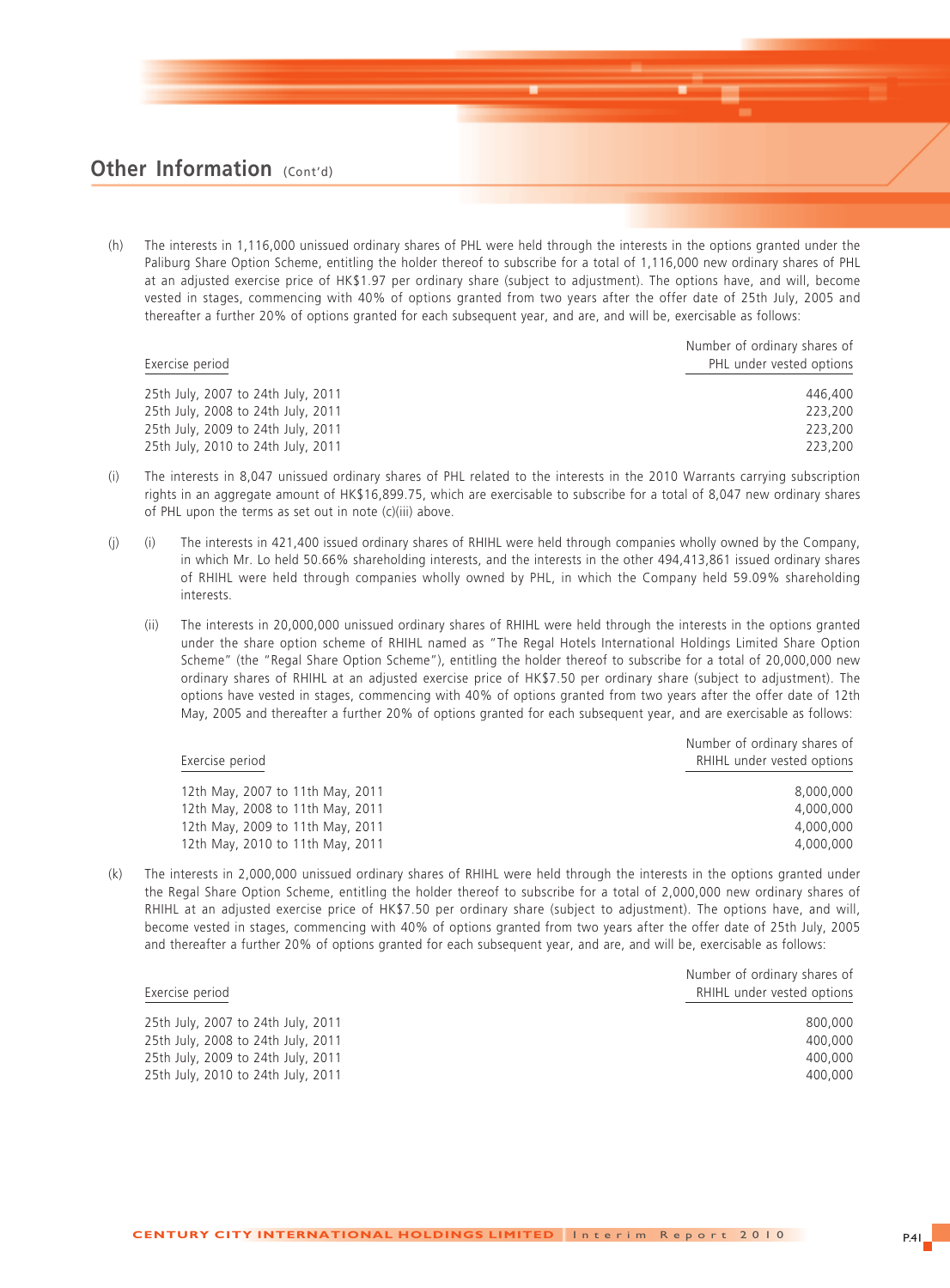## Other Information (Cont'd)

(h) The interests in 1,116,000 unissued ordinary shares of PHL were held through the interests in the options granted under the Paliburg Share Option Scheme, entitling the holder thereof to subscribe for a total of 1,116,000 new ordinary shares of PHL at an adjusted exercise price of HK$1.97 per ordinary share (subject to adjustment). The options have, and will, become vested in stages, commencing with 40% of options granted from two years after the offer date of 25th July, 2005 and thereafter a further 20% of options granted for each subsequent year, and are, and will be, exercisable as follows:

| Exercise period | Number of ordinary shares of PHL under vested options |
|---|---|
| 25th July, 2007 to 24th July, 2011 | 446,400 |
| 25th July, 2008 to 24th July, 2011 | 223,200 |
| 25th July, 2009 to 24th July, 2011 | 223,200 |
| 25th July, 2010 to 24th July, 2011 | 223,200 |

(i) The interests in 8,047 unissued ordinary shares of PHL related to the interests in the 2010 Warrants carrying subscription rights in an aggregate amount of HK$16,899.75, which are exercisable to subscribe for a total of 8,047 new ordinary shares of PHL upon the terms as set out in note (c)(iii) above.

(j) (i) The interests in 421,400 issued ordinary shares of RHIHL were held through companies wholly owned by the Company, in which Mr. Lo held 50.66% shareholding interests, and the interests in the other 494,413,861 issued ordinary shares of RHIHL were held through companies wholly owned by PHL, in which the Company held 59.09% shareholding interests.

(ii) The interests in 20,000,000 unissued ordinary shares of RHIHL were held through the interests in the options granted under the share option scheme of RHIHL named as "The Regal Hotels International Holdings Limited Share Option Scheme" (the "Regal Share Option Scheme"), entitling the holder thereof to subscribe for a total of 20,000,000 new ordinary shares of RHIHL at an adjusted exercise price of HK$7.50 per ordinary share (subject to adjustment). The options have vested in stages, commencing with 40% of options granted from two years after the offer date of 12th May, 2005 and thereafter a further 20% of options granted for each subsequent year, and are exercisable as follows:

| Exercise period | Number of ordinary shares of RHIHL under vested options |
|---|---|
| 12th May, 2007 to 11th May, 2011 | 8,000,000 |
| 12th May, 2008 to 11th May, 2011 | 4,000,000 |
| 12th May, 2009 to 11th May, 2011 | 4,000,000 |
| 12th May, 2010 to 11th May, 2011 | 4,000,000 |

(k) The interests in 2,000,000 unissued ordinary shares of RHIHL were held through the interests in the options granted under the Regal Share Option Scheme, entitling the holder thereof to subscribe for a total of 2,000,000 new ordinary shares of RHIHL at an adjusted exercise price of HK$7.50 per ordinary share (subject to adjustment). The options have, and will, become vested in stages, commencing with 40% of options granted from two years after the offer date of 25th July, 2005 and thereafter a further 20% of options granted for each subsequent year, and are, and will be, exercisable as follows:

| Exercise period | Number of ordinary shares of RHIHL under vested options |
|---|---|
| 25th July, 2007 to 24th July, 2011 | 800,000 |
| 25th July, 2008 to 24th July, 2011 | 400,000 |
| 25th July, 2009 to 24th July, 2011 | 400,000 |
| 25th July, 2010 to 24th July, 2011 | 400,000 |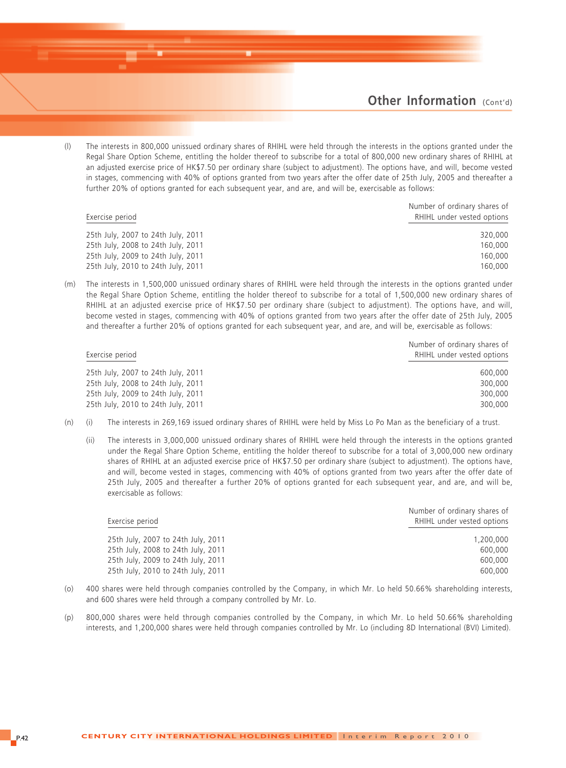## Other Information (Cont'd)

(l) The interests in 800,000 unissued ordinary shares of RHIHL were held through the interests in the options granted under the Regal Share Option Scheme, entitling the holder thereof to subscribe for a total of 800,000 new ordinary shares of RHIHL at an adjusted exercise price of HK$7.50 per ordinary share (subject to adjustment). The options have, and will, become vested in stages, commencing with 40% of options granted from two years after the offer date of 25th July, 2005 and thereafter a further 20% of options granted for each subsequent year, and are, and will be, exercisable as follows:

| Exercise period | Number of ordinary shares of RHIHL under vested options |
|---|---:|
| 25th July, 2007 to 24th July, 2011 | 320,000 |
| 25th July, 2008 to 24th July, 2011 | 160,000 |
| 25th July, 2009 to 24th July, 2011 | 160,000 |
| 25th July, 2010 to 24th July, 2011 | 160,000 |

(m) The interests in 1,500,000 unissued ordinary shares of RHIHL were held through the interests in the options granted under the Regal Share Option Scheme, entitling the holder thereof to subscribe for a total of 1,500,000 new ordinary shares of RHIHL at an adjusted exercise price of HK$7.50 per ordinary share (subject to adjustment). The options have, and will, become vested in stages, commencing with 40% of options granted from two years after the offer date of 25th July, 2005 and thereafter a further 20% of options granted for each subsequent year, and are, and will be, exercisable as follows:

| Exercise period | Number of ordinary shares of RHIHL under vested options |
|---|---:|
| 25th July, 2007 to 24th July, 2011 | 600,000 |
| 25th July, 2008 to 24th July, 2011 | 300,000 |
| 25th July, 2009 to 24th July, 2011 | 300,000 |
| 25th July, 2010 to 24th July, 2011 | 300,000 |

(n) (i) The interests in 269,169 issued ordinary shares of RHIHL were held by Miss Lo Po Man as the beneficiary of a trust.

(ii) The interests in 3,000,000 unissued ordinary shares of RHIHL were held through the interests in the options granted under the Regal Share Option Scheme, entitling the holder thereof to subscribe for a total of 3,000,000 new ordinary shares of RHIHL at an adjusted exercise price of HK$7.50 per ordinary share (subject to adjustment). The options have, and will, become vested in stages, commencing with 40% of options granted from two years after the offer date of 25th July, 2005 and thereafter a further 20% of options granted for each subsequent year, and are, and will be, exercisable as follows:

| Exercise period | Number of ordinary shares of RHIHL under vested options |
|---|---:|
| 25th July, 2007 to 24th July, 2011 | 1,200,000 |
| 25th July, 2008 to 24th July, 2011 | 600,000 |
| 25th July, 2009 to 24th July, 2011 | 600,000 |
| 25th July, 2010 to 24th July, 2011 | 600,000 |

(o) 400 shares were held through companies controlled by the Company, in which Mr. Lo held 50.66% shareholding interests, and 600 shares were held through a company controlled by Mr. Lo.

(p) 800,000 shares were held through companies controlled by the Company, in which Mr. Lo held 50.66% shareholding interests, and 1,200,000 shares were held through companies controlled by Mr. Lo (including 8D International (BVI) Limited).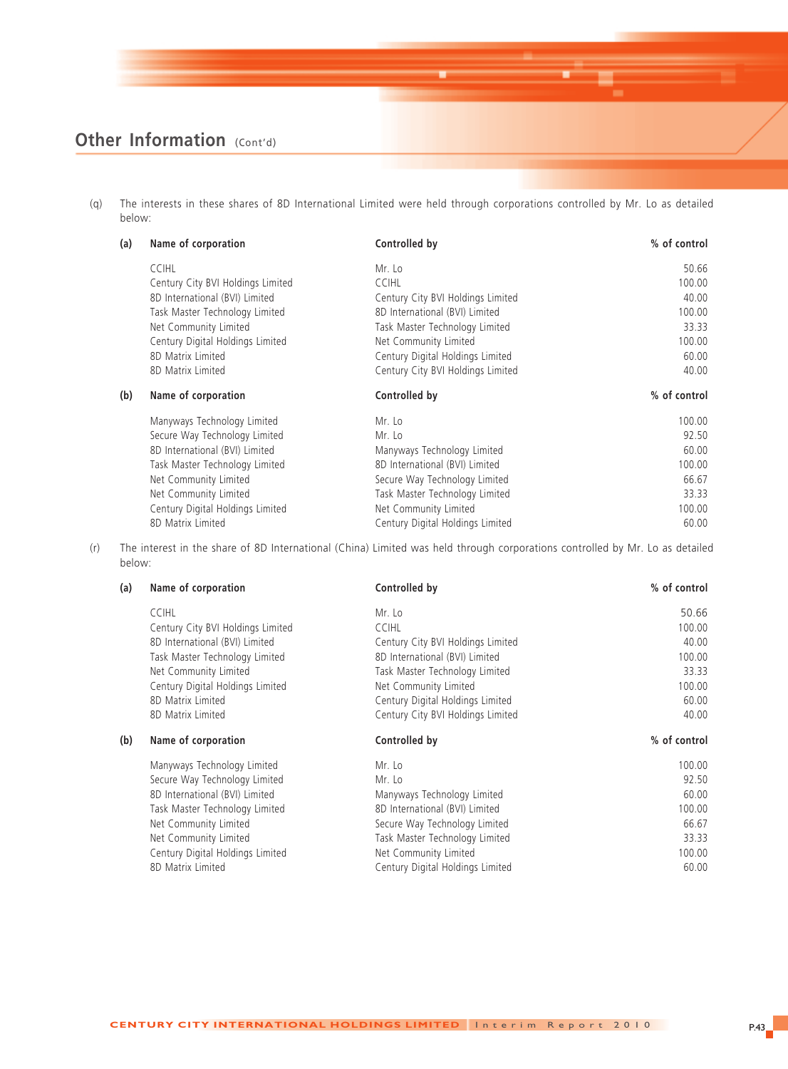## Other Information (Cont'd)

(q) The interests in these shares of 8D International Limited were held through corporations controlled by Mr. Lo as detailed below:

| (a) | Name of corporation | Controlled by | % of control |
|---|---|---|---|
| | CCIHL | Mr. Lo | 50.66 |
| | Century City BVI Holdings Limited | CCIHL | 100.00 |
| | 8D International (BVI) Limited | Century City BVI Holdings Limited | 40.00 |
| | Task Master Technology Limited | 8D International (BVI) Limited | 100.00 |
| | Net Community Limited | Task Master Technology Limited | 33.33 |
| | Century Digital Holdings Limited | Net Community Limited | 100.00 |
| | 8D Matrix Limited | Century Digital Holdings Limited | 60.00 |
| | 8D Matrix Limited | Century City BVI Holdings Limited | 40.00 |

| (b) | Name of corporation | Controlled by | % of control |
|---|---|---|---|
| | Manyways Technology Limited | Mr. Lo | 100.00 |
| | Secure Way Technology Limited | Mr. Lo | 92.50 |
| | 8D International (BVI) Limited | Manyways Technology Limited | 60.00 |
| | Task Master Technology Limited | 8D International (BVI) Limited | 100.00 |
| | Net Community Limited | Secure Way Technology Limited | 66.67 |
| | Net Community Limited | Task Master Technology Limited | 33.33 |
| | Century Digital Holdings Limited | Net Community Limited | 100.00 |
| | 8D Matrix Limited | Century Digital Holdings Limited | 60.00 |

(r) The interest in the share of 8D International (China) Limited was held through corporations controlled by Mr. Lo as detailed below:

| (a) | Name of corporation | Controlled by | % of control |
|---|---|---|---|
| | CCIHL | Mr. Lo | 50.66 |
| | Century City BVI Holdings Limited | CCIHL | 100.00 |
| | 8D International (BVI) Limited | Century City BVI Holdings Limited | 40.00 |
| | Task Master Technology Limited | 8D International (BVI) Limited | 100.00 |
| | Net Community Limited | Task Master Technology Limited | 33.33 |
| | Century Digital Holdings Limited | Net Community Limited | 100.00 |
| | 8D Matrix Limited | Century Digital Holdings Limited | 60.00 |
| | 8D Matrix Limited | Century City BVI Holdings Limited | 40.00 |

| (b) | Name of corporation | Controlled by | % of control |
|---|---|---|---|
| | Manyways Technology Limited | Mr. Lo | 100.00 |
| | Secure Way Technology Limited | Mr. Lo | 92.50 |
| | 8D International (BVI) Limited | Manyways Technology Limited | 60.00 |
| | Task Master Technology Limited | 8D International (BVI) Limited | 100.00 |
| | Net Community Limited | Secure Way Technology Limited | 66.67 |
| | Net Community Limited | Task Master Technology Limited | 33.33 |
| | Century Digital Holdings Limited | Net Community Limited | 100.00 |
| | 8D Matrix Limited | Century Digital Holdings Limited | 60.00 |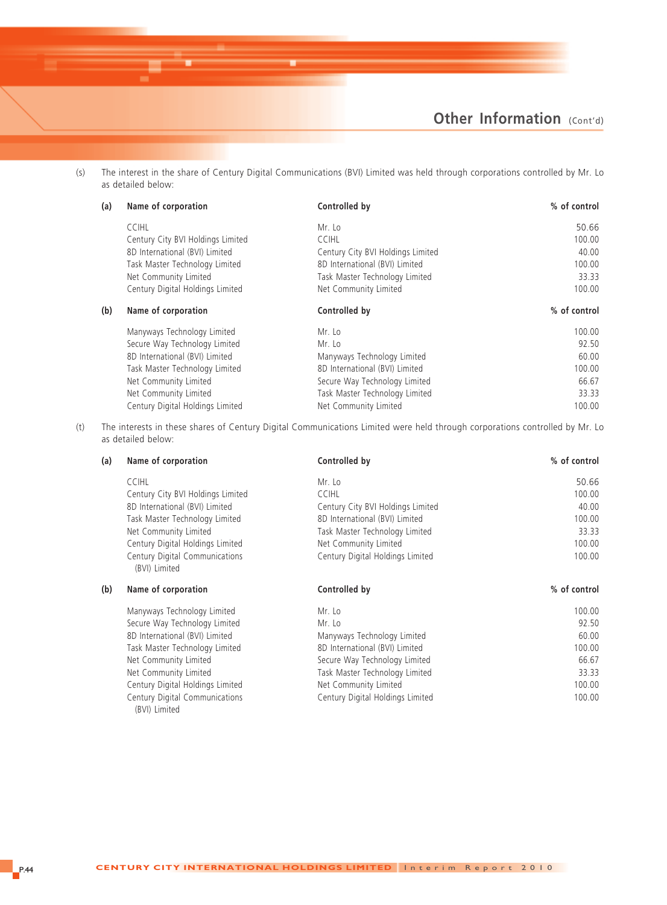(s) The interest in the share of Century Digital Communications (BVI) Limited was held through corporations controlled by Mr. Lo as detailed below:

**(a)**

| Name of corporation | Controlled by | % of control |
|---|---|---|
| CCIHL | Mr. Lo | 50.66 |
| Century City BVI Holdings Limited | CCIHL | 100.00 |
| 8D International (BVI) Limited | Century City BVI Holdings Limited | 40.00 |
| Task Master Technology Limited | 8D International (BVI) Limited | 100.00 |
| Net Community Limited | Task Master Technology Limited | 33.33 |
| Century Digital Holdings Limited | Net Community Limited | 100.00 |

**(b)**

| Name of corporation | Controlled by | % of control |
|---|---|---|
| Manyways Technology Limited | Mr. Lo | 100.00 |
| Secure Way Technology Limited | Mr. Lo | 92.50 |
| 8D International (BVI) Limited | Manyways Technology Limited | 60.00 |
| Task Master Technology Limited | 8D International (BVI) Limited | 100.00 |
| Net Community Limited | Secure Way Technology Limited | 66.67 |
| Net Community Limited | Task Master Technology Limited | 33.33 |
| Century Digital Holdings Limited | Net Community Limited | 100.00 |

(t) The interests in these shares of Century Digital Communications Limited were held through corporations controlled by Mr. Lo as detailed below:

**(a)**

| Name of corporation | Controlled by | % of control |
|---|---|---|
| CCIHL | Mr. Lo | 50.66 |
| Century City BVI Holdings Limited | CCIHL | 100.00 |
| 8D International (BVI) Limited | Century City BVI Holdings Limited | 40.00 |
| Task Master Technology Limited | 8D International (BVI) Limited | 100.00 |
| Net Community Limited | Task Master Technology Limited | 33.33 |
| Century Digital Holdings Limited | Net Community Limited | 100.00 |
| Century Digital Communications (BVI) Limited | Century Digital Holdings Limited | 100.00 |

**(b)**

| Name of corporation | Controlled by | % of control |
|---|---|---|
| Manyways Technology Limited | Mr. Lo | 100.00 |
| Secure Way Technology Limited | Mr. Lo | 92.50 |
| 8D International (BVI) Limited | Manyways Technology Limited | 60.00 |
| Task Master Technology Limited | 8D International (BVI) Limited | 100.00 |
| Net Community Limited | Secure Way Technology Limited | 66.67 |
| Net Community Limited | Task Master Technology Limited | 33.33 |
| Century Digital Holdings Limited | Net Community Limited | 100.00 |
| Century Digital Communications (BVI) Limited | Century Digital Holdings Limited | 100.00 |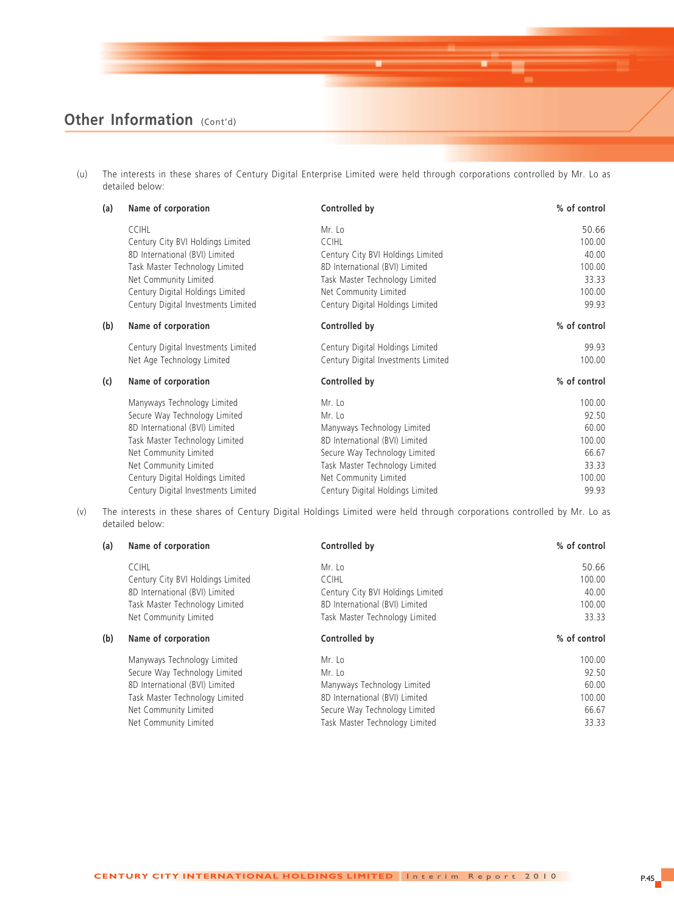## Other Information (Cont'd)

(u) The interests in these shares of Century Digital Enterprise Limited were held through corporations controlled by Mr. Lo as detailed below:

(a)

| Name of corporation | Controlled by | % of control |
|---|---|---|
| CCIHL | Mr. Lo | 50.66 |
| Century City BVI Holdings Limited | CCIHL | 100.00 |
| 8D International (BVI) Limited | Century City BVI Holdings Limited | 40.00 |
| Task Master Technology Limited | 8D International (BVI) Limited | 100.00 |
| Net Community Limited | Task Master Technology Limited | 33.33 |
| Century Digital Holdings Limited | Net Community Limited | 100.00 |
| Century Digital Investments Limited | Century Digital Holdings Limited | 99.93 |

(b)

| Name of corporation | Controlled by | % of control |
|---|---|---|
| Century Digital Investments Limited | Century Digital Holdings Limited | 99.93 |
| Net Age Technology Limited | Century Digital Investments Limited | 100.00 |

(c)

| Name of corporation | Controlled by | % of control |
|---|---|---|
| Manyways Technology Limited | Mr. Lo | 100.00 |
| Secure Way Technology Limited | Mr. Lo | 92.50 |
| 8D International (BVI) Limited | Manyways Technology Limited | 60.00 |
| Task Master Technology Limited | 8D International (BVI) Limited | 100.00 |
| Net Community Limited | Secure Way Technology Limited | 66.67 |
| Net Community Limited | Task Master Technology Limited | 33.33 |
| Century Digital Holdings Limited | Net Community Limited | 100.00 |
| Century Digital Investments Limited | Century Digital Holdings Limited | 99.93 |

(v) The interests in these shares of Century Digital Holdings Limited were held through corporations controlled by Mr. Lo as detailed below:

(a)

| Name of corporation | Controlled by | % of control |
|---|---|---|
| CCIHL | Mr. Lo | 50.66 |
| Century City BVI Holdings Limited | CCIHL | 100.00 |
| 8D International (BVI) Limited | Century City BVI Holdings Limited | 40.00 |
| Task Master Technology Limited | 8D International (BVI) Limited | 100.00 |
| Net Community Limited | Task Master Technology Limited | 33.33 |

(b)

| Name of corporation | Controlled by | % of control |
|---|---|---|
| Manyways Technology Limited | Mr. Lo | 100.00 |
| Secure Way Technology Limited | Mr. Lo | 92.50 |
| 8D International (BVI) Limited | Manyways Technology Limited | 60.00 |
| Task Master Technology Limited | 8D International (BVI) Limited | 100.00 |
| Net Community Limited | Secure Way Technology Limited | 66.67 |
| Net Community Limited | Task Master Technology Limited | 33.33 |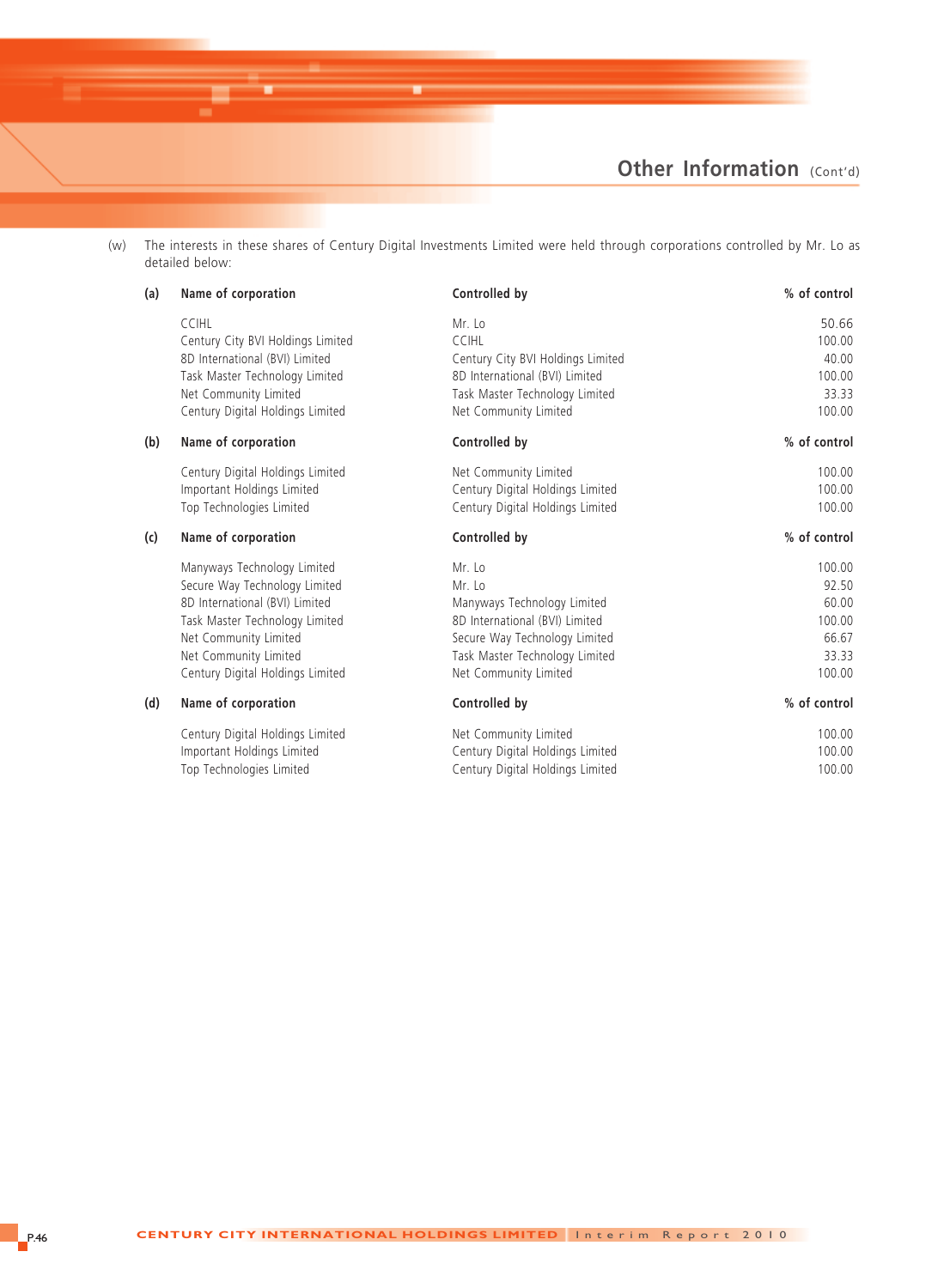(w) The interests in these shares of Century Digital Investments Limited were held through corporations controlled by Mr. Lo as detailed below:

(a)

| Name of corporation | Controlled by | % of control |
|---|---|---|
| CCIHL | Mr. Lo | 50.66 |
| Century City BVI Holdings Limited | CCIHL | 100.00 |
| 8D International (BVI) Limited | Century City BVI Holdings Limited | 40.00 |
| Task Master Technology Limited | 8D International (BVI) Limited | 100.00 |
| Net Community Limited | Task Master Technology Limited | 33.33 |
| Century Digital Holdings Limited | Net Community Limited | 100.00 |

(b)

| Name of corporation | Controlled by | % of control |
|---|---|---|
| Century Digital Holdings Limited | Net Community Limited | 100.00 |
| Important Holdings Limited | Century Digital Holdings Limited | 100.00 |
| Top Technologies Limited | Century Digital Holdings Limited | 100.00 |

(c)

| Name of corporation | Controlled by | % of control |
|---|---|---|
| Manyways Technology Limited | Mr. Lo | 100.00 |
| Secure Way Technology Limited | Mr. Lo | 92.50 |
| 8D International (BVI) Limited | Manyways Technology Limited | 60.00 |
| Task Master Technology Limited | 8D International (BVI) Limited | 100.00 |
| Net Community Limited | Secure Way Technology Limited | 66.67 |
| Net Community Limited | Task Master Technology Limited | 33.33 |
| Century Digital Holdings Limited | Net Community Limited | 100.00 |

(d)

| Name of corporation | Controlled by | % of control |
|---|---|---|
| Century Digital Holdings Limited | Net Community Limited | 100.00 |
| Important Holdings Limited | Century Digital Holdings Limited | 100.00 |
| Top Technologies Limited | Century Digital Holdings Limited | 100.00 |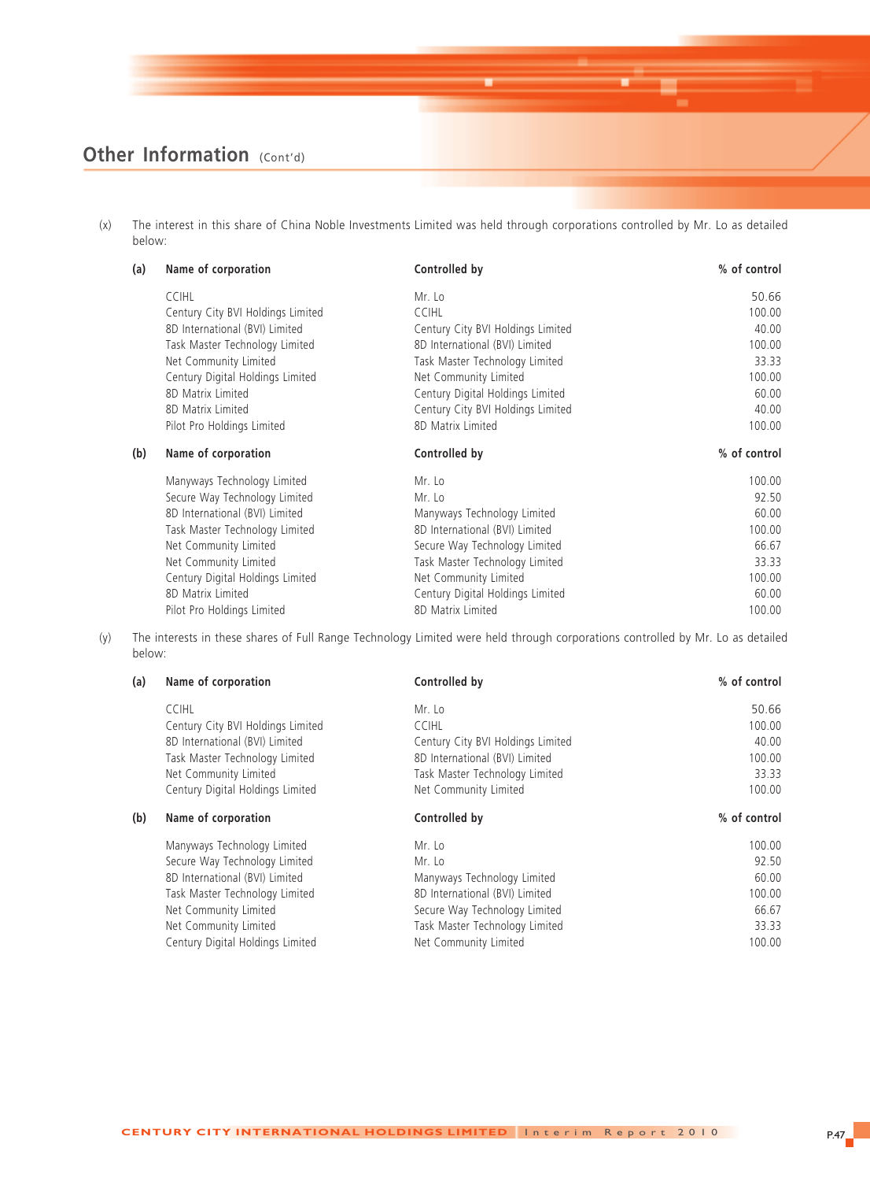## Other Information (Cont'd)

(x) The interest in this share of China Noble Investments Limited was held through corporations controlled by Mr. Lo as detailed below:

(a)

| Name of corporation | Controlled by | % of control |
|---|---|---|
| CCIHL | Mr. Lo | 50.66 |
| Century City BVI Holdings Limited | CCIHL | 100.00 |
| 8D International (BVI) Limited | Century City BVI Holdings Limited | 40.00 |
| Task Master Technology Limited | 8D International (BVI) Limited | 100.00 |
| Net Community Limited | Task Master Technology Limited | 33.33 |
| Century Digital Holdings Limited | Net Community Limited | 100.00 |
| 8D Matrix Limited | Century Digital Holdings Limited | 60.00 |
| 8D Matrix Limited | Century City BVI Holdings Limited | 40.00 |
| Pilot Pro Holdings Limited | 8D Matrix Limited | 100.00 |

(b)

| Name of corporation | Controlled by | % of control |
|---|---|---|
| Manyways Technology Limited | Mr. Lo | 100.00 |
| Secure Way Technology Limited | Mr. Lo | 92.50 |
| 8D International (BVI) Limited | Manyways Technology Limited | 60.00 |
| Task Master Technology Limited | 8D International (BVI) Limited | 100.00 |
| Net Community Limited | Secure Way Technology Limited | 66.67 |
| Net Community Limited | Task Master Technology Limited | 33.33 |
| Century Digital Holdings Limited | Net Community Limited | 100.00 |
| 8D Matrix Limited | Century Digital Holdings Limited | 60.00 |
| Pilot Pro Holdings Limited | 8D Matrix Limited | 100.00 |

(y) The interests in these shares of Full Range Technology Limited were held through corporations controlled by Mr. Lo as detailed below:

(a)

| Name of corporation | Controlled by | % of control |
|---|---|---|
| CCIHL | Mr. Lo | 50.66 |
| Century City BVI Holdings Limited | CCIHL | 100.00 |
| 8D International (BVI) Limited | Century City BVI Holdings Limited | 40.00 |
| Task Master Technology Limited | 8D International (BVI) Limited | 100.00 |
| Net Community Limited | Task Master Technology Limited | 33.33 |
| Century Digital Holdings Limited | Net Community Limited | 100.00 |

(b)

| Name of corporation | Controlled by | % of control |
|---|---|---|
| Manyways Technology Limited | Mr. Lo | 100.00 |
| Secure Way Technology Limited | Mr. Lo | 92.50 |
| 8D International (BVI) Limited | Manyways Technology Limited | 60.00 |
| Task Master Technology Limited | 8D International (BVI) Limited | 100.00 |
| Net Community Limited | Secure Way Technology Limited | 66.67 |
| Net Community Limited | Task Master Technology Limited | 33.33 |
| Century Digital Holdings Limited | Net Community Limited | 100.00 |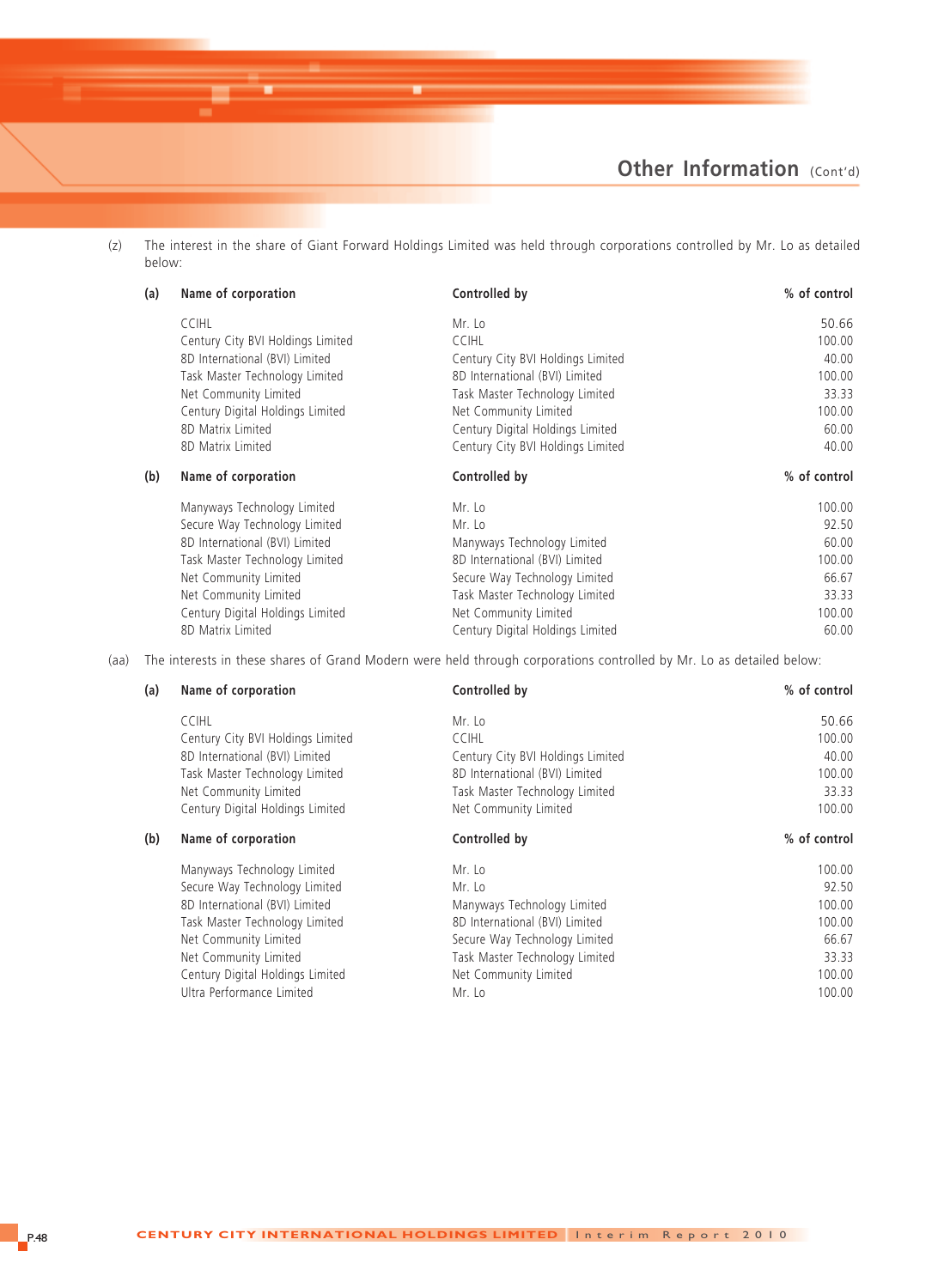(z) The interest in the share of Giant Forward Holdings Limited was held through corporations controlled by Mr. Lo as detailed below:

(a)

| Name of corporation | Controlled by | % of control |
|---|---|---|
| CCIHL | Mr. Lo | 50.66 |
| Century City BVI Holdings Limited | CCIHL | 100.00 |
| 8D International (BVI) Limited | Century City BVI Holdings Limited | 40.00 |
| Task Master Technology Limited | 8D International (BVI) Limited | 100.00 |
| Net Community Limited | Task Master Technology Limited | 33.33 |
| Century Digital Holdings Limited | Net Community Limited | 100.00 |
| 8D Matrix Limited | Century Digital Holdings Limited | 60.00 |
| 8D Matrix Limited | Century City BVI Holdings Limited | 40.00 |

(b)

| Name of corporation | Controlled by | % of control |
|---|---|---|
| Manyways Technology Limited | Mr. Lo | 100.00 |
| Secure Way Technology Limited | Mr. Lo | 92.50 |
| 8D International (BVI) Limited | Manyways Technology Limited | 60.00 |
| Task Master Technology Limited | 8D International (BVI) Limited | 100.00 |
| Net Community Limited | Secure Way Technology Limited | 66.67 |
| Net Community Limited | Task Master Technology Limited | 33.33 |
| Century Digital Holdings Limited | Net Community Limited | 100.00 |
| 8D Matrix Limited | Century Digital Holdings Limited | 60.00 |

(aa) The interests in these shares of Grand Modern were held through corporations controlled by Mr. Lo as detailed below:

(a)

| Name of corporation | Controlled by | % of control |
|---|---|---|
| CCIHL | Mr. Lo | 50.66 |
| Century City BVI Holdings Limited | CCIHL | 100.00 |
| 8D International (BVI) Limited | Century City BVI Holdings Limited | 40.00 |
| Task Master Technology Limited | 8D International (BVI) Limited | 100.00 |
| Net Community Limited | Task Master Technology Limited | 33.33 |
| Century Digital Holdings Limited | Net Community Limited | 100.00 |

(b)

| Name of corporation | Controlled by | % of control |
|---|---|---|
| Manyways Technology Limited | Mr. Lo | 100.00 |
| Secure Way Technology Limited | Mr. Lo | 92.50 |
| 8D International (BVI) Limited | Manyways Technology Limited | 100.00 |
| Task Master Technology Limited | 8D International (BVI) Limited | 100.00 |
| Net Community Limited | Secure Way Technology Limited | 66.67 |
| Net Community Limited | Task Master Technology Limited | 33.33 |
| Century Digital Holdings Limited | Net Community Limited | 100.00 |
| Ultra Performance Limited | Mr. Lo | 100.00 |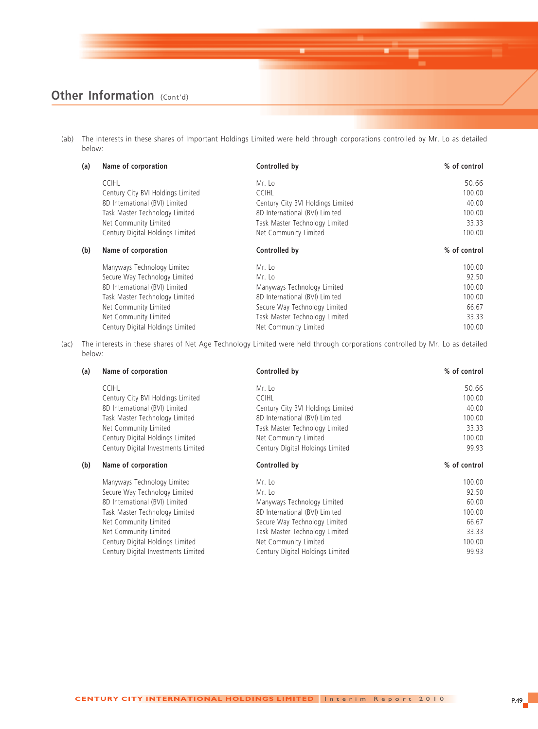## Other Information (Cont'd)

(ab) The interests in these shares of Important Holdings Limited were held through corporations controlled by Mr. Lo as detailed below:

(a)

| Name of corporation | Controlled by | % of control |
|---|---|---|
| CCIHL | Mr. Lo | 50.66 |
| Century City BVI Holdings Limited | CCIHL | 100.00 |
| 8D International (BVI) Limited | Century City BVI Holdings Limited | 40.00 |
| Task Master Technology Limited | 8D International (BVI) Limited | 100.00 |
| Net Community Limited | Task Master Technology Limited | 33.33 |
| Century Digital Holdings Limited | Net Community Limited | 100.00 |

(b)

| Name of corporation | Controlled by | % of control |
|---|---|---|
| Manyways Technology Limited | Mr. Lo | 100.00 |
| Secure Way Technology Limited | Mr. Lo | 92.50 |
| 8D International (BVI) Limited | Manyways Technology Limited | 100.00 |
| Task Master Technology Limited | 8D International (BVI) Limited | 100.00 |
| Net Community Limited | Secure Way Technology Limited | 66.67 |
| Net Community Limited | Task Master Technology Limited | 33.33 |
| Century Digital Holdings Limited | Net Community Limited | 100.00 |

(ac) The interests in these shares of Net Age Technology Limited were held through corporations controlled by Mr. Lo as detailed below:

(a)

| Name of corporation | Controlled by | % of control |
|---|---|---|
| CCIHL | Mr. Lo | 50.66 |
| Century City BVI Holdings Limited | CCIHL | 100.00 |
| 8D International (BVI) Limited | Century City BVI Holdings Limited | 40.00 |
| Task Master Technology Limited | 8D International (BVI) Limited | 100.00 |
| Net Community Limited | Task Master Technology Limited | 33.33 |
| Century Digital Holdings Limited | Net Community Limited | 100.00 |
| Century Digital Investments Limited | Century Digital Holdings Limited | 99.93 |

(b)

| Name of corporation | Controlled by | % of control |
|---|---|---|
| Manyways Technology Limited | Mr. Lo | 100.00 |
| Secure Way Technology Limited | Mr. Lo | 92.50 |
| 8D International (BVI) Limited | Manyways Technology Limited | 60.00 |
| Task Master Technology Limited | 8D International (BVI) Limited | 100.00 |
| Net Community Limited | Secure Way Technology Limited | 66.67 |
| Net Community Limited | Task Master Technology Limited | 33.33 |
| Century Digital Holdings Limited | Net Community Limited | 100.00 |
| Century Digital Investments Limited | Century Digital Holdings Limited | 99.93 |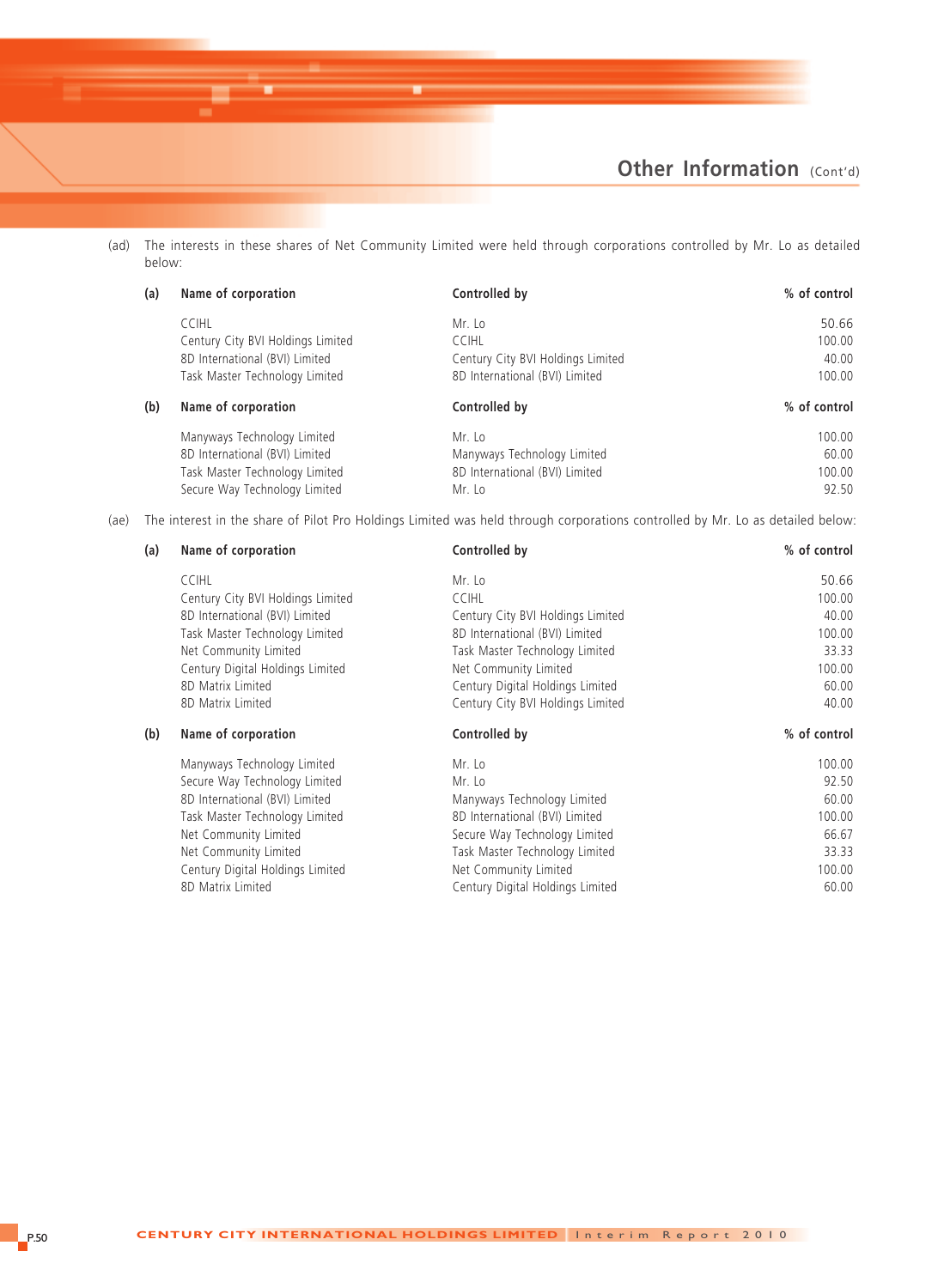(ad) The interests in these shares of Net Community Limited were held through corporations controlled by Mr. Lo as detailed below:

| (a) | Name of corporation | Controlled by | % of control |
|---|---|---|---|
| | CCIHL | Mr. Lo | 50.66 |
| | Century City BVI Holdings Limited | CCIHL | 100.00 |
| | 8D International (BVI) Limited | Century City BVI Holdings Limited | 40.00 |
| | Task Master Technology Limited | 8D International (BVI) Limited | 100.00 |

| (b) | Name of corporation | Controlled by | % of control |
|---|---|---|---|
| | Manyways Technology Limited | Mr. Lo | 100.00 |
| | 8D International (BVI) Limited | Manyways Technology Limited | 60.00 |
| | Task Master Technology Limited | 8D International (BVI) Limited | 100.00 |
| | Secure Way Technology Limited | Mr. Lo | 92.50 |

(ae) The interest in the share of Pilot Pro Holdings Limited was held through corporations controlled by Mr. Lo as detailed below:

| (a) | Name of corporation | Controlled by | % of control |
|---|---|---|---|
| | CCIHL | Mr. Lo | 50.66 |
| | Century City BVI Holdings Limited | CCIHL | 100.00 |
| | 8D International (BVI) Limited | Century City BVI Holdings Limited | 40.00 |
| | Task Master Technology Limited | 8D International (BVI) Limited | 100.00 |
| | Net Community Limited | Task Master Technology Limited | 33.33 |
| | Century Digital Holdings Limited | Net Community Limited | 100.00 |
| | 8D Matrix Limited | Century Digital Holdings Limited | 60.00 |
| | 8D Matrix Limited | Century City BVI Holdings Limited | 40.00 |

| (b) | Name of corporation | Controlled by | % of control |
|---|---|---|---|
| | Manyways Technology Limited | Mr. Lo | 100.00 |
| | Secure Way Technology Limited | Mr. Lo | 92.50 |
| | 8D International (BVI) Limited | Manyways Technology Limited | 60.00 |
| | Task Master Technology Limited | 8D International (BVI) Limited | 100.00 |
| | Net Community Limited | Secure Way Technology Limited | 66.67 |
| | Net Community Limited | Task Master Technology Limited | 33.33 |
| | Century Digital Holdings Limited | Net Community Limited | 100.00 |
| | 8D Matrix Limited | Century Digital Holdings Limited | 60.00 |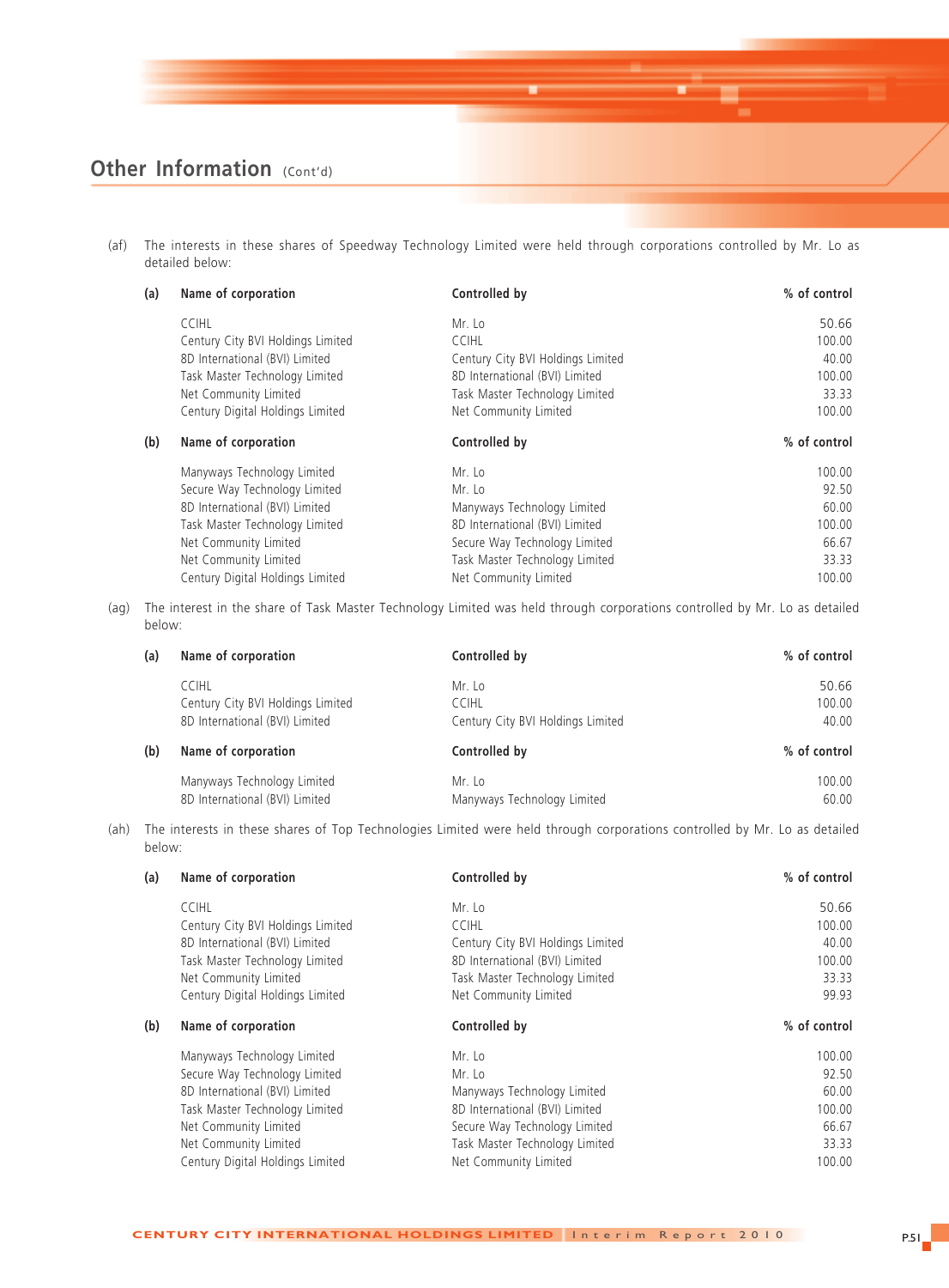## Other Information (Cont'd)

(af) The interests in these shares of Speedway Technology Limited were held through corporations controlled by Mr. Lo as detailed below:

| (a) | Name of corporation | Controlled by | % of control |
|---|---|---|---|
| | CCIHL | Mr. Lo | 50.66 |
| | Century City BVI Holdings Limited | CCIHL | 100.00 |
| | 8D International (BVI) Limited | Century City BVI Holdings Limited | 40.00 |
| | Task Master Technology Limited | 8D International (BVI) Limited | 100.00 |
| | Net Community Limited | Task Master Technology Limited | 33.33 |
| | Century Digital Holdings Limited | Net Community Limited | 100.00 |

| (b) | Name of corporation | Controlled by | % of control |
|---|---|---|---|
| | Manyways Technology Limited | Mr. Lo | 100.00 |
| | Secure Way Technology Limited | Mr. Lo | 92.50 |
| | 8D International (BVI) Limited | Manyways Technology Limited | 60.00 |
| | Task Master Technology Limited | 8D International (BVI) Limited | 100.00 |
| | Net Community Limited | Secure Way Technology Limited | 66.67 |
| | Net Community Limited | Task Master Technology Limited | 33.33 |
| | Century Digital Holdings Limited | Net Community Limited | 100.00 |

(ag) The interest in the share of Task Master Technology Limited was held through corporations controlled by Mr. Lo as detailed below:

| (a) | Name of corporation | Controlled by | % of control |
|---|---|---|---|
| | CCIHL | Mr. Lo | 50.66 |
| | Century City BVI Holdings Limited | CCIHL | 100.00 |
| | 8D International (BVI) Limited | Century City BVI Holdings Limited | 40.00 |

| (b) | Name of corporation | Controlled by | % of control |
|---|---|---|---|
| | Manyways Technology Limited | Mr. Lo | 100.00 |
| | 8D International (BVI) Limited | Manyways Technology Limited | 60.00 |

(ah) The interests in these shares of Top Technologies Limited were held through corporations controlled by Mr. Lo as detailed below:

| (a) | Name of corporation | Controlled by | % of control |
|---|---|---|---|
| | CCIHL | Mr. Lo | 50.66 |
| | Century City BVI Holdings Limited | CCIHL | 100.00 |
| | 8D International (BVI) Limited | Century City BVI Holdings Limited | 40.00 |
| | Task Master Technology Limited | 8D International (BVI) Limited | 100.00 |
| | Net Community Limited | Task Master Technology Limited | 33.33 |
| | Century Digital Holdings Limited | Net Community Limited | 99.93 |

| (b) | Name of corporation | Controlled by | % of control |
|---|---|---|---|
| | Manyways Technology Limited | Mr. Lo | 100.00 |
| | Secure Way Technology Limited | Mr. Lo | 92.50 |
| | 8D International (BVI) Limited | Manyways Technology Limited | 60.00 |
| | Task Master Technology Limited | 8D International (BVI) Limited | 100.00 |
| | Net Community Limited | Secure Way Technology Limited | 66.67 |
| | Net Community Limited | Task Master Technology Limited | 33.33 |
| | Century Digital Holdings Limited | Net Community Limited | 100.00 |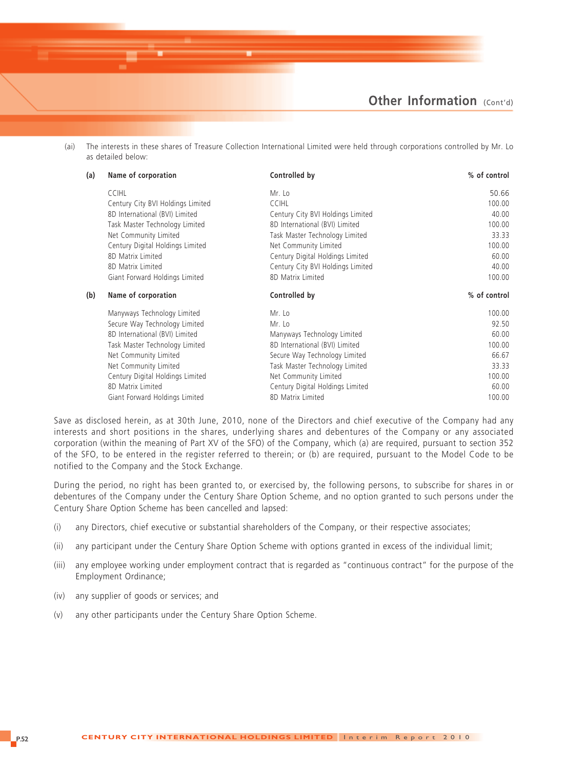(ai) The interests in these shares of Treasure Collection International Limited were held through corporations controlled by Mr. Lo as detailed below:

| (a) | Name of corporation | Controlled by | % of control |
|---|---|---|---|
| | CCIHL | Mr. Lo | 50.66 |
| | Century City BVI Holdings Limited | CCIHL | 100.00 |
| | 8D International (BVI) Limited | Century City BVI Holdings Limited | 40.00 |
| | Task Master Technology Limited | 8D International (BVI) Limited | 100.00 |
| | Net Community Limited | Task Master Technology Limited | 33.33 |
| | Century Digital Holdings Limited | Net Community Limited | 100.00 |
| | 8D Matrix Limited | Century Digital Holdings Limited | 60.00 |
| | 8D Matrix Limited | Century City BVI Holdings Limited | 40.00 |
| | Giant Forward Holdings Limited | 8D Matrix Limited | 100.00 |

| (b) | Name of corporation | Controlled by | % of control |
|---|---|---|---|
| | Manyways Technology Limited | Mr. Lo | 100.00 |
| | Secure Way Technology Limited | Mr. Lo | 92.50 |
| | 8D International (BVI) Limited | Manyways Technology Limited | 60.00 |
| | Task Master Technology Limited | 8D International (BVI) Limited | 100.00 |
| | Net Community Limited | Secure Way Technology Limited | 66.67 |
| | Net Community Limited | Task Master Technology Limited | 33.33 |
| | Century Digital Holdings Limited | Net Community Limited | 100.00 |
| | 8D Matrix Limited | Century Digital Holdings Limited | 60.00 |
| | Giant Forward Holdings Limited | 8D Matrix Limited | 100.00 |

Save as disclosed herein, as at 30th June, 2010, none of the Directors and chief executive of the Company had any interests and short positions in the shares, underlying shares and debentures of the Company or any associated corporation (within the meaning of Part XV of the SFO) of the Company, which (a) are required, pursuant to section 352 of the SFO, to be entered in the register referred to therein; or (b) are required, pursuant to the Model Code to be notified to the Company and the Stock Exchange.

During the period, no right has been granted to, or exercised by, the following persons, to subscribe for shares in or debentures of the Company under the Century Share Option Scheme, and no option granted to such persons under the Century Share Option Scheme has been cancelled and lapsed:

(i) any Directors, chief executive or substantial shareholders of the Company, or their respective associates;

(ii) any participant under the Century Share Option Scheme with options granted in excess of the individual limit;

(iii) any employee working under employment contract that is regarded as "continuous contract" for the purpose of the Employment Ordinance;

(iv) any supplier of goods or services; and

(v) any other participants under the Century Share Option Scheme.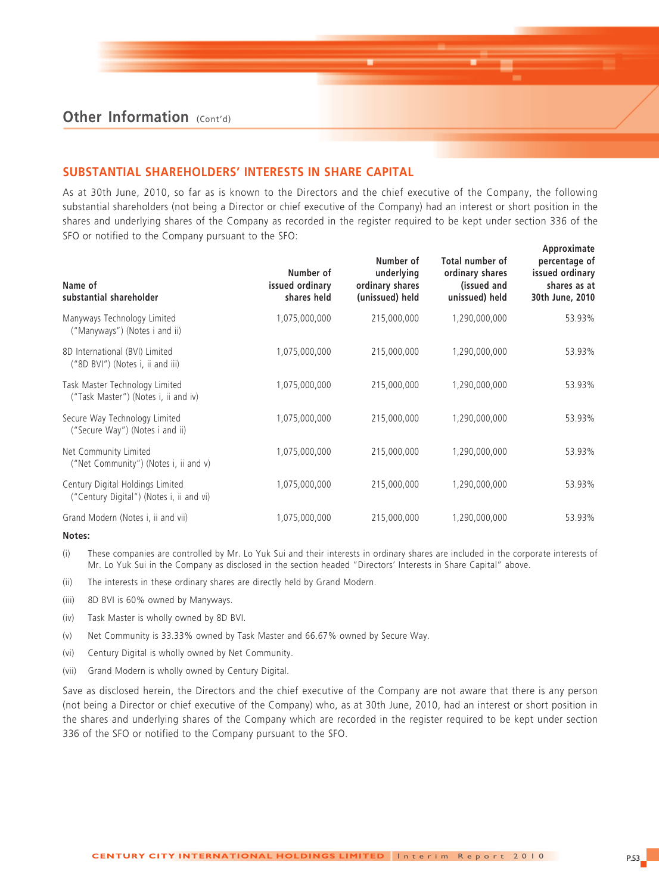## Other Information (Cont'd)

## SUBSTANTIAL SHAREHOLDERS' INTERESTS IN SHARE CAPITAL

As at 30th June, 2010, so far as is known to the Directors and the chief executive of the Company, the following substantial shareholders (not being a Director or chief executive of the Company) had an interest or short position in the shares and underlying shares of the Company as recorded in the register required to be kept under section 336 of the SFO or notified to the Company pursuant to the SFO:

| Name of substantial shareholder | Number of issued ordinary shares held | Number of underlying ordinary shares (unissued) held | Total number of ordinary shares (issued and unissued) held | Approximate percentage of issued ordinary shares as at 30th June, 2010 |
|---|---|---|---|---|
| Manyways Technology Limited ("Manyways") (Notes i and ii) | 1,075,000,000 | 215,000,000 | 1,290,000,000 | 53.93% |
| 8D International (BVI) Limited ("8D BVI") (Notes i, ii and iii) | 1,075,000,000 | 215,000,000 | 1,290,000,000 | 53.93% |
| Task Master Technology Limited ("Task Master") (Notes i, ii and iv) | 1,075,000,000 | 215,000,000 | 1,290,000,000 | 53.93% |
| Secure Way Technology Limited ("Secure Way") (Notes i and ii) | 1,075,000,000 | 215,000,000 | 1,290,000,000 | 53.93% |
| Net Community Limited ("Net Community") (Notes i, ii and v) | 1,075,000,000 | 215,000,000 | 1,290,000,000 | 53.93% |
| Century Digital Holdings Limited ("Century Digital") (Notes i, ii and vi) | 1,075,000,000 | 215,000,000 | 1,290,000,000 | 53.93% |
| Grand Modern (Notes i, ii and vii) | 1,075,000,000 | 215,000,000 | 1,290,000,000 | 53.93% |

**Notes:**

(i) These companies are controlled by Mr. Lo Yuk Sui and their interests in ordinary shares are included in the corporate interests of Mr. Lo Yuk Sui in the Company as disclosed in the section headed "Directors' Interests in Share Capital" above.

(ii) The interests in these ordinary shares are directly held by Grand Modern.

(iii) 8D BVI is 60% owned by Manyways.

(iv) Task Master is wholly owned by 8D BVI.

(v) Net Community is 33.33% owned by Task Master and 66.67% owned by Secure Way.

(vi) Century Digital is wholly owned by Net Community.

(vii) Grand Modern is wholly owned by Century Digital.

Save as disclosed herein, the Directors and the chief executive of the Company are not aware that there is any person (not being a Director or chief executive of the Company) who, as at 30th June, 2010, had an interest or short position in the shares and underlying shares of the Company which are recorded in the register required to be kept under section 336 of the SFO or notified to the Company pursuant to the SFO.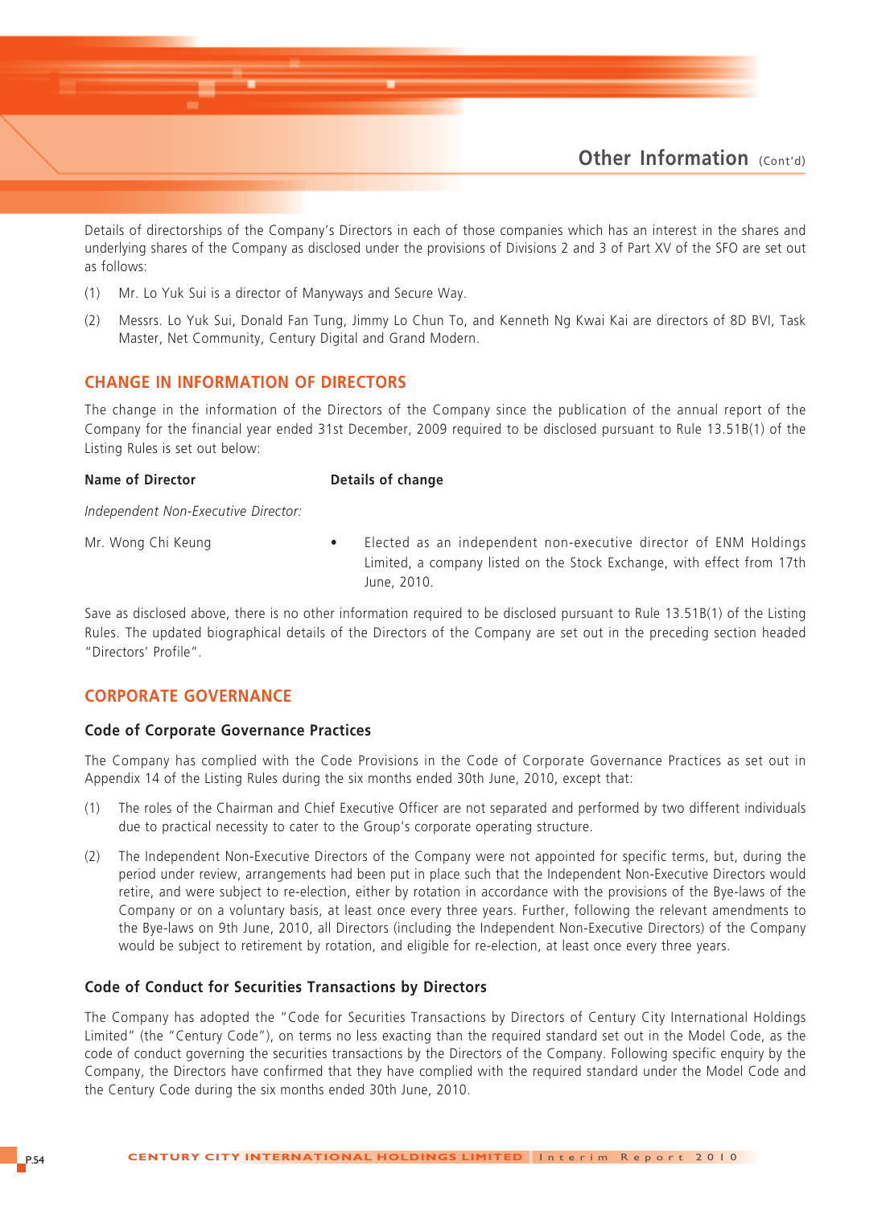Details of directorships of the Company's Directors in each of those companies which has an interest in the shares and underlying shares of the Company as disclosed under the provisions of Divisions 2 and 3 of Part XV of the SFO are set out as follows:

(1) Mr. Lo Yuk Sui is a director of Manyways and Secure Way.

(2) Messrs. Lo Yuk Sui, Donald Fan Tung, Jimmy Lo Chun To, and Kenneth Ng Kwai Kai are directors of 8D BVI, Task Master, Net Community, Century Digital and Grand Modern.

## CHANGE IN INFORMATION OF DIRECTORS

The change in the information of the Directors of the Company since the publication of the annual report of the Company for the financial year ended 31st December, 2009 required to be disclosed pursuant to Rule 13.51B(1) of the Listing Rules is set out below:

| Name of Director | Details of change |
|---|---|
| *Independent Non-Executive Director:* | |
| Mr. Wong Chi Keung | • Elected as an independent non-executive director of ENM Holdings Limited, a company listed on the Stock Exchange, with effect from 17th June, 2010. |

Save as disclosed above, there is no other information required to be disclosed pursuant to Rule 13.51B(1) of the Listing Rules. The updated biographical details of the Directors of the Company are set out in the preceding section headed "Directors' Profile".

## CORPORATE GOVERNANCE

### Code of Corporate Governance Practices

The Company has complied with the Code Provisions in the Code of Corporate Governance Practices as set out in Appendix 14 of the Listing Rules during the six months ended 30th June, 2010, except that:

(1) The roles of the Chairman and Chief Executive Officer are not separated and performed by two different individuals due to practical necessity to cater to the Group's corporate operating structure.

(2) The Independent Non-Executive Directors of the Company were not appointed for specific terms, but, during the period under review, arrangements had been put in place such that the Independent Non-Executive Directors would retire, and were subject to re-election, either by rotation in accordance with the provisions of the Bye-laws of the Company or on a voluntary basis, at least once every three years. Further, following the relevant amendments to the Bye-laws on 9th June, 2010, all Directors (including the Independent Non-Executive Directors) of the Company would be subject to retirement by rotation, and eligible for re-election, at least once every three years.

### Code of Conduct for Securities Transactions by Directors

The Company has adopted the "Code for Securities Transactions by Directors of Century City International Holdings Limited" (the "Century Code"), on terms no less exacting than the required standard set out in the Model Code, as the code of conduct governing the securities transactions by the Directors of the Company. Following specific enquiry by the Company, the Directors have confirmed that they have complied with the required standard under the Model Code and the Century Code during the six months ended 30th June, 2010.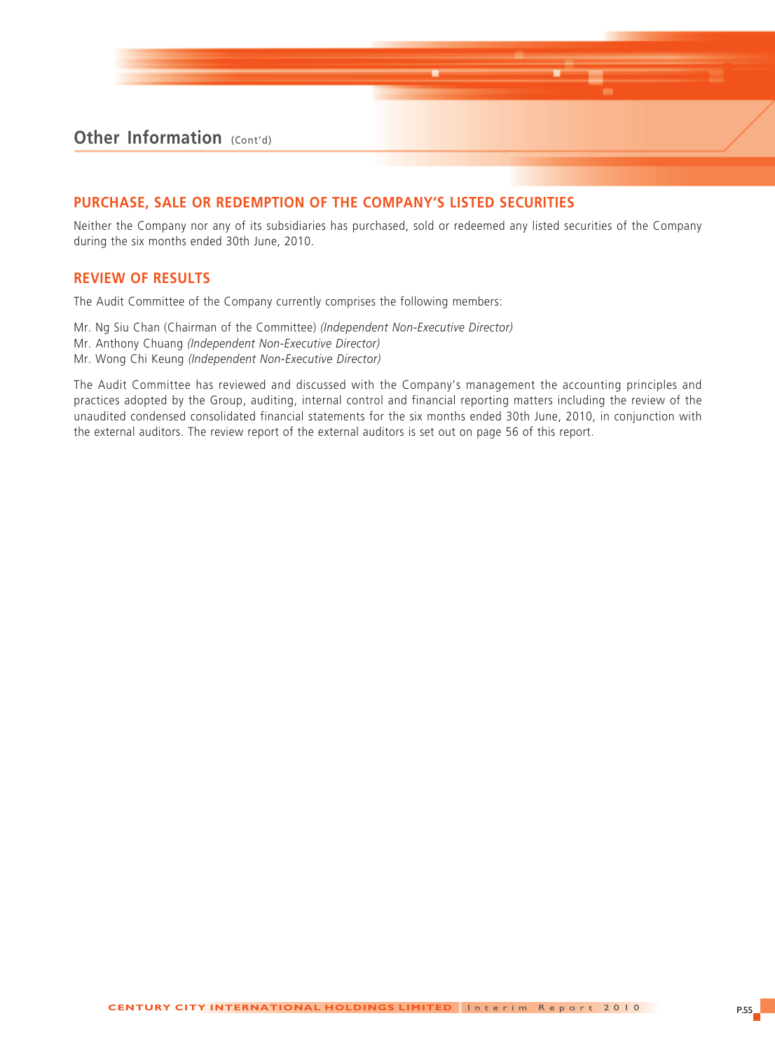## Other Information (Cont'd)

### PURCHASE, SALE OR REDEMPTION OF THE COMPANY'S LISTED SECURITIES

Neither the Company nor any of its subsidiaries has purchased, sold or redeemed any listed securities of the Company during the six months ended 30th June, 2010.

### REVIEW OF RESULTS

The Audit Committee of the Company currently comprises the following members:

Mr. Ng Siu Chan (Chairman of the Committee) *(Independent Non-Executive Director)*
Mr. Anthony Chuang *(Independent Non-Executive Director)*
Mr. Wong Chi Keung *(Independent Non-Executive Director)*

The Audit Committee has reviewed and discussed with the Company's management the accounting principles and practices adopted by the Group, auditing, internal control and financial reporting matters including the review of the unaudited condensed consolidated financial statements for the six months ended 30th June, 2010, in conjunction with the external auditors. The review report of the external auditors is set out on page 56 of this report.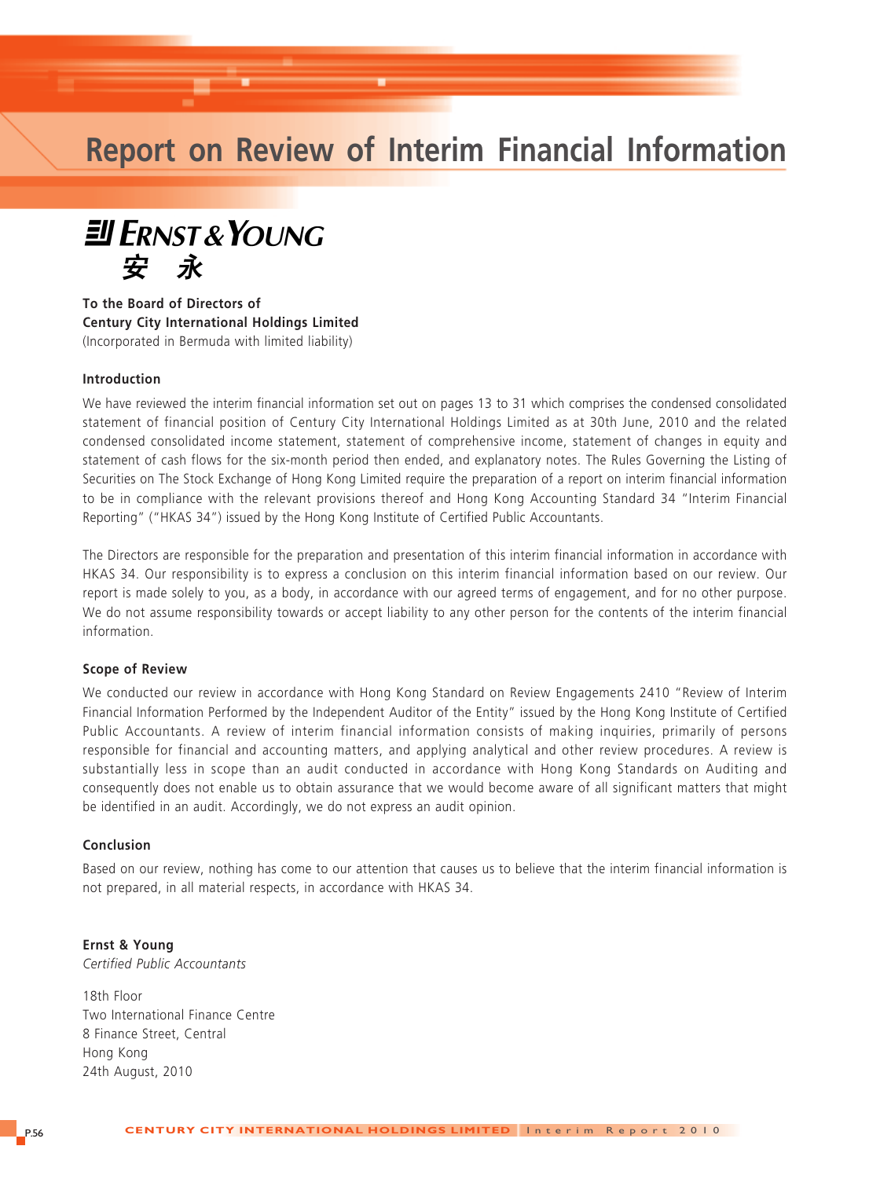# Report on Review of Interim Financial Information

ERNST & YOUNG
安 永

**To the Board of Directors of**
**Century City International Holdings Limited**
(Incorporated in Bermuda with limited liability)

**Introduction**

We have reviewed the interim financial information set out on pages 13 to 31 which comprises the condensed consolidated statement of financial position of Century City International Holdings Limited as at 30th June, 2010 and the related condensed consolidated income statement, statement of comprehensive income, statement of changes in equity and statement of cash flows for the six-month period then ended, and explanatory notes. The Rules Governing the Listing of Securities on The Stock Exchange of Hong Kong Limited require the preparation of a report on interim financial information to be in compliance with the relevant provisions thereof and Hong Kong Accounting Standard 34 "Interim Financial Reporting" ("HKAS 34") issued by the Hong Kong Institute of Certified Public Accountants.

The Directors are responsible for the preparation and presentation of this interim financial information in accordance with HKAS 34. Our responsibility is to express a conclusion on this interim financial information based on our review. Our report is made solely to you, as a body, in accordance with our agreed terms of engagement, and for no other purpose. We do not assume responsibility towards or accept liability to any other person for the contents of the interim financial information.

**Scope of Review**

We conducted our review in accordance with Hong Kong Standard on Review Engagements 2410 "Review of Interim Financial Information Performed by the Independent Auditor of the Entity" issued by the Hong Kong Institute of Certified Public Accountants. A review of interim financial information consists of making inquiries, primarily of persons responsible for financial and accounting matters, and applying analytical and other review procedures. A review is substantially less in scope than an audit conducted in accordance with Hong Kong Standards on Auditing and consequently does not enable us to obtain assurance that we would become aware of all significant matters that might be identified in an audit. Accordingly, we do not express an audit opinion.

**Conclusion**

Based on our review, nothing has come to our attention that causes us to believe that the interim financial information is not prepared, in all material respects, in accordance with HKAS 34.

**Ernst & Young**
*Certified Public Accountants*

18th Floor
Two International Finance Centre
8 Finance Street, Central
Hong Kong
24th August, 2010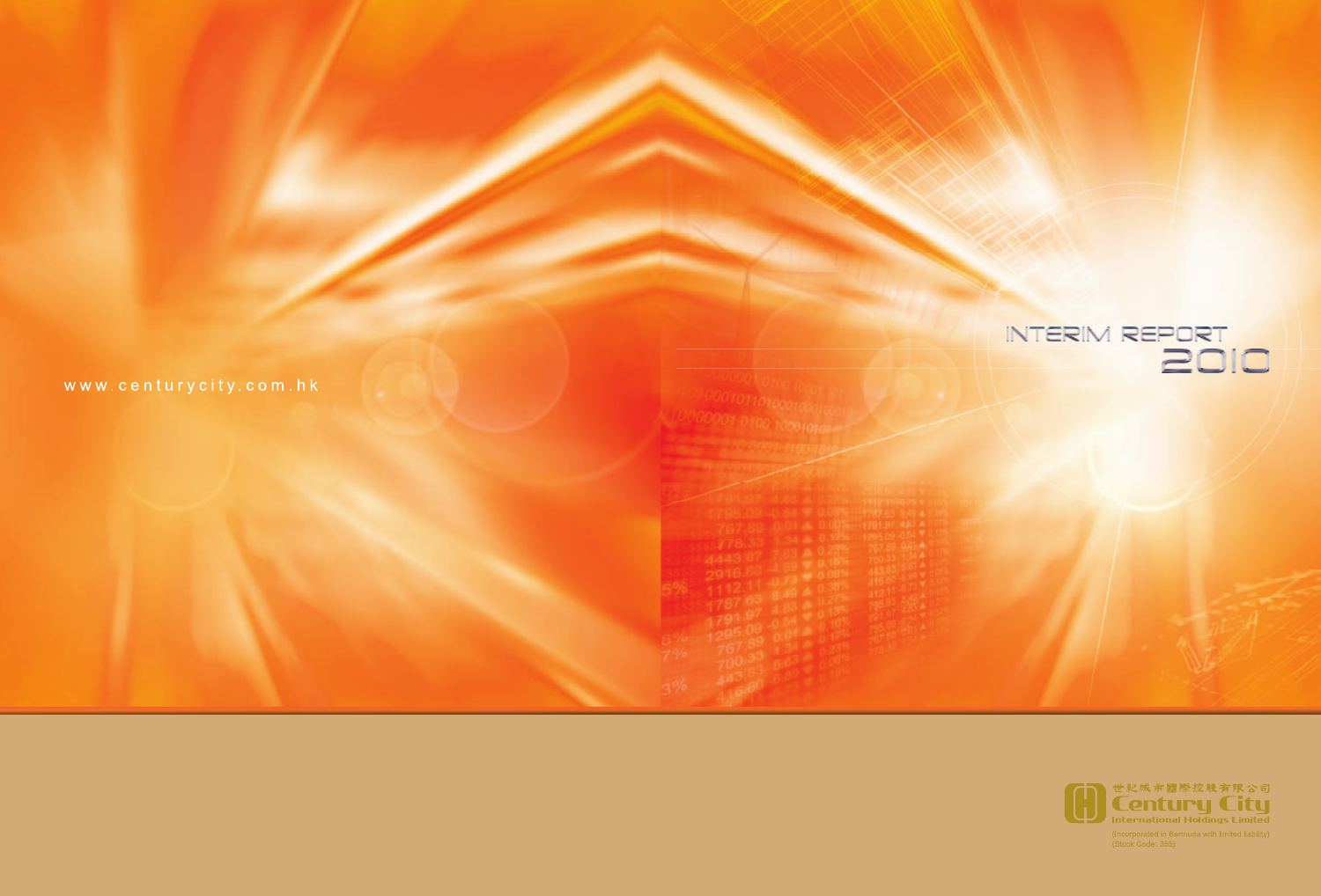www.centurycity.com.hk

# INTERIM REPORT 2010

世紀城市國際控股有限公司

**Century City International Holdings Limited**

(Incorporated in Bermuda with limited liability)
(Stock Code: 355)